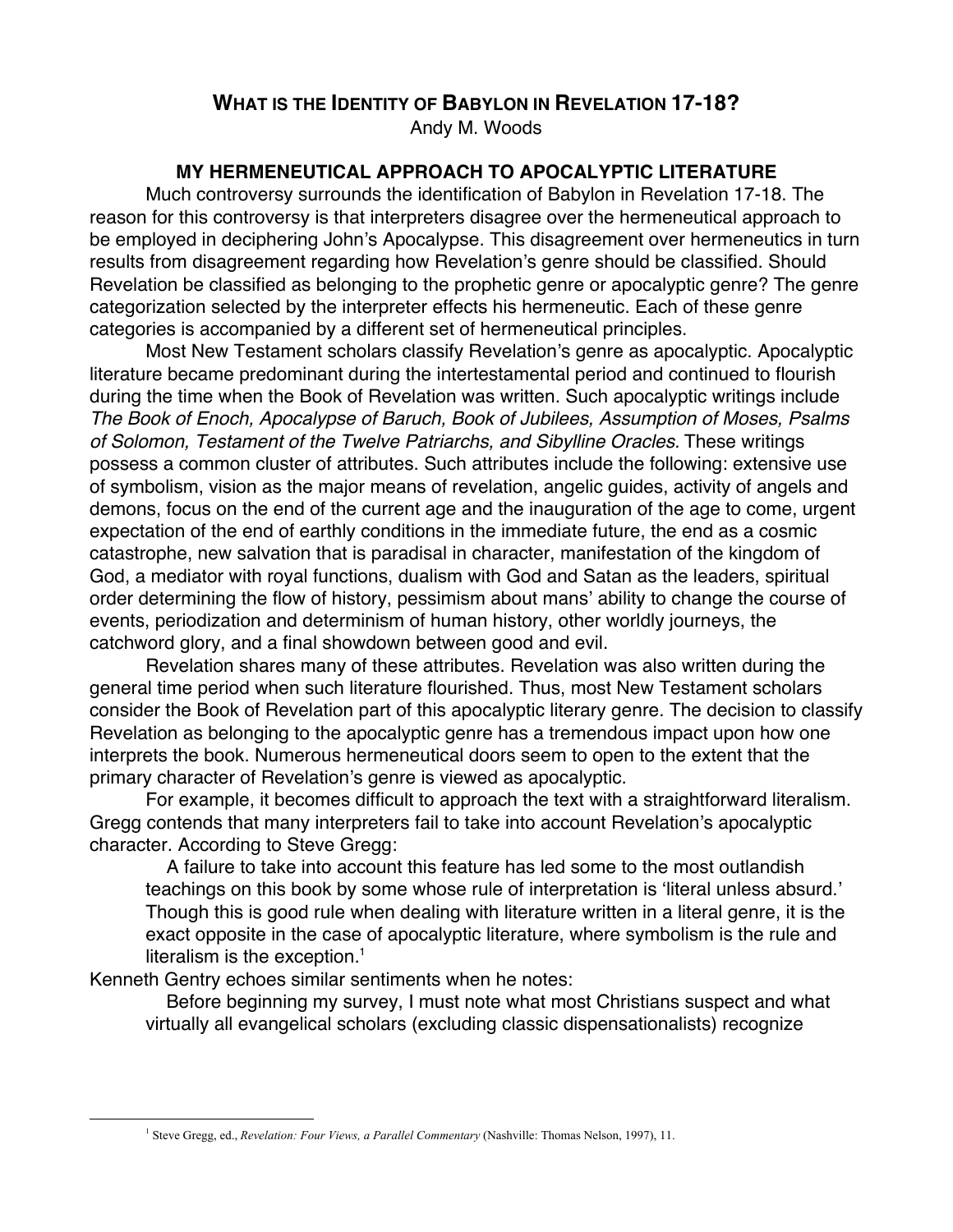# WHAT IS THE IDENTITY OF BABYLON IN REVELATION 17-18?

Andy M. Woods

## MY HERMENEUTICAL APPROACH TO APOCALYPTIC LITERATURE

Much controversy surrounds the identification of Babylon in Revelation 17-18. The reason for this controversy is that interpreters disagree over the hermeneutical approach to be employed in deciphering John's Apocalypse. This disagreement over hermeneutics in turn results from disagreement regarding how Revelation's genre should be classified. Should Revelation be classified as belonging to the prophetic genre or apocalyptic genre? The genre categorization selected by the interpreter effects his hermeneutic. Each of these genre categories is accompanied by a different set of hermeneutical principles.

Most New Testament scholars classify Revelation's genre as apocalyptic. Apocalyptic literature became predominant during the intertestamental period and continued to flourish during the time when the Book of Revelation was written. Such apocalyptic writings include *The Book of Enoch, Apocalypse of Baruch, Book of Jubilees, Assumption of Moses, Psalms of Solomon, Testament of the Twelve Patriarchs, and Sibylline Oracles.* These writings possess a common cluster of attributes. Such attributes include the following: extensive use of symbolism, vision as the major means of revelation, angelic guides, activity of angels and demons, focus on the end of the current age and the inauguration of the age to come, urgent expectation of the end of earthly conditions in the immediate future, the end as a cosmic catastrophe, new salvation that is paradisal in character, manifestation of the kingdom of God, a mediator with royal functions, dualism with God and Satan as the leaders, spiritual order determining the flow of history, pessimism about mans' ability to change the course of events, periodization and determinism of human history, other worldly journeys, the catchword glory, and a final showdown between good and evil.

Revelation shares many of these attributes. Revelation was also written during the general time period when such literature flourished. Thus, most New Testament scholars consider the Book of Revelation part of this apocalyptic literary genre. The decision to classify Revelation as belonging to the apocalyptic genre has a tremendous impact upon how one interprets the book. Numerous hermeneutical doors seem to open to the extent that the primary character of Revelation's genre is viewed as apocalyptic.

For example, it becomes difficult to approach the text with a straightforward literalism. Gregg contends that many interpreters fail to take into account Revelation's apocalyptic character. According to Steve Gregg:

> A failure to take into account this feature has led some to the most outlandish teachings on this book by some whose rule of interpretation is 'literal unless absurd.' Though this is good rule when dealing with literature written in a literal genre, it is the exact opposite in the case of apocalyptic literature, where symbolism is the rule and literalism is the exception.[1]

Kenneth Gentry echoes similar sentiments when he notes:

> Before beginning my survey, I must note what most Christians suspect and what virtually all evangelical scholars (excluding classic dispensationalists) recognize

---

[1] Steve Gregg, ed., *Revelation: Four Views, a Parallel Commentary* (Nashville: Thomas Nelson, 1997), 11.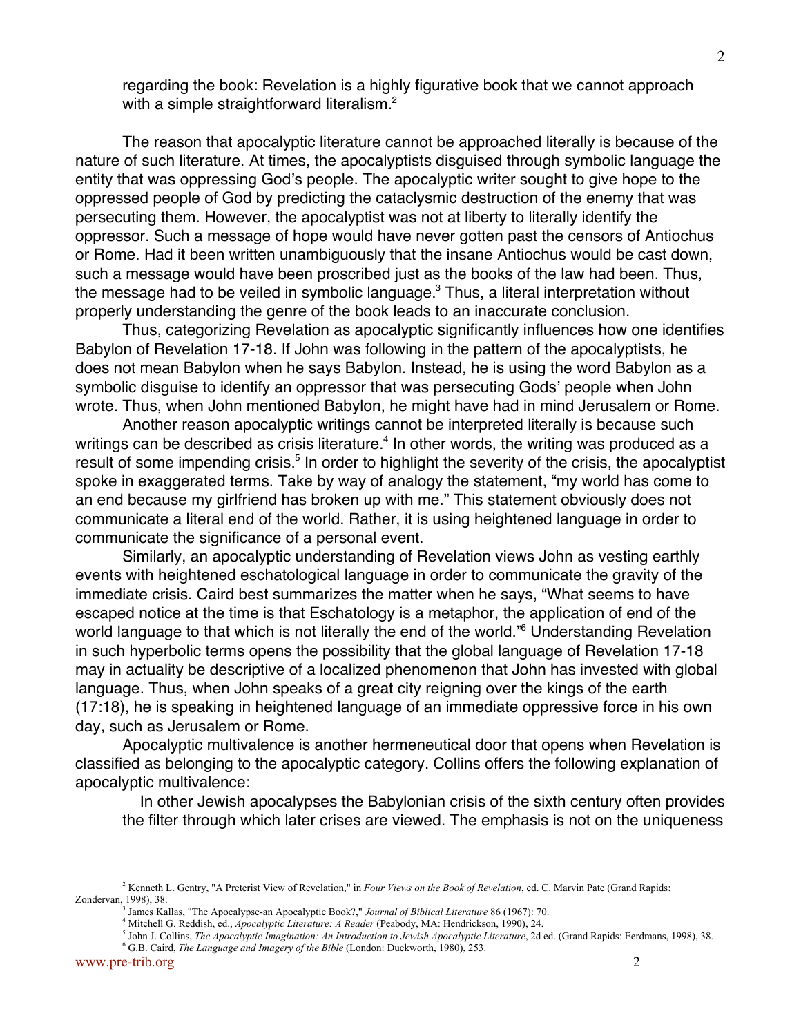regarding the book: Revelation is a highly figurative book that we cannot approach with a simple straightforward literalism.[2]

The reason that apocalyptic literature cannot be approached literally is because of the nature of such literature. At times, the apocalyptists disguised through symbolic language the entity that was oppressing God's people. The apocalyptic writer sought to give hope to the oppressed people of God by predicting the cataclysmic destruction of the enemy that was persecuting them. However, the apocalyptist was not at liberty to literally identify the oppressor. Such a message of hope would have never gotten past the censors of Antiochus or Rome. Had it been written unambiguously that the insane Antiochus would be cast down, such a message would have been proscribed just as the books of the law had been. Thus, the message had to be veiled in symbolic language.[3] Thus, a literal interpretation without properly understanding the genre of the book leads to an inaccurate conclusion.

Thus, categorizing Revelation as apocalyptic significantly influences how one identifies Babylon of Revelation 17-18. If John was following in the pattern of the apocalyptists, he does not mean Babylon when he says Babylon. Instead, he is using the word Babylon as a symbolic disguise to identify an oppressor that was persecuting Gods' people when John wrote. Thus, when John mentioned Babylon, he might have had in mind Jerusalem or Rome.

Another reason apocalyptic writings cannot be interpreted literally is because such writings can be described as crisis literature.[4] In other words, the writing was produced as a result of some impending crisis.[5] In order to highlight the severity of the crisis, the apocalyptist spoke in exaggerated terms. Take by way of analogy the statement, "my world has come to an end because my girlfriend has broken up with me." This statement obviously does not communicate a literal end of the world. Rather, it is using heightened language in order to communicate the significance of a personal event.

Similarly, an apocalyptic understanding of Revelation views John as vesting earthly events with heightened eschatological language in order to communicate the gravity of the immediate crisis. Caird best summarizes the matter when he says, "What seems to have escaped notice at the time is that Eschatology is a metaphor, the application of end of the world language to that which is not literally the end of the world."[6] Understanding Revelation in such hyperbolic terms opens the possibility that the global language of Revelation 17-18 may in actuality be descriptive of a localized phenomenon that John has invested with global language. Thus, when John speaks of a great city reigning over the kings of the earth (17:18), he is speaking in heightened language of an immediate oppressive force in his own day, such as Jerusalem or Rome.

Apocalyptic multivalence is another hermeneutical door that opens when Revelation is classified as belonging to the apocalyptic category. Collins offers the following explanation of apocalyptic multivalence:

> In other Jewish apocalypses the Babylonian crisis of the sixth century often provides the filter through which later crises are viewed. The emphasis is not on the uniqueness

---

[2] Kenneth L. Gentry, "A Preterist View of Revelation," in *Four Views on the Book of Revelation*, ed. C. Marvin Pate (Grand Rapids: Zondervan, 1998), 38.

[3] James Kallas, "The Apocalypse-an Apocalyptic Book?," *Journal of Biblical Literature* 86 (1967): 70.

[4] Mitchell G. Reddish, ed., *Apocalyptic Literature: A Reader* (Peabody, MA: Hendrickson, 1990), 24.

[5] John J. Collins, *The Apocalyptic Imagination: An Introduction to Jewish Apocalyptic Literature*, 2d ed. (Grand Rapids: Eerdmans, 1998), 38.

[6] G.B. Caird, *The Language and Imagery of the Bible* (London: Duckworth, 1980), 253.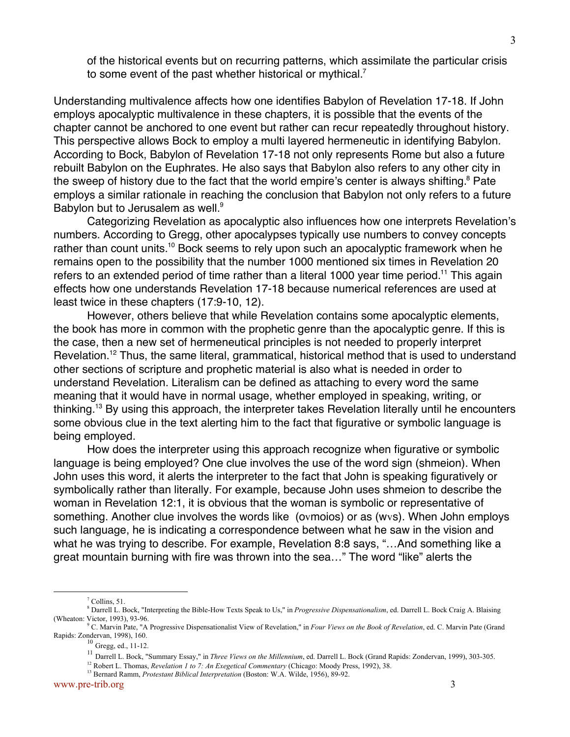of the historical events but on recurring patterns, which assimilate the particular crisis to some event of the past whether historical or mythical.[7]

Understanding multivalence affects how one identifies Babylon of Revelation 17-18. If John employs apocalyptic multivalence in these chapters, it is possible that the events of the chapter cannot be anchored to one event but rather can recur repeatedly throughout history. This perspective allows Bock to employ a multi layered hermeneutic in identifying Babylon. According to Bock, Babylon of Revelation 17-18 not only represents Rome but also a future rebuilt Babylon on the Euphrates. He also says that Babylon also refers to any other city in the sweep of history due to the fact that the world empire's center is always shifting.[8] Pate employs a similar rationale in reaching the conclusion that Babylon not only refers to a future Babylon but to Jerusalem as well.[9]

Categorizing Revelation as apocalyptic also influences how one interprets Revelation's numbers. According to Gregg, other apocalypses typically use numbers to convey concepts rather than count units.[10] Bock seems to rely upon such an apocalyptic framework when he remains open to the possibility that the number 1000 mentioned six times in Revelation 20 refers to an extended period of time rather than a literal 1000 year time period.[11] This again effects how one understands Revelation 17-18 because numerical references are used at least twice in these chapters (17:9-10, 12).

However, others believe that while Revelation contains some apocalyptic elements, the book has more in common with the prophetic genre than the apocalyptic genre. If this is the case, then a new set of hermeneutical principles is not needed to properly interpret Revelation.[12] Thus, the same literal, grammatical, historical method that is used to understand other sections of scripture and prophetic material is also what is needed in order to understand Revelation. Literalism can be defined as attaching to every word the same meaning that it would have in normal usage, whether employed in speaking, writing, or thinking.[13] By using this approach, the interpreter takes Revelation literally until he encounters some obvious clue in the text alerting him to the fact that figurative or symbolic language is being employed.

How does the interpreter using this approach recognize when figurative or symbolic language is being employed? One clue involves the use of the word sign (shmeion). When John uses this word, it alerts the interpreter to the fact that John is speaking figuratively or symbolically rather than literally. For example, because John uses shmeion to describe the woman in Revelation 12:1, it is obvious that the woman is symbolic or representative of something. Another clue involves the words like (ovmoios) or as (wvs). When John employs such language, he is indicating a correspondence between what he saw in the vision and what he was trying to describe. For example, Revelation 8:8 says, "…And something like a great mountain burning with fire was thrown into the sea…" The word "like" alerts the

---

[7] Collins, 51.

[8] Darrell L. Bock, "Interpreting the Bible-How Texts Speak to Us," in *Progressive Dispensationalism*, ed. Darrell L. Bock Craig A. Blaising (Wheaton: Victor, 1993), 93-96.

[9] C. Marvin Pate, "A Progressive Dispensationalist View of Revelation," in *Four Views on the Book of Revelation*, ed. C. Marvin Pate (Grand Rapids: Zondervan, 1998), 160.

[10] Gregg, ed., 11-12.

[11] Darrell L. Bock, "Summary Essay," in *Three Views on the Millennium*, ed. Darrell L. Bock (Grand Rapids: Zondervan, 1999), 303-305.

[12] Robert L. Thomas, *Revelation 1 to 7: An Exegetical Commentary* (Chicago: Moody Press, 1992), 38.

[13] Bernard Ramm, *Protestant Biblical Interpretation* (Boston: W.A. Wilde, 1956), 89-92.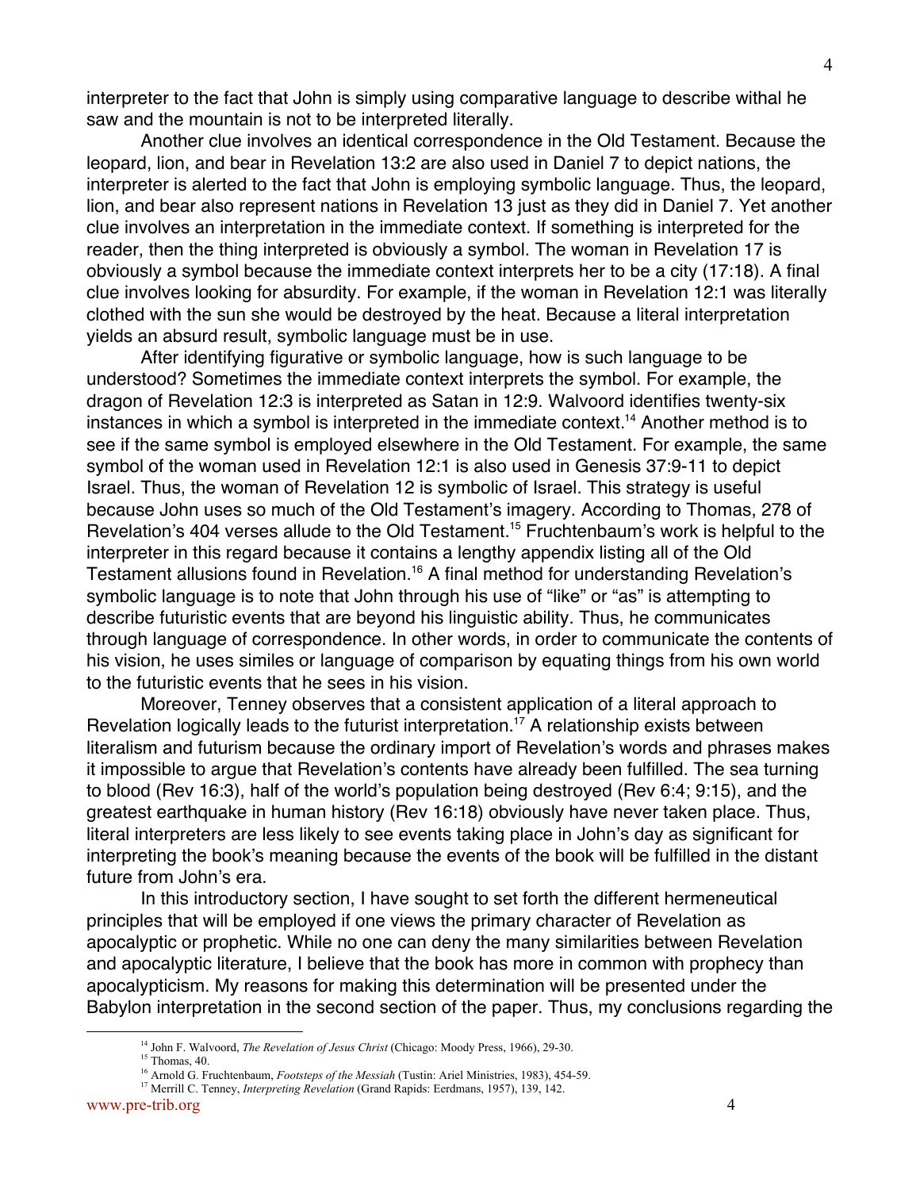interpreter to the fact that John is simply using comparative language to describe withal he saw and the mountain is not to be interpreted literally.

Another clue involves an identical correspondence in the Old Testament. Because the leopard, lion, and bear in Revelation 13:2 are also used in Daniel 7 to depict nations, the interpreter is alerted to the fact that John is employing symbolic language. Thus, the leopard, lion, and bear also represent nations in Revelation 13 just as they did in Daniel 7. Yet another clue involves an interpretation in the immediate context. If something is interpreted for the reader, then the thing interpreted is obviously a symbol. The woman in Revelation 17 is obviously a symbol because the immediate context interprets her to be a city (17:18). A final clue involves looking for absurdity. For example, if the woman in Revelation 12:1 was literally clothed with the sun she would be destroyed by the heat. Because a literal interpretation yields an absurd result, symbolic language must be in use.

After identifying figurative or symbolic language, how is such language to be understood? Sometimes the immediate context interprets the symbol. For example, the dragon of Revelation 12:3 is interpreted as Satan in 12:9. Walvoord identifies twenty-six instances in which a symbol is interpreted in the immediate context.[14] Another method is to see if the same symbol is employed elsewhere in the Old Testament. For example, the same symbol of the woman used in Revelation 12:1 is also used in Genesis 37:9-11 to depict Israel. Thus, the woman of Revelation 12 is symbolic of Israel. This strategy is useful because John uses so much of the Old Testament's imagery. According to Thomas, 278 of Revelation's 404 verses allude to the Old Testament.[15] Fruchtenbaum's work is helpful to the interpreter in this regard because it contains a lengthy appendix listing all of the Old Testament allusions found in Revelation.[16] A final method for understanding Revelation's symbolic language is to note that John through his use of "like" or "as" is attempting to describe futuristic events that are beyond his linguistic ability. Thus, he communicates through language of correspondence. In other words, in order to communicate the contents of his vision, he uses similes or language of comparison by equating things from his own world to the futuristic events that he sees in his vision.

Moreover, Tenney observes that a consistent application of a literal approach to Revelation logically leads to the futurist interpretation.[17] A relationship exists between literalism and futurism because the ordinary import of Revelation's words and phrases makes it impossible to argue that Revelation's contents have already been fulfilled. The sea turning to blood (Rev 16:3), half of the world's population being destroyed (Rev 6:4; 9:15), and the greatest earthquake in human history (Rev 16:18) obviously have never taken place. Thus, literal interpreters are less likely to see events taking place in John's day as significant for interpreting the book's meaning because the events of the book will be fulfilled in the distant future from John's era.

In this introductory section, I have sought to set forth the different hermeneutical principles that will be employed if one views the primary character of Revelation as apocalyptic or prophetic. While no one can deny the many similarities between Revelation and apocalyptic literature, I believe that the book has more in common with prophecy than apocalypticism. My reasons for making this determination will be presented under the Babylon interpretation in the second section of the paper. Thus, my conclusions regarding the

---

[14] John F. Walvoord, *The Revelation of Jesus Christ* (Chicago: Moody Press, 1966), 29-30.

[15] Thomas, 40.

[16] Arnold G. Fruchtenbaum, *Footsteps of the Messiah* (Tustin: Ariel Ministries, 1983), 454-59.

[17] Merrill C. Tenney, *Interpreting Revelation* (Grand Rapids: Eerdmans, 1957), 139, 142.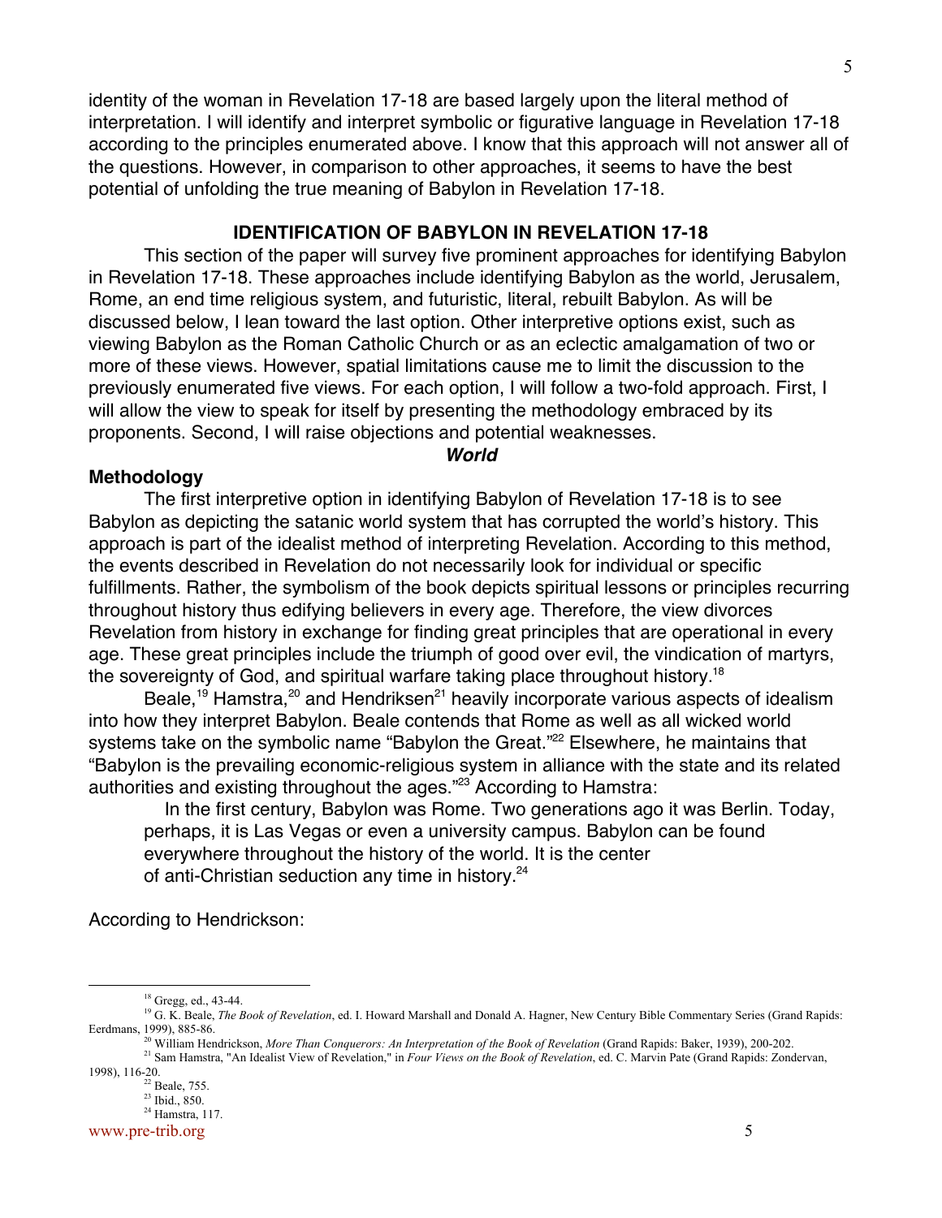identity of the woman in Revelation 17-18 are based largely upon the literal method of interpretation. I will identify and interpret symbolic or figurative language in Revelation 17-18 according to the principles enumerated above. I know that this approach will not answer all of the questions. However, in comparison to other approaches, it seems to have the best potential of unfolding the true meaning of Babylon in Revelation 17-18.

## IDENTIFICATION OF BABYLON IN REVELATION 17-18

This section of the paper will survey five prominent approaches for identifying Babylon in Revelation 17-18. These approaches include identifying Babylon as the world, Jerusalem, Rome, an end time religious system, and futuristic, literal, rebuilt Babylon. As will be discussed below, I lean toward the last option. Other interpretive options exist, such as viewing Babylon as the Roman Catholic Church or as an eclectic amalgamation of two or more of these views. However, spatial limitations cause me to limit the discussion to the previously enumerated five views. For each option, I will follow a two-fold approach. First, I will allow the view to speak for itself by presenting the methodology embraced by its proponents. Second, I will raise objections and potential weaknesses.

### *World*

#### Methodology

The first interpretive option in identifying Babylon of Revelation 17-18 is to see Babylon as depicting the satanic world system that has corrupted the world's history. This approach is part of the idealist method of interpreting Revelation. According to this method, the events described in Revelation do not necessarily look for individual or specific fulfillments. Rather, the symbolism of the book depicts spiritual lessons or principles recurring throughout history thus edifying believers in every age. Therefore, the view divorces Revelation from history in exchange for finding great principles that are operational in every age. These great principles include the triumph of good over evil, the vindication of martyrs, the sovereignty of God, and spiritual warfare taking place throughout history.[18]

Beale,[19] Hamstra,[20] and Hendriksen[21] heavily incorporate various aspects of idealism into how they interpret Babylon. Beale contends that Rome as well as all wicked world systems take on the symbolic name "Babylon the Great."[22] Elsewhere, he maintains that "Babylon is the prevailing economic-religious system in alliance with the state and its related authorities and existing throughout the ages."[23] According to Hamstra:

> In the first century, Babylon was Rome. Two generations ago it was Berlin. Today, perhaps, it is Las Vegas or even a university campus. Babylon can be found everywhere throughout the history of the world. It is the center of anti-Christian seduction any time in history.[24]

According to Hendrickson:

---

[18] Gregg, ed., 43-44.

[19] G. K. Beale, *The Book of Revelation*, ed. I. Howard Marshall and Donald A. Hagner, New Century Bible Commentary Series (Grand Rapids: Eerdmans, 1999), 885-86.

[20] William Hendrickson, *More Than Conquerors: An Interpretation of the Book of Revelation* (Grand Rapids: Baker, 1939), 200-202.

[21] Sam Hamstra, "An Idealist View of Revelation," in *Four Views on the Book of Revelation*, ed. C. Marvin Pate (Grand Rapids: Zondervan, 1998), 116-20.

[22] Beale, 755.

[23] Ibid., 850.

[24] Hamstra, 117.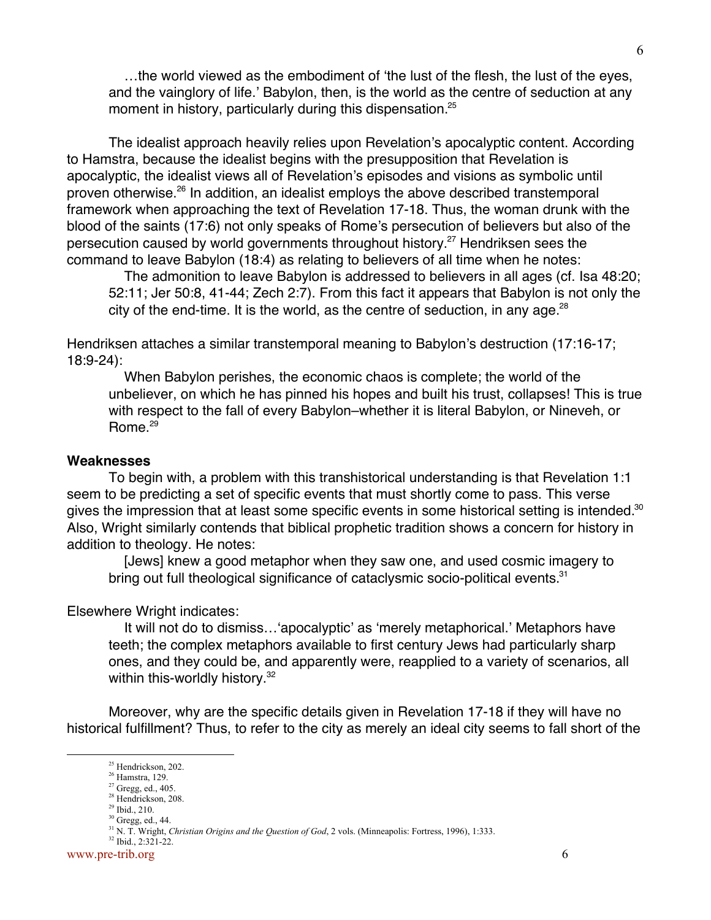> …the world viewed as the embodiment of 'the lust of the flesh, the lust of the eyes, and the vainglory of life.' Babylon, then, is the world as the centre of seduction at any moment in history, particularly during this dispensation.[25]

The idealist approach heavily relies upon Revelation's apocalyptic content. According to Hamstra, because the idealist begins with the presupposition that Revelation is apocalyptic, the idealist views all of Revelation's episodes and visions as symbolic until proven otherwise.[26] In addition, an idealist employs the above described transtemporal framework when approaching the text of Revelation 17-18. Thus, the woman drunk with the blood of the saints (17:6) not only speaks of Rome's persecution of believers but also of the persecution caused by world governments throughout history.[27] Hendriksen sees the command to leave Babylon (18:4) as relating to believers of all time when he notes:

> The admonition to leave Babylon is addressed to believers in all ages (cf. Isa 48:20; 52:11; Jer 50:8, 41-44; Zech 2:7). From this fact it appears that Babylon is not only the city of the end-time. It is the world, as the centre of seduction, in any age.[28]

Hendriksen attaches a similar transtemporal meaning to Babylon's destruction (17:16-17; 18:9-24):

> When Babylon perishes, the economic chaos is complete; the world of the unbeliever, on which he has pinned his hopes and built his trust, collapses! This is true with respect to the fall of every Babylon–whether it is literal Babylon, or Nineveh, or Rome.[29]

### Weaknesses

To begin with, a problem with this transhistorical understanding is that Revelation 1:1 seem to be predicting a set of specific events that must shortly come to pass. This verse gives the impression that at least some specific events in some historical setting is intended.[30] Also, Wright similarly contends that biblical prophetic tradition shows a concern for history in addition to theology. He notes:

> [Jews] knew a good metaphor when they saw one, and used cosmic imagery to bring out full theological significance of cataclysmic socio-political events.[31]

Elsewhere Wright indicates:

> It will not do to dismiss…'apocalyptic' as 'merely metaphorical.' Metaphors have teeth; the complex metaphors available to first century Jews had particularly sharp ones, and they could be, and apparently were, reapplied to a variety of scenarios, all within this-worldly history.[32]

Moreover, why are the specific details given in Revelation 17-18 if they will have no historical fulfillment? Thus, to refer to the city as merely an ideal city seems to fall short of the

---

[25] Hendrickson, 202.
[26] Hamstra, 129.
[27] Gregg, ed., 405.
[28] Hendrickson, 208.
[29] Ibid., 210.
[30] Gregg, ed., 44.
[31] N. T. Wright, *Christian Origins and the Question of God*, 2 vols. (Minneapolis: Fortress, 1996), 1:333.
[32] Ibid., 2:321-22.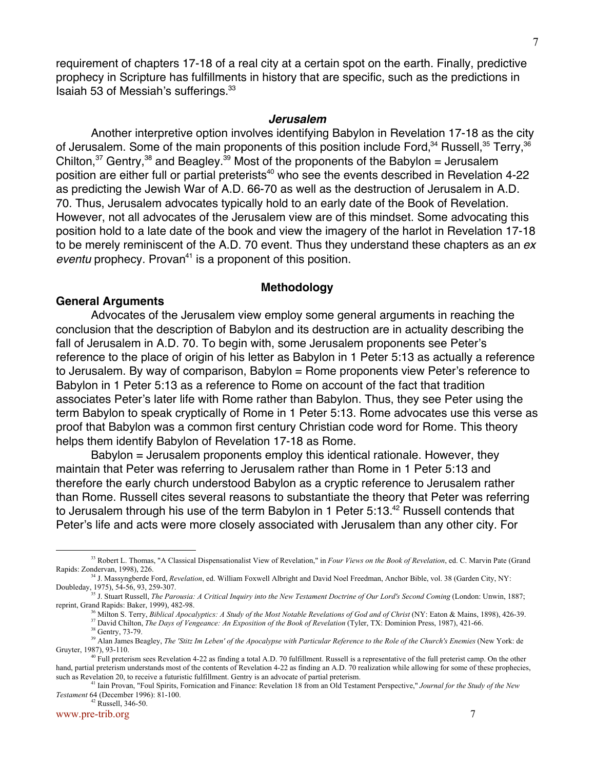requirement of chapters 17-18 of a real city at a certain spot on the earth. Finally, predictive prophecy in Scripture has fulfillments in history that are specific, such as the predictions in Isaiah 53 of Messiah's sufferings.[33]

### *Jerusalem*

Another interpretive option involves identifying Babylon in Revelation 17-18 as the city of Jerusalem. Some of the main proponents of this position include Ford,[34] Russell,[35] Terry,[36] Chilton,[37] Gentry,[38] and Beagley.[39] Most of the proponents of the Babylon = Jerusalem position are either full or partial preterists[40] who see the events described in Revelation 4-22 as predicting the Jewish War of A.D. 66-70 as well as the destruction of Jerusalem in A.D. 70. Thus, Jerusalem advocates typically hold to an early date of the Book of Revelation. However, not all advocates of the Jerusalem view are of this mindset. Some advocating this position hold to a late date of the book and view the imagery of the harlot in Revelation 17-18 to be merely reminiscent of the A.D. 70 event. Thus they understand these chapters as an *ex eventu* prophecy. Provan[41] is a proponent of this position.

### Methodology

#### General Arguments

Advocates of the Jerusalem view employ some general arguments in reaching the conclusion that the description of Babylon and its destruction are in actuality describing the fall of Jerusalem in A.D. 70. To begin with, some Jerusalem proponents see Peter's reference to the place of origin of his letter as Babylon in 1 Peter 5:13 as actually a reference to Jerusalem. By way of comparison, Babylon = Rome proponents view Peter's reference to Babylon in 1 Peter 5:13 as a reference to Rome on account of the fact that tradition associates Peter's later life with Rome rather than Babylon. Thus, they see Peter using the term Babylon to speak cryptically of Rome in 1 Peter 5:13. Rome advocates use this verse as proof that Babylon was a common first century Christian code word for Rome. This theory helps them identify Babylon of Revelation 17-18 as Rome.

Babylon = Jerusalem proponents employ this identical rationale. However, they maintain that Peter was referring to Jerusalem rather than Rome in 1 Peter 5:13 and therefore the early church understood Babylon as a cryptic reference to Jerusalem rather than Rome. Russell cites several reasons to substantiate the theory that Peter was referring to Jerusalem through his use of the term Babylon in 1 Peter 5:13.[42] Russell contends that Peter's life and acts were more closely associated with Jerusalem than any other city. For

---

[33] Robert L. Thomas, "A Classical Dispensationalist View of Revelation," in *Four Views on the Book of Revelation*, ed. C. Marvin Pate (Grand Rapids: Zondervan, 1998), 226.

[34] J. Massyngberde Ford, *Revelation*, ed. William Foxwell Albright and David Noel Freedman, Anchor Bible, vol. 38 (Garden City, NY: Doubleday, 1975), 54-56, 93, 259-307.

[35] J. Stuart Russell, *The Parousia: A Critical Inquiry into the New Testament Doctrine of Our Lord's Second Coming* (London: Unwin, 1887; reprint, Grand Rapids: Baker, 1999), 482-98.

[36] Milton S. Terry, *Biblical Apocalyptics: A Study of the Most Notable Revelations of God and of Christ* (NY: Eaton & Mains, 1898), 426-39.

[37] David Chilton, *The Days of Vengeance: An Exposition of the Book of Revelation* (Tyler, TX: Dominion Press, 1987), 421-66.

[38] Gentry, 73-79.

[39] Alan James Beagley, *The 'Stitz Im Leben' of the Apocalypse with Particular Reference to the Role of the Church's Enemies* (New York: de Gruyter, 1987), 93-110.

[40] Full preterism sees Revelation 4-22 as finding a total A.D. 70 fulfillment. Russell is a representative of the full preterist camp. On the other hand, partial preterism understands most of the contents of Revelation 4-22 as finding an A.D. 70 realization while allowing for some of these prophecies, such as Revelation 20, to receive a futuristic fulfillment. Gentry is an advocate of partial preterism.

[41] Iain Provan, "Foul Spirits, Fornication and Finance: Revelation 18 from an Old Testament Perspective," *Journal for the Study of the New Testament* 64 (December 1996): 81-100.

[42] Russell, 346-50.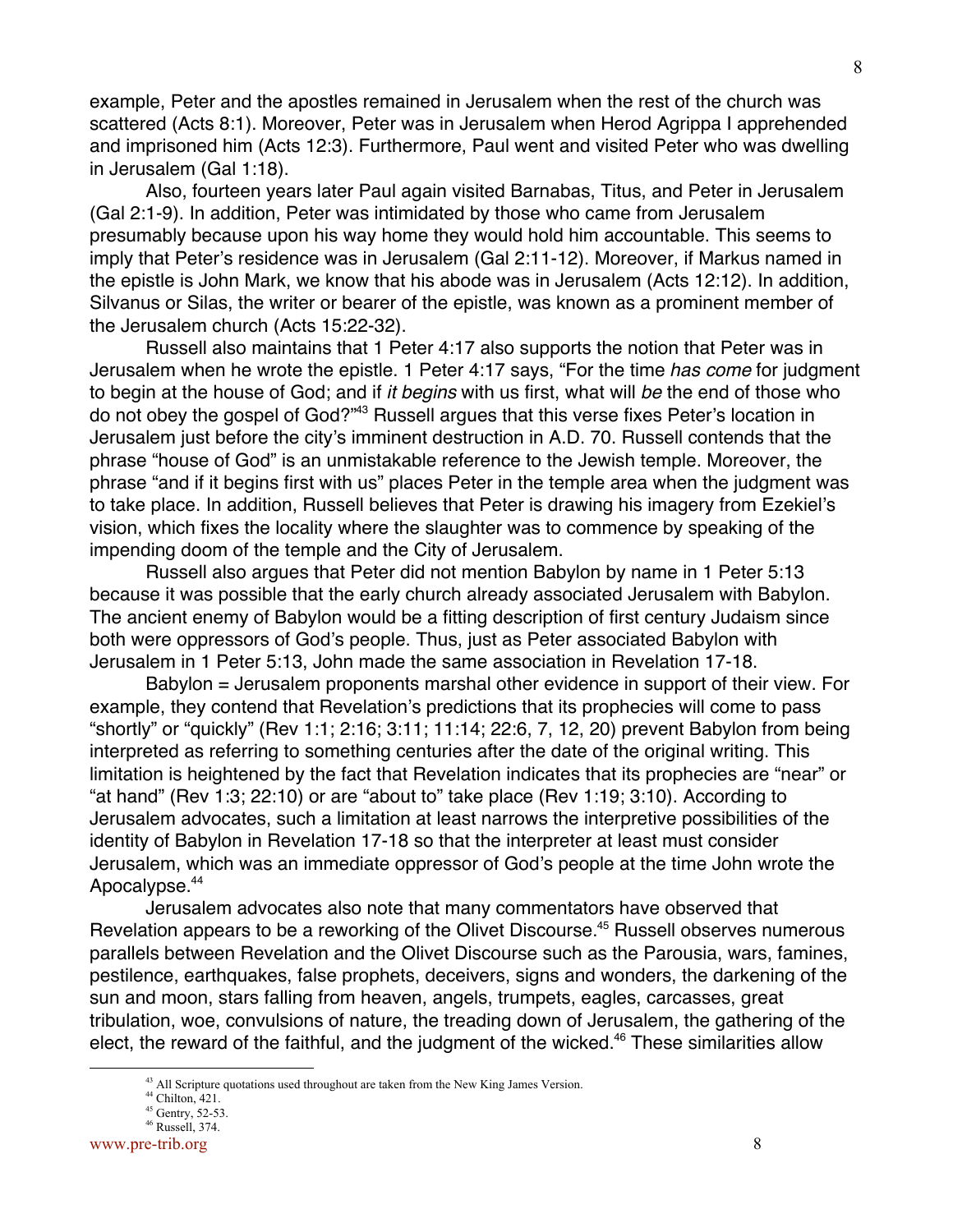example, Peter and the apostles remained in Jerusalem when the rest of the church was scattered (Acts 8:1). Moreover, Peter was in Jerusalem when Herod Agrippa I apprehended and imprisoned him (Acts 12:3). Furthermore, Paul went and visited Peter who was dwelling in Jerusalem (Gal 1:18).

Also, fourteen years later Paul again visited Barnabas, Titus, and Peter in Jerusalem (Gal 2:1-9). In addition, Peter was intimidated by those who came from Jerusalem presumably because upon his way home they would hold him accountable. This seems to imply that Peter's residence was in Jerusalem (Gal 2:11-12). Moreover, if Markus named in the epistle is John Mark, we know that his abode was in Jerusalem (Acts 12:12). In addition, Silvanus or Silas, the writer or bearer of the epistle, was known as a prominent member of the Jerusalem church (Acts 15:22-32).

Russell also maintains that 1 Peter 4:17 also supports the notion that Peter was in Jerusalem when he wrote the epistle. 1 Peter 4:17 says, "For the time *has come* for judgment to begin at the house of God; and if *it begins* with us first, what will *be* the end of those who do not obey the gospel of God?"[43] Russell argues that this verse fixes Peter's location in Jerusalem just before the city's imminent destruction in A.D. 70. Russell contends that the phrase "house of God" is an unmistakable reference to the Jewish temple. Moreover, the phrase "and if it begins first with us" places Peter in the temple area when the judgment was to take place. In addition, Russell believes that Peter is drawing his imagery from Ezekiel's vision, which fixes the locality where the slaughter was to commence by speaking of the impending doom of the temple and the City of Jerusalem.

Russell also argues that Peter did not mention Babylon by name in 1 Peter 5:13 because it was possible that the early church already associated Jerusalem with Babylon. The ancient enemy of Babylon would be a fitting description of first century Judaism since both were oppressors of God's people. Thus, just as Peter associated Babylon with Jerusalem in 1 Peter 5:13, John made the same association in Revelation 17-18.

Babylon = Jerusalem proponents marshal other evidence in support of their view. For example, they contend that Revelation's predictions that its prophecies will come to pass "shortly" or "quickly" (Rev 1:1; 2:16; 3:11; 11:14; 22:6, 7, 12, 20) prevent Babylon from being interpreted as referring to something centuries after the date of the original writing. This limitation is heightened by the fact that Revelation indicates that its prophecies are "near" or "at hand" (Rev 1:3; 22:10) or are "about to" take place (Rev 1:19; 3:10). According to Jerusalem advocates, such a limitation at least narrows the interpretive possibilities of the identity of Babylon in Revelation 17-18 so that the interpreter at least must consider Jerusalem, which was an immediate oppressor of God's people at the time John wrote the Apocalypse.[44]

Jerusalem advocates also note that many commentators have observed that Revelation appears to be a reworking of the Olivet Discourse.[45] Russell observes numerous parallels between Revelation and the Olivet Discourse such as the Parousia, wars, famines, pestilence, earthquakes, false prophets, deceivers, signs and wonders, the darkening of the sun and moon, stars falling from heaven, angels, trumpets, eagles, carcasses, great tribulation, woe, convulsions of nature, the treading down of Jerusalem, the gathering of the elect, the reward of the faithful, and the judgment of the wicked.[46] These similarities allow

---

[43] All Scripture quotations used throughout are taken from the New King James Version.

[44] Chilton, 421.

[45] Gentry, 52-53.

[46] Russell, 374.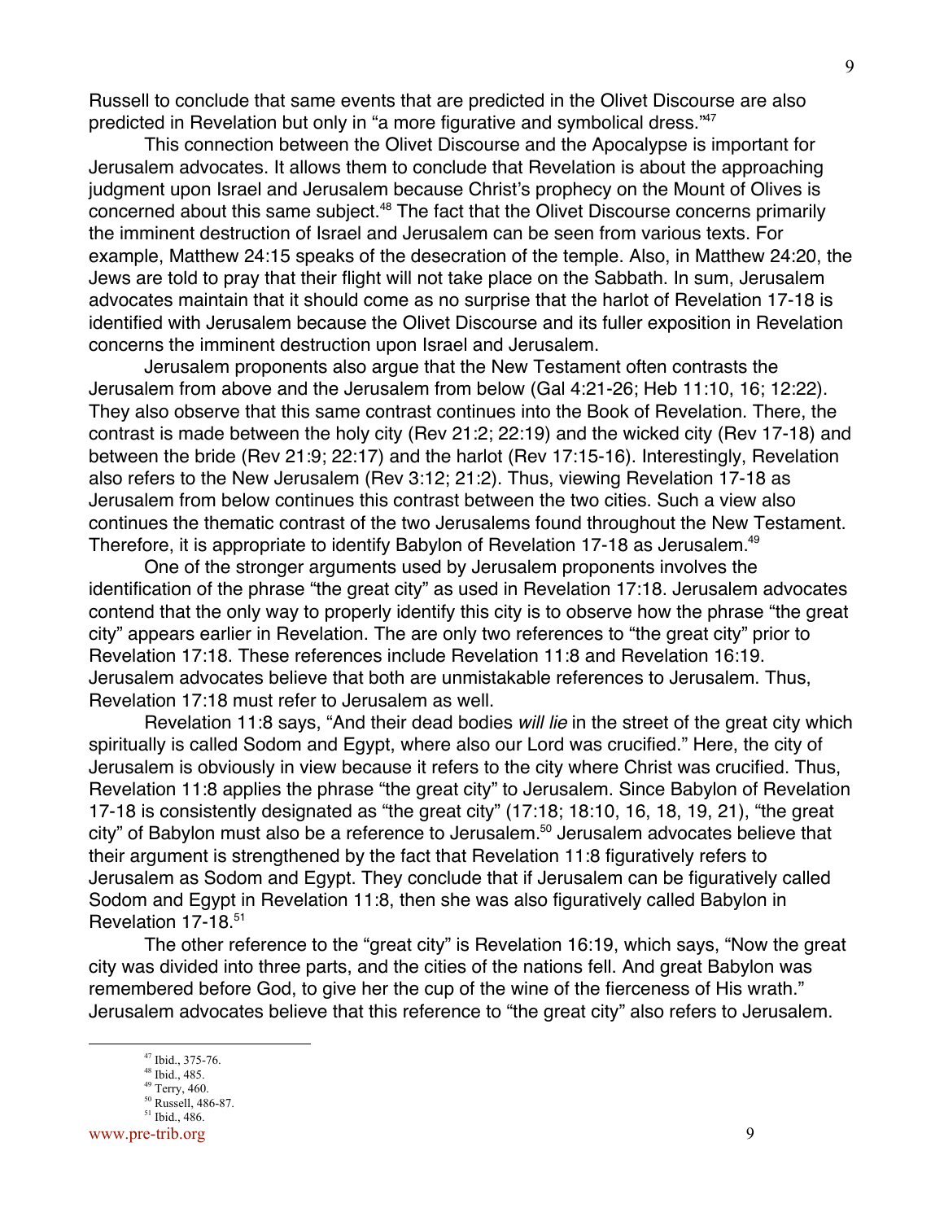Russell to conclude that same events that are predicted in the Olivet Discourse are also predicted in Revelation but only in "a more figurative and symbolical dress."[47]

This connection between the Olivet Discourse and the Apocalypse is important for Jerusalem advocates. It allows them to conclude that Revelation is about the approaching judgment upon Israel and Jerusalem because Christ's prophecy on the Mount of Olives is concerned about this same subject.[48] The fact that the Olivet Discourse concerns primarily the imminent destruction of Israel and Jerusalem can be seen from various texts. For example, Matthew 24:15 speaks of the desecration of the temple. Also, in Matthew 24:20, the Jews are told to pray that their flight will not take place on the Sabbath. In sum, Jerusalem advocates maintain that it should come as no surprise that the harlot of Revelation 17-18 is identified with Jerusalem because the Olivet Discourse and its fuller exposition in Revelation concerns the imminent destruction upon Israel and Jerusalem.

Jerusalem proponents also argue that the New Testament often contrasts the Jerusalem from above and the Jerusalem from below (Gal 4:21-26; Heb 11:10, 16; 12:22). They also observe that this same contrast continues into the Book of Revelation. There, the contrast is made between the holy city (Rev 21:2; 22:19) and the wicked city (Rev 17-18) and between the bride (Rev 21:9; 22:17) and the harlot (Rev 17:15-16). Interestingly, Revelation also refers to the New Jerusalem (Rev 3:12; 21:2). Thus, viewing Revelation 17-18 as Jerusalem from below continues this contrast between the two cities. Such a view also continues the thematic contrast of the two Jerusalems found throughout the New Testament. Therefore, it is appropriate to identify Babylon of Revelation 17-18 as Jerusalem.[49]

One of the stronger arguments used by Jerusalem proponents involves the identification of the phrase "the great city" as used in Revelation 17:18. Jerusalem advocates contend that the only way to properly identify this city is to observe how the phrase "the great city" appears earlier in Revelation. The are only two references to "the great city" prior to Revelation 17:18. These references include Revelation 11:8 and Revelation 16:19. Jerusalem advocates believe that both are unmistakable references to Jerusalem. Thus, Revelation 17:18 must refer to Jerusalem as well.

Revelation 11:8 says, "And their dead bodies *will lie* in the street of the great city which spiritually is called Sodom and Egypt, where also our Lord was crucified." Here, the city of Jerusalem is obviously in view because it refers to the city where Christ was crucified. Thus, Revelation 11:8 applies the phrase "the great city" to Jerusalem. Since Babylon of Revelation 17-18 is consistently designated as "the great city" (17:18; 18:10, 16, 18, 19, 21), "the great city" of Babylon must also be a reference to Jerusalem.[50] Jerusalem advocates believe that their argument is strengthened by the fact that Revelation 11:8 figuratively refers to Jerusalem as Sodom and Egypt. They conclude that if Jerusalem can be figuratively called Sodom and Egypt in Revelation 11:8, then she was also figuratively called Babylon in Revelation 17-18.[51]

The other reference to the "great city" is Revelation 16:19, which says, "Now the great city was divided into three parts, and the cities of the nations fell. And great Babylon was remembered before God, to give her the cup of the wine of the fierceness of His wrath." Jerusalem advocates believe that this reference to "the great city" also refers to Jerusalem.

---

[47] Ibid., 375-76.
[48] Ibid., 485.
[49] Terry, 460.
[50] Russell, 486-87.
[51] Ibid., 486.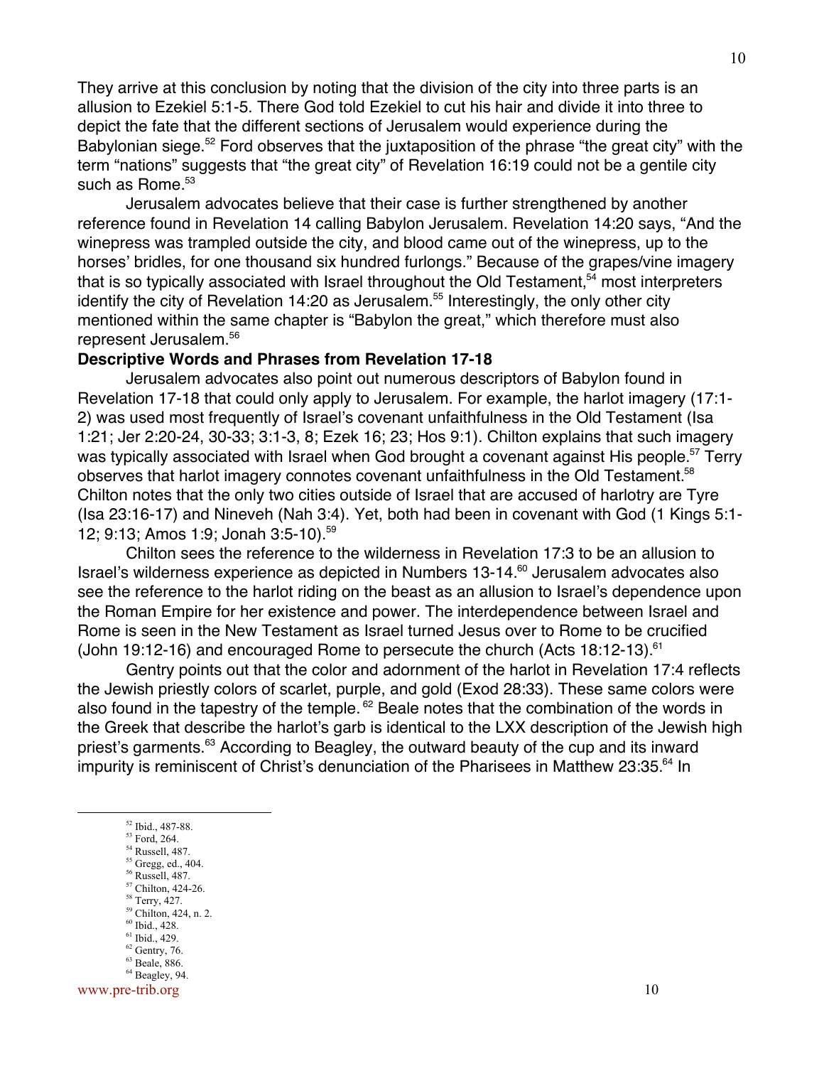They arrive at this conclusion by noting that the division of the city into three parts is an allusion to Ezekiel 5:1-5. There God told Ezekiel to cut his hair and divide it into three to depict the fate that the different sections of Jerusalem would experience during the Babylonian siege.[52] Ford observes that the juxtaposition of the phrase "the great city" with the term "nations" suggests that "the great city" of Revelation 16:19 could not be a gentile city such as Rome.[53]

Jerusalem advocates believe that their case is further strengthened by another reference found in Revelation 14 calling Babylon Jerusalem. Revelation 14:20 says, "And the winepress was trampled outside the city, and blood came out of the winepress, up to the horses' bridles, for one thousand six hundred furlongs." Because of the grapes/vine imagery that is so typically associated with Israel throughout the Old Testament,[54] most interpreters identify the city of Revelation 14:20 as Jerusalem.[55] Interestingly, the only other city mentioned within the same chapter is "Babylon the great," which therefore must also represent Jerusalem.[56]

**Descriptive Words and Phrases from Revelation 17-18**

Jerusalem advocates also point out numerous descriptors of Babylon found in Revelation 17-18 that could only apply to Jerusalem. For example, the harlot imagery (17:1-2) was used most frequently of Israel's covenant unfaithfulness in the Old Testament (Isa 1:21; Jer 2:20-24, 30-33; 3:1-3, 8; Ezek 16; 23; Hos 9:1). Chilton explains that such imagery was typically associated with Israel when God brought a covenant against His people.[57] Terry observes that harlot imagery connotes covenant unfaithfulness in the Old Testament.[58] Chilton notes that the only two cities outside of Israel that are accused of harlotry are Tyre (Isa 23:16-17) and Nineveh (Nah 3:4). Yet, both had been in covenant with God (1 Kings 5:1-12; 9:13; Amos 1:9; Jonah 3:5-10).[59]

Chilton sees the reference to the wilderness in Revelation 17:3 to be an allusion to Israel's wilderness experience as depicted in Numbers 13-14.[60] Jerusalem advocates also see the reference to the harlot riding on the beast as an allusion to Israel's dependence upon the Roman Empire for her existence and power. The interdependence between Israel and Rome is seen in the New Testament as Israel turned Jesus over to Rome to be crucified (John 19:12-16) and encouraged Rome to persecute the church (Acts 18:12-13).[61]

Gentry points out that the color and adornment of the harlot in Revelation 17:4 reflects the Jewish priestly colors of scarlet, purple, and gold (Exod 28:33). These same colors were also found in the tapestry of the temple.[62] Beale notes that the combination of the words in the Greek that describe the harlot's garb is identical to the LXX description of the Jewish high priest's garments.[63] According to Beagley, the outward beauty of the cup and its inward impurity is reminiscent of Christ's denunciation of the Pharisees in Matthew 23:35.[64] In

---

[52] Ibid., 487-88.
[53] Ford, 264.
[54] Russell, 487.
[55] Gregg, ed., 404.
[56] Russell, 487.
[57] Chilton, 424-26.
[58] Terry, 427.
[59] Chilton, 424, n. 2.
[60] Ibid., 428.
[61] Ibid., 429.
[62] Gentry, 76.
[63] Beale, 886.
[64] Beagley, 94.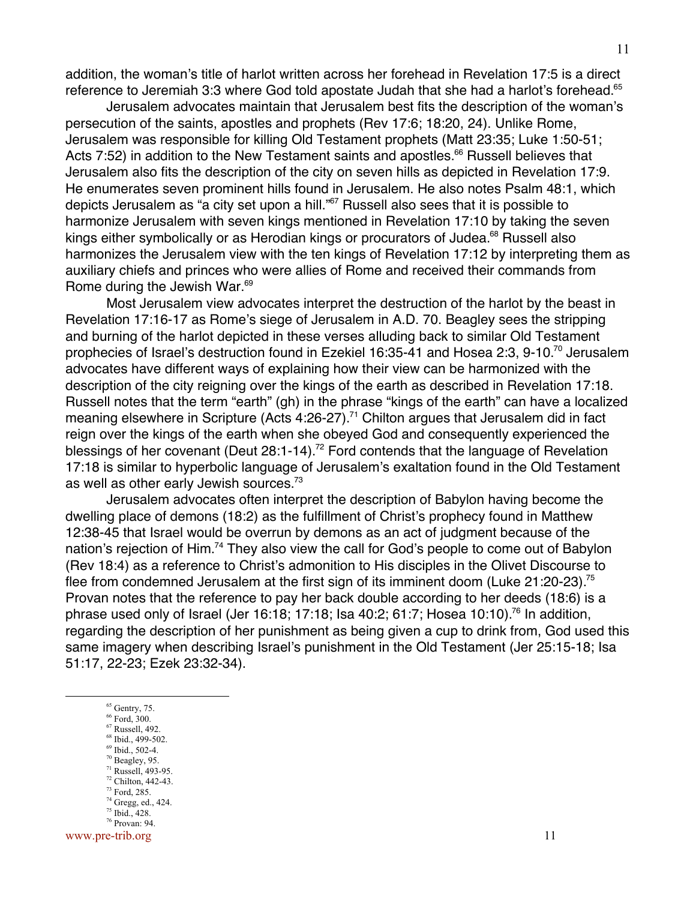addition, the woman's title of harlot written across her forehead in Revelation 17:5 is a direct reference to Jeremiah 3:3 where God told apostate Judah that she had a harlot's forehead.[65]

Jerusalem advocates maintain that Jerusalem best fits the description of the woman's persecution of the saints, apostles and prophets (Rev 17:6; 18:20, 24). Unlike Rome, Jerusalem was responsible for killing Old Testament prophets (Matt 23:35; Luke 1:50-51; Acts 7:52) in addition to the New Testament saints and apostles.[66] Russell believes that Jerusalem also fits the description of the city on seven hills as depicted in Revelation 17:9. He enumerates seven prominent hills found in Jerusalem. He also notes Psalm 48:1, which depicts Jerusalem as "a city set upon a hill."[67] Russell also sees that it is possible to harmonize Jerusalem with seven kings mentioned in Revelation 17:10 by taking the seven kings either symbolically or as Herodian kings or procurators of Judea.[68] Russell also harmonizes the Jerusalem view with the ten kings of Revelation 17:12 by interpreting them as auxiliary chiefs and princes who were allies of Rome and received their commands from Rome during the Jewish War.[69]

Most Jerusalem view advocates interpret the destruction of the harlot by the beast in Revelation 17:16-17 as Rome's siege of Jerusalem in A.D. 70. Beagley sees the stripping and burning of the harlot depicted in these verses alluding back to similar Old Testament prophecies of Israel's destruction found in Ezekiel 16:35-41 and Hosea 2:3, 9-10.[70] Jerusalem advocates have different ways of explaining how their view can be harmonized with the description of the city reigning over the kings of the earth as described in Revelation 17:18. Russell notes that the term "earth" (gh) in the phrase "kings of the earth" can have a localized meaning elsewhere in Scripture (Acts 4:26-27).[71] Chilton argues that Jerusalem did in fact reign over the kings of the earth when she obeyed God and consequently experienced the blessings of her covenant (Deut 28:1-14).[72] Ford contends that the language of Revelation 17:18 is similar to hyperbolic language of Jerusalem's exaltation found in the Old Testament as well as other early Jewish sources.[73]

Jerusalem advocates often interpret the description of Babylon having become the dwelling place of demons (18:2) as the fulfillment of Christ's prophecy found in Matthew 12:38-45 that Israel would be overrun by demons as an act of judgment because of the nation's rejection of Him.[74] They also view the call for God's people to come out of Babylon (Rev 18:4) as a reference to Christ's admonition to His disciples in the Olivet Discourse to flee from condemned Jerusalem at the first sign of its imminent doom (Luke 21:20-23).[75] Provan notes that the reference to pay her back double according to her deeds (18:6) is a phrase used only of Israel (Jer 16:18; 17:18; Isa 40:2; 61:7; Hosea 10:10).[76] In addition, regarding the description of her punishment as being given a cup to drink from, God used this same imagery when describing Israel's punishment in the Old Testament (Jer 25:15-18; Isa 51:17, 22-23; Ezek 23:32-34).

---

[65] Gentry, 75.
[66] Ford, 300.
[67] Russell, 492.
[68] Ibid., 499-502.
[69] Ibid., 502-4.
[70] Beagley, 95.
[71] Russell, 493-95.
[72] Chilton, 442-43.
[73] Ford, 285.
[74] Gregg, ed., 424.
[75] Ibid., 428.
[76] Provan: 94.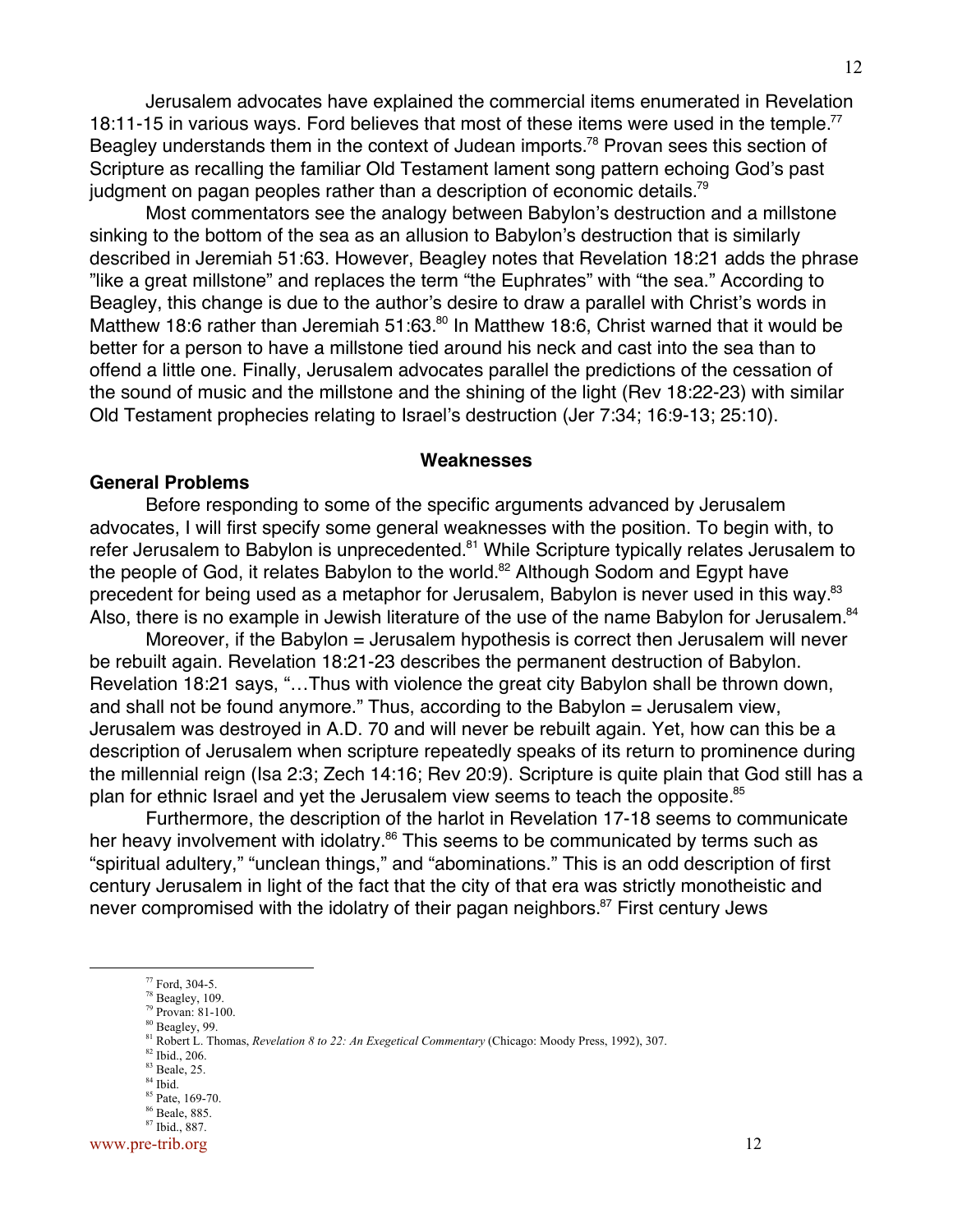Jerusalem advocates have explained the commercial items enumerated in Revelation 18:11-15 in various ways. Ford believes that most of these items were used in the temple.[77] Beagley understands them in the context of Judean imports.[78] Provan sees this section of Scripture as recalling the familiar Old Testament lament song pattern echoing God's past judgment on pagan peoples rather than a description of economic details.[79]

Most commentators see the analogy between Babylon's destruction and a millstone sinking to the bottom of the sea as an allusion to Babylon's destruction that is similarly described in Jeremiah 51:63. However, Beagley notes that Revelation 18:21 adds the phrase "like a great millstone" and replaces the term "the Euphrates" with "the sea." According to Beagley, this change is due to the author's desire to draw a parallel with Christ's words in Matthew 18:6 rather than Jeremiah 51:63.[80] In Matthew 18:6, Christ warned that it would be better for a person to have a millstone tied around his neck and cast into the sea than to offend a little one. Finally, Jerusalem advocates parallel the predictions of the cessation of the sound of music and the millstone and the shining of the light (Rev 18:22-23) with similar Old Testament prophecies relating to Israel's destruction (Jer 7:34; 16:9-13; 25:10).

## Weaknesses

### General Problems

Before responding to some of the specific arguments advanced by Jerusalem advocates, I will first specify some general weaknesses with the position. To begin with, to refer Jerusalem to Babylon is unprecedented.[81] While Scripture typically relates Jerusalem to the people of God, it relates Babylon to the world.[82] Although Sodom and Egypt have precedent for being used as a metaphor for Jerusalem, Babylon is never used in this way.[83] Also, there is no example in Jewish literature of the use of the name Babylon for Jerusalem.[84]

Moreover, if the Babylon = Jerusalem hypothesis is correct then Jerusalem will never be rebuilt again. Revelation 18:21-23 describes the permanent destruction of Babylon. Revelation 18:21 says, "…Thus with violence the great city Babylon shall be thrown down, and shall not be found anymore." Thus, according to the Babylon = Jerusalem view, Jerusalem was destroyed in A.D. 70 and will never be rebuilt again. Yet, how can this be a description of Jerusalem when scripture repeatedly speaks of its return to prominence during the millennial reign (Isa 2:3; Zech 14:16; Rev 20:9). Scripture is quite plain that God still has a plan for ethnic Israel and yet the Jerusalem view seems to teach the opposite.[85]

Furthermore, the description of the harlot in Revelation 17-18 seems to communicate her heavy involvement with idolatry.[86] This seems to be communicated by terms such as "spiritual adultery," "unclean things," and "abominations." This is an odd description of first century Jerusalem in light of the fact that the city of that era was strictly monotheistic and never compromised with the idolatry of their pagan neighbors.[87] First century Jews

---

[77] Ford, 304-5.
[78] Beagley, 109.
[79] Provan: 81-100.
[80] Beagley, 99.
[81] Robert L. Thomas, *Revelation 8 to 22: An Exegetical Commentary* (Chicago: Moody Press, 1992), 307.
[82] Ibid., 206.
[83] Beale, 25.
[84] Ibid.
[85] Pate, 169-70.
[86] Beale, 885.
[87] Ibid., 887.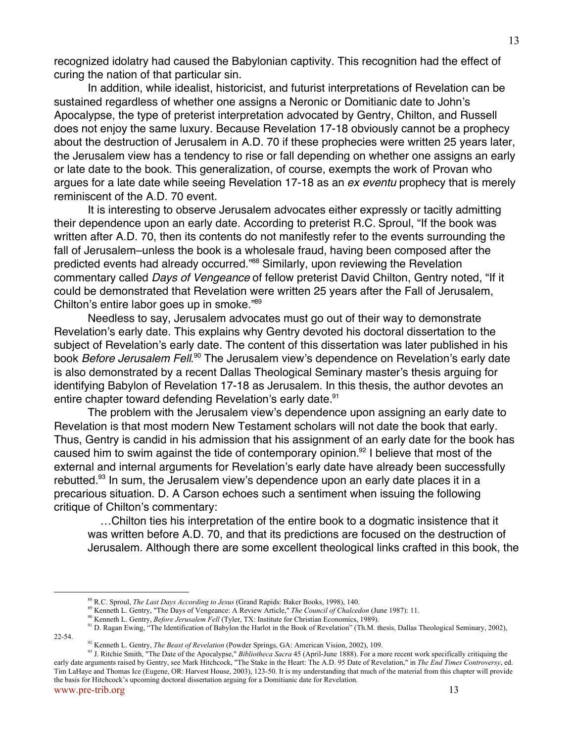recognized idolatry had caused the Babylonian captivity. This recognition had the effect of curing the nation of that particular sin.

In addition, while idealist, historicist, and futurist interpretations of Revelation can be sustained regardless of whether one assigns a Neronic or Domitianic date to John's Apocalypse, the type of preterist interpretation advocated by Gentry, Chilton, and Russell does not enjoy the same luxury. Because Revelation 17-18 obviously cannot be a prophecy about the destruction of Jerusalem in A.D. 70 if these prophecies were written 25 years later, the Jerusalem view has a tendency to rise or fall depending on whether one assigns an early or late date to the book. This generalization, of course, exempts the work of Provan who argues for a late date while seeing Revelation 17-18 as an *ex eventu* prophecy that is merely reminiscent of the A.D. 70 event.

It is interesting to observe Jerusalem advocates either expressly or tacitly admitting their dependence upon an early date. According to preterist R.C. Sproul, "If the book was written after A.D. 70, then its contents do not manifestly refer to the events surrounding the fall of Jerusalem–unless the book is a wholesale fraud, having been composed after the predicted events had already occurred."[88] Similarly, upon reviewing the Revelation commentary called *Days of Vengeance* of fellow preterist David Chilton, Gentry noted, "If it could be demonstrated that Revelation were written 25 years after the Fall of Jerusalem, Chilton's entire labor goes up in smoke."[89]

Needless to say, Jerusalem advocates must go out of their way to demonstrate Revelation's early date. This explains why Gentry devoted his doctoral dissertation to the subject of Revelation's early date. The content of this dissertation was later published in his book *Before Jerusalem Fell*.[90] The Jerusalem view's dependence on Revelation's early date is also demonstrated by a recent Dallas Theological Seminary master's thesis arguing for identifying Babylon of Revelation 17-18 as Jerusalem. In this thesis, the author devotes an entire chapter toward defending Revelation's early date.[91]

The problem with the Jerusalem view's dependence upon assigning an early date to Revelation is that most modern New Testament scholars will not date the book that early. Thus, Gentry is candid in his admission that his assignment of an early date for the book has caused him to swim against the tide of contemporary opinion.[92] I believe that most of the external and internal arguments for Revelation's early date have already been successfully rebutted.[93] In sum, the Jerusalem view's dependence upon an early date places it in a precarious situation. D. A Carson echoes such a sentiment when issuing the following critique of Chilton's commentary:

> …Chilton ties his interpretation of the entire book to a dogmatic insistence that it was written before A.D. 70, and that its predictions are focused on the destruction of Jerusalem. Although there are some excellent theological links crafted in this book, the

---

[88] R.C. Sproul, *The Last Days According to Jesus* (Grand Rapids: Baker Books, 1998), 140.

[89] Kenneth L. Gentry, "The Days of Vengeance: A Review Article," *The Council of Chalcedon* (June 1987): 11.

[90] Kenneth L. Gentry, *Before Jerusalem Fell* (Tyler, TX: Institute for Christian Economics, 1989).

[91] D. Ragan Ewing, "The Identification of Babylon the Harlot in the Book of Revelation" (Th.M. thesis, Dallas Theological Seminary, 2002), 22-54.

[92] Kenneth L. Gentry, *The Beast of Revelation* (Powder Springs, GA: American Vision, 2002), 109.

[93] J. Ritchie Smith, "The Date of the Apocalypse," *Bibliotheca Sacra* 45 (April-June 1888). For a more recent work specifically critiquing the early date arguments raised by Gentry, see Mark Hitchcock, "The Stake in the Heart: The A.D. 95 Date of Revelation," in *The End Times Controversy*, ed. Tim LaHaye and Thomas Ice (Eugene, OR: Harvest House, 2003), 123-50. It is my understanding that much of the material from this chapter will provide the basis for Hitchcock's upcoming doctoral dissertation arguing for a Domitianic date for Revelation.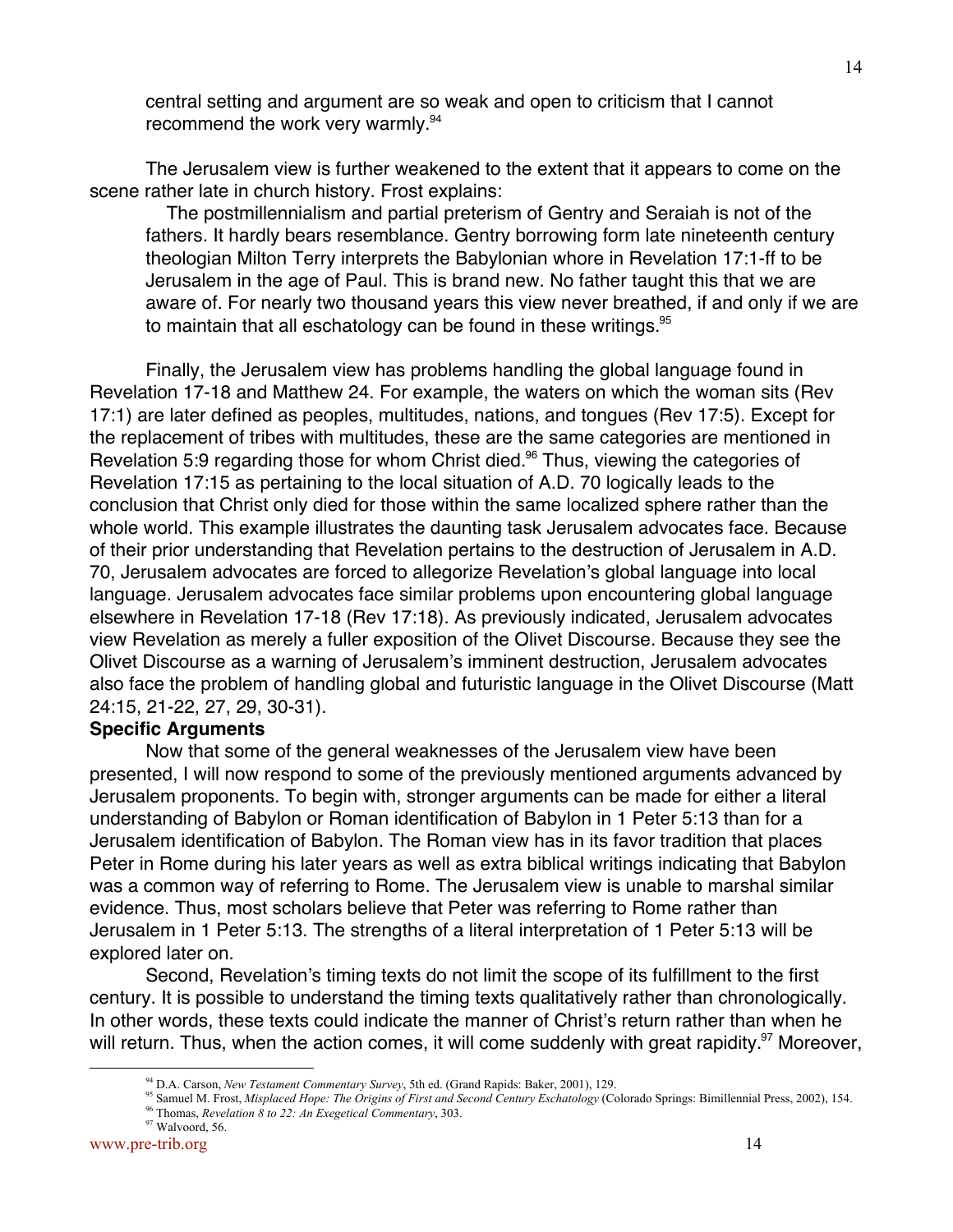central setting and argument are so weak and open to criticism that I cannot recommend the work very warmly.[94]

The Jerusalem view is further weakened to the extent that it appears to come on the scene rather late in church history. Frost explains:

> The postmillennialism and partial preterism of Gentry and Seraiah is not of the fathers. It hardly bears resemblance. Gentry borrowing form late nineteenth century theologian Milton Terry interprets the Babylonian whore in Revelation 17:1-ff to be Jerusalem in the age of Paul. This is brand new. No father taught this that we are aware of. For nearly two thousand years this view never breathed, if and only if we are to maintain that all eschatology can be found in these writings.[95]

Finally, the Jerusalem view has problems handling the global language found in Revelation 17-18 and Matthew 24. For example, the waters on which the woman sits (Rev 17:1) are later defined as peoples, multitudes, nations, and tongues (Rev 17:5). Except for the replacement of tribes with multitudes, these are the same categories are mentioned in Revelation 5:9 regarding those for whom Christ died.[96] Thus, viewing the categories of Revelation 17:15 as pertaining to the local situation of A.D. 70 logically leads to the conclusion that Christ only died for those within the same localized sphere rather than the whole world. This example illustrates the daunting task Jerusalem advocates face. Because of their prior understanding that Revelation pertains to the destruction of Jerusalem in A.D. 70, Jerusalem advocates are forced to allegorize Revelation's global language into local language. Jerusalem advocates face similar problems upon encountering global language elsewhere in Revelation 17-18 (Rev 17:18). As previously indicated, Jerusalem advocates view Revelation as merely a fuller exposition of the Olivet Discourse. Because they see the Olivet Discourse as a warning of Jerusalem's imminent destruction, Jerusalem advocates also face the problem of handling global and futuristic language in the Olivet Discourse (Matt 24:15, 21-22, 27, 29, 30-31).

**Specific Arguments**

Now that some of the general weaknesses of the Jerusalem view have been presented, I will now respond to some of the previously mentioned arguments advanced by Jerusalem proponents. To begin with, stronger arguments can be made for either a literal understanding of Babylon or Roman identification of Babylon in 1 Peter 5:13 than for a Jerusalem identification of Babylon. The Roman view has in its favor tradition that places Peter in Rome during his later years as well as extra biblical writings indicating that Babylon was a common way of referring to Rome. The Jerusalem view is unable to marshal similar evidence. Thus, most scholars believe that Peter was referring to Rome rather than Jerusalem in 1 Peter 5:13. The strengths of a literal interpretation of 1 Peter 5:13 will be explored later on.

Second, Revelation's timing texts do not limit the scope of its fulfillment to the first century. It is possible to understand the timing texts qualitatively rather than chronologically. In other words, these texts could indicate the manner of Christ's return rather than when he will return. Thus, when the action comes, it will come suddenly with great rapidity.[97] Moreover,

---

[94] D.A. Carson, *New Testament Commentary Survey*, 5th ed. (Grand Rapids: Baker, 2001), 129.

[95] Samuel M. Frost, *Misplaced Hope: The Origins of First and Second Century Eschatology* (Colorado Springs: Bimillennial Press, 2002), 154.

[96] Thomas, *Revelation 8 to 22: An Exegetical Commentary*, 303.

[97] Walvoord, 56.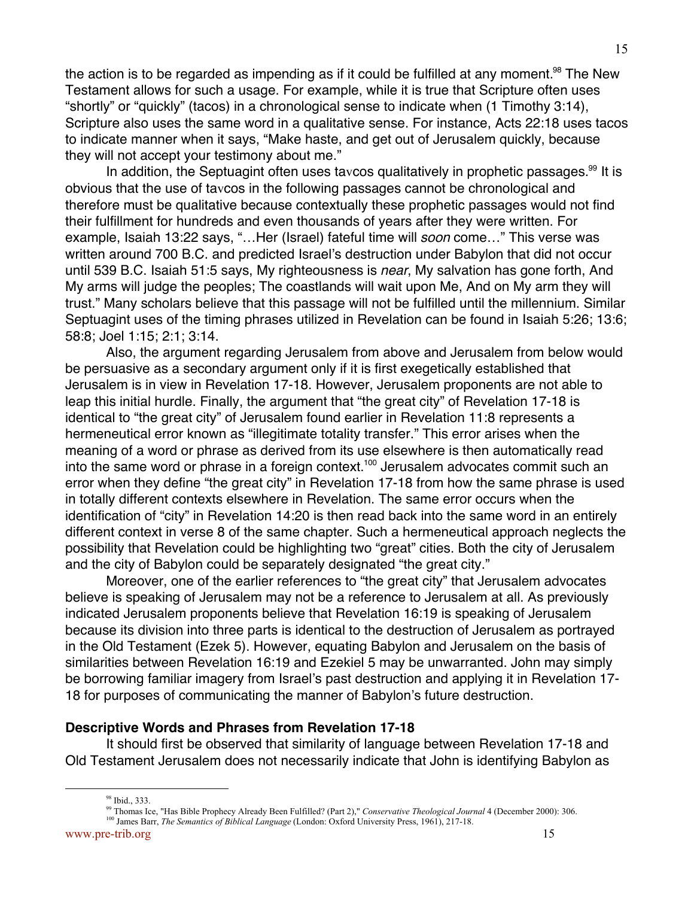the action is to be regarded as impending as if it could be fulfilled at any moment.[98] The New Testament allows for such a usage. For example, while it is true that Scripture often uses "shortly" or "quickly" (tacos) in a chronological sense to indicate when (1 Timothy 3:14), Scripture also uses the same word in a qualitative sense. For instance, Acts 22:18 uses tacos to indicate manner when it says, "Make haste, and get out of Jerusalem quickly, because they will not accept your testimony about me."

In addition, the Septuagint often uses tavcos qualitatively in prophetic passages.[99] It is obvious that the use of tavcos in the following passages cannot be chronological and therefore must be qualitative because contextually these prophetic passages would not find their fulfillment for hundreds and even thousands of years after they were written. For example, Isaiah 13:22 says, "…Her (Israel) fateful time will *soon* come…" This verse was written around 700 B.C. and predicted Israel's destruction under Babylon that did not occur until 539 B.C. Isaiah 51:5 says, My righteousness is *near*, My salvation has gone forth, And My arms will judge the peoples; The coastlands will wait upon Me, And on My arm they will trust." Many scholars believe that this passage will not be fulfilled until the millennium. Similar Septuagint uses of the timing phrases utilized in Revelation can be found in Isaiah 5:26; 13:6; 58:8; Joel 1:15; 2:1; 3:14.

Also, the argument regarding Jerusalem from above and Jerusalem from below would be persuasive as a secondary argument only if it is first exegetically established that Jerusalem is in view in Revelation 17-18. However, Jerusalem proponents are not able to leap this initial hurdle. Finally, the argument that "the great city" of Revelation 17-18 is identical to "the great city" of Jerusalem found earlier in Revelation 11:8 represents a hermeneutical error known as "illegitimate totality transfer." This error arises when the meaning of a word or phrase as derived from its use elsewhere is then automatically read into the same word or phrase in a foreign context.[100] Jerusalem advocates commit such an error when they define "the great city" in Revelation 17-18 from how the same phrase is used in totally different contexts elsewhere in Revelation. The same error occurs when the identification of "city" in Revelation 14:20 is then read back into the same word in an entirely different context in verse 8 of the same chapter. Such a hermeneutical approach neglects the possibility that Revelation could be highlighting two "great" cities. Both the city of Jerusalem and the city of Babylon could be separately designated "the great city."

Moreover, one of the earlier references to "the great city" that Jerusalem advocates believe is speaking of Jerusalem may not be a reference to Jerusalem at all. As previously indicated Jerusalem proponents believe that Revelation 16:19 is speaking of Jerusalem because its division into three parts is identical to the destruction of Jerusalem as portrayed in the Old Testament (Ezek 5). However, equating Babylon and Jerusalem on the basis of similarities between Revelation 16:19 and Ezekiel 5 may be unwarranted. John may simply be borrowing familiar imagery from Israel's past destruction and applying it in Revelation 17-18 for purposes of communicating the manner of Babylon's future destruction.

**Descriptive Words and Phrases from Revelation 17-18**

It should first be observed that similarity of language between Revelation 17-18 and Old Testament Jerusalem does not necessarily indicate that John is identifying Babylon as

[98] Ibid., 333.

[99] Thomas Ice, "Has Bible Prophecy Already Been Fulfilled? (Part 2)," *Conservative Theological Journal* 4 (December 2000): 306.

[100] James Barr, *The Semantics of Biblical Language* (London: Oxford University Press, 1961), 217-18.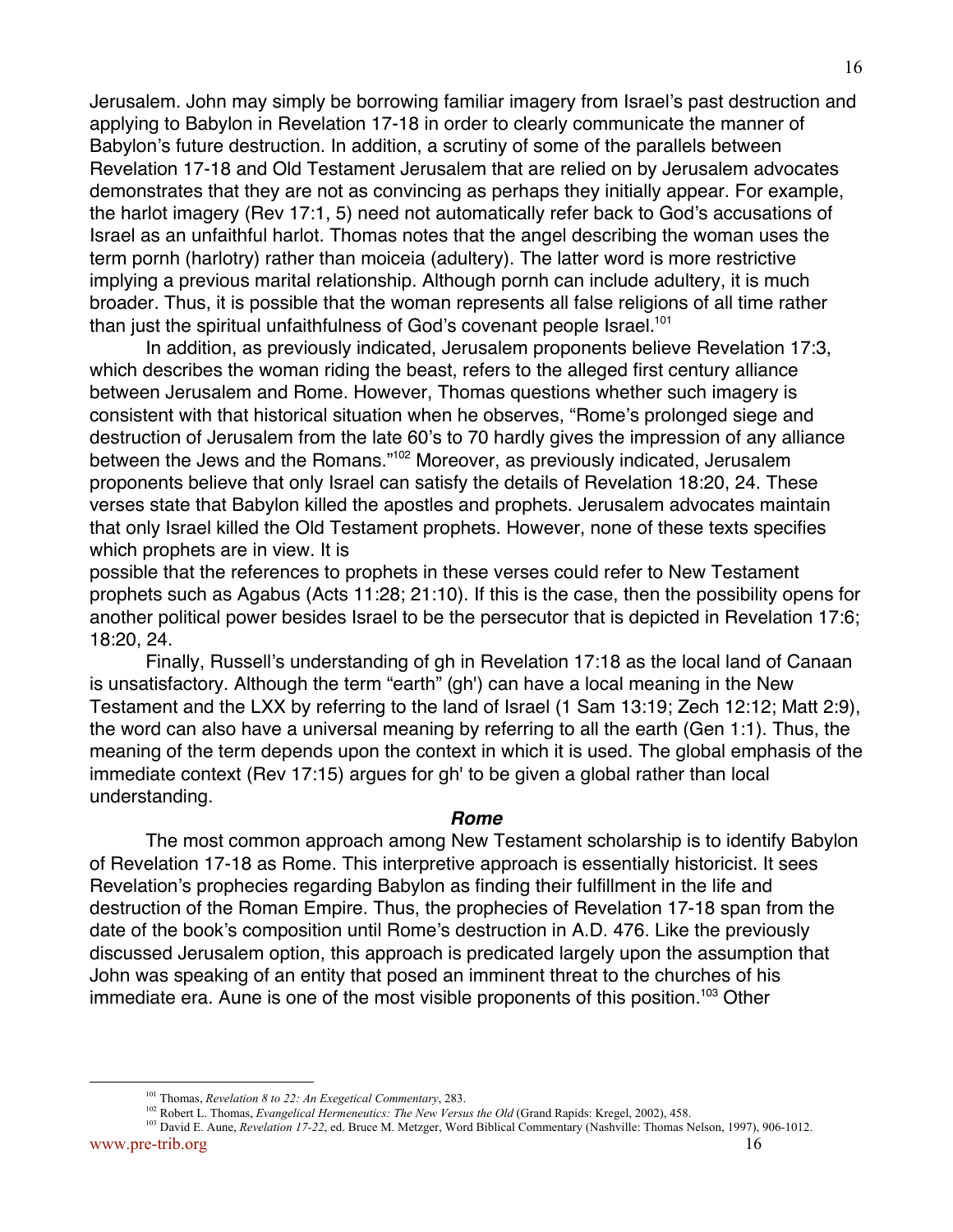Jerusalem. John may simply be borrowing familiar imagery from Israel's past destruction and applying to Babylon in Revelation 17-18 in order to clearly communicate the manner of Babylon's future destruction. In addition, a scrutiny of some of the parallels between Revelation 17-18 and Old Testament Jerusalem that are relied on by Jerusalem advocates demonstrates that they are not as convincing as perhaps they initially appear. For example, the harlot imagery (Rev 17:1, 5) need not automatically refer back to God's accusations of Israel as an unfaithful harlot. Thomas notes that the angel describing the woman uses the term pornh (harlotry) rather than moiceia (adultery). The latter word is more restrictive implying a previous marital relationship. Although pornh can include adultery, it is much broader. Thus, it is possible that the woman represents all false religions of all time rather than just the spiritual unfaithfulness of God's covenant people Israel.[101]

In addition, as previously indicated, Jerusalem proponents believe Revelation 17:3, which describes the woman riding the beast, refers to the alleged first century alliance between Jerusalem and Rome. However, Thomas questions whether such imagery is consistent with that historical situation when he observes, "Rome's prolonged siege and destruction of Jerusalem from the late 60's to 70 hardly gives the impression of any alliance between the Jews and the Romans."[102] Moreover, as previously indicated, Jerusalem proponents believe that only Israel can satisfy the details of Revelation 18:20, 24. These verses state that Babylon killed the apostles and prophets. Jerusalem advocates maintain that only Israel killed the Old Testament prophets. However, none of these texts specifies which prophets are in view. It is possible that the references to prophets in these verses could refer to New Testament prophets such as Agabus (Acts 11:28; 21:10). If this is the case, then the possibility opens for another political power besides Israel to be the persecutor that is depicted in Revelation 17:6; 18:20, 24.

Finally, Russell's understanding of gh in Revelation 17:18 as the local land of Canaan is unsatisfactory. Although the term "earth" (gh') can have a local meaning in the New Testament and the LXX by referring to the land of Israel (1 Sam 13:19; Zech 12:12; Matt 2:9), the word can also have a universal meaning by referring to all the earth (Gen 1:1). Thus, the meaning of the term depends upon the context in which it is used. The global emphasis of the immediate context (Rev 17:15) argues for gh' to be given a global rather than local understanding.

### *Rome*

The most common approach among New Testament scholarship is to identify Babylon of Revelation 17-18 as Rome. This interpretive approach is essentially historicist. It sees Revelation's prophecies regarding Babylon as finding their fulfillment in the life and destruction of the Roman Empire. Thus, the prophecies of Revelation 17-18 span from the date of the book's composition until Rome's destruction in A.D. 476. Like the previously discussed Jerusalem option, this approach is predicated largely upon the assumption that John was speaking of an entity that posed an imminent threat to the churches of his immediate era. Aune is one of the most visible proponents of this position.[103] Other

---

[101] Thomas, *Revelation 8 to 22: An Exegetical Commentary*, 283.

[102] Robert L. Thomas, *Evangelical Hermeneutics: The New Versus the Old* (Grand Rapids: Kregel, 2002), 458.

[103] David E. Aune, *Revelation 17-22*, ed. Bruce M. Metzger, Word Biblical Commentary (Nashville: Thomas Nelson, 1997), 906-1012.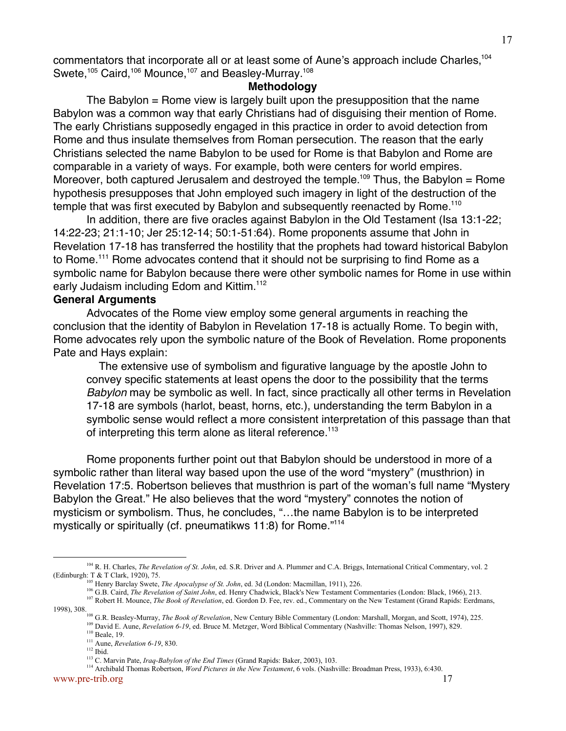commentators that incorporate all or at least some of Aune's approach include Charles,[104] Swete,[105] Caird,[106] Mounce,[107] and Beasley-Murray.[108]

## Methodology

The Babylon = Rome view is largely built upon the presupposition that the name Babylon was a common way that early Christians had of disguising their mention of Rome. The early Christians supposedly engaged in this practice in order to avoid detection from Rome and thus insulate themselves from Roman persecution. The reason that the early Christians selected the name Babylon to be used for Rome is that Babylon and Rome are comparable in a variety of ways. For example, both were centers for world empires. Moreover, both captured Jerusalem and destroyed the temple.[109] Thus, the Babylon = Rome hypothesis presupposes that John employed such imagery in light of the destruction of the temple that was first executed by Babylon and subsequently reenacted by Rome.[110]

In addition, there are five oracles against Babylon in the Old Testament (Isa 13:1-22; 14:22-23; 21:1-10; Jer 25:12-14; 50:1-51:64). Rome proponents assume that John in Revelation 17-18 has transferred the hostility that the prophets had toward historical Babylon to Rome.[111] Rome advocates contend that it should not be surprising to find Rome as a symbolic name for Babylon because there were other symbolic names for Rome in use within early Judaism including Edom and Kittim.[112]

### General Arguments

Advocates of the Rome view employ some general arguments in reaching the conclusion that the identity of Babylon in Revelation 17-18 is actually Rome. To begin with, Rome advocates rely upon the symbolic nature of the Book of Revelation. Rome proponents Pate and Hays explain:

> The extensive use of symbolism and figurative language by the apostle John to convey specific statements at least opens the door to the possibility that the terms *Babylon* may be symbolic as well. In fact, since practically all other terms in Revelation 17-18 are symbols (harlot, beast, horns, etc.), understanding the term Babylon in a symbolic sense would reflect a more consistent interpretation of this passage than that of interpreting this term alone as literal reference.[113]

Rome proponents further point out that Babylon should be understood in more of a symbolic rather than literal way based upon the use of the word "mystery" (musthrion) in Revelation 17:5. Robertson believes that musthrion is part of the woman's full name "Mystery Babylon the Great." He also believes that the word "mystery" connotes the notion of mysticism or symbolism. Thus, he concludes, "…the name Babylon is to be interpreted mystically or spiritually (cf. pneumatikws 11:8) for Rome."[114]

---

[104] R. H. Charles, *The Revelation of St. John*, ed. S.R. Driver and A. Plummer and C.A. Briggs, International Critical Commentary, vol. 2 (Edinburgh: T & T Clark, 1920), 75.

[105] Henry Barclay Swete, *The Apocalypse of St. John*, ed. 3d (London: Macmillan, 1911), 226.

[106] G.B. Caird, *The Revelation of Saint John*, ed. Henry Chadwick, Black's New Testament Commentaries (London: Black, 1966), 213.

[107] Robert H. Mounce, *The Book of Revelation*, ed. Gordon D. Fee, rev. ed., Commentary on the New Testament (Grand Rapids: Eerdmans, 1998), 308.

[108] G.R. Beasley-Murray, *The Book of Revelation*, New Century Bible Commentary (London: Marshall, Morgan, and Scott, 1974), 225.

[109] David E. Aune, *Revelation 6-19*, ed. Bruce M. Metzger, Word Biblical Commentary (Nashville: Thomas Nelson, 1997), 829.

[110] Beale, 19.

[111] Aune, *Revelation 6-19*, 830.

[112] Ibid.

[113] C. Marvin Pate, *Iraq-Babylon of the End Times* (Grand Rapids: Baker, 2003), 103.

[114] Archibald Thomas Robertson, *Word Pictures in the New Testament*, 6 vols. (Nashville: Broadman Press, 1933), 6:430.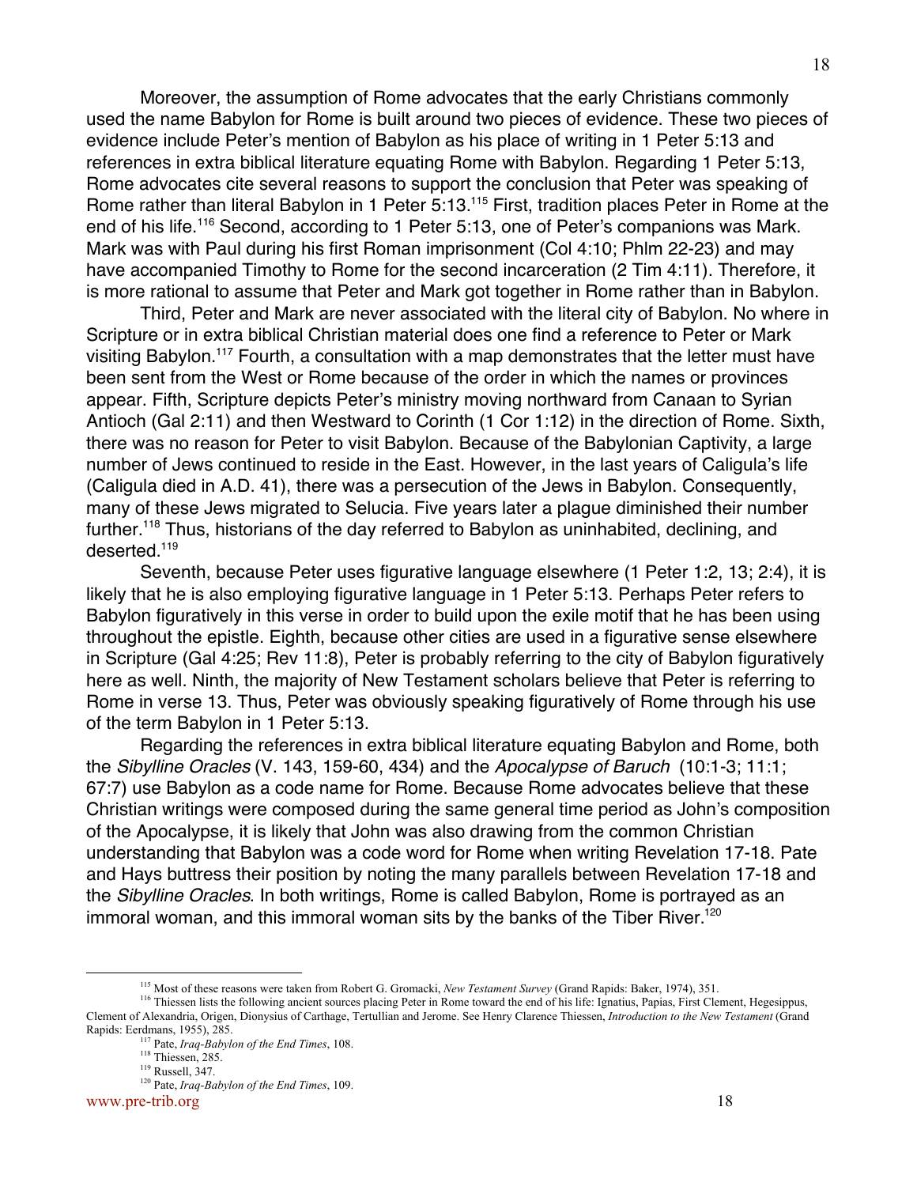Moreover, the assumption of Rome advocates that the early Christians commonly used the name Babylon for Rome is built around two pieces of evidence. These two pieces of evidence include Peter's mention of Babylon as his place of writing in 1 Peter 5:13 and references in extra biblical literature equating Rome with Babylon. Regarding 1 Peter 5:13, Rome advocates cite several reasons to support the conclusion that Peter was speaking of Rome rather than literal Babylon in 1 Peter 5:13.[115] First, tradition places Peter in Rome at the end of his life.[116] Second, according to 1 Peter 5:13, one of Peter's companions was Mark. Mark was with Paul during his first Roman imprisonment (Col 4:10; Phlm 22-23) and may have accompanied Timothy to Rome for the second incarceration (2 Tim 4:11). Therefore, it is more rational to assume that Peter and Mark got together in Rome rather than in Babylon.

Third, Peter and Mark are never associated with the literal city of Babylon. No where in Scripture or in extra biblical Christian material does one find a reference to Peter or Mark visiting Babylon.[117] Fourth, a consultation with a map demonstrates that the letter must have been sent from the West or Rome because of the order in which the names or provinces appear. Fifth, Scripture depicts Peter's ministry moving northward from Canaan to Syrian Antioch (Gal 2:11) and then Westward to Corinth (1 Cor 1:12) in the direction of Rome. Sixth, there was no reason for Peter to visit Babylon. Because of the Babylonian Captivity, a large number of Jews continued to reside in the East. However, in the last years of Caligula's life (Caligula died in A.D. 41), there was a persecution of the Jews in Babylon. Consequently, many of these Jews migrated to Selucia. Five years later a plague diminished their number further.[118] Thus, historians of the day referred to Babylon as uninhabited, declining, and deserted.[119]

Seventh, because Peter uses figurative language elsewhere (1 Peter 1:2, 13; 2:4), it is likely that he is also employing figurative language in 1 Peter 5:13. Perhaps Peter refers to Babylon figuratively in this verse in order to build upon the exile motif that he has been using throughout the epistle. Eighth, because other cities are used in a figurative sense elsewhere in Scripture (Gal 4:25; Rev 11:8), Peter is probably referring to the city of Babylon figuratively here as well. Ninth, the majority of New Testament scholars believe that Peter is referring to Rome in verse 13. Thus, Peter was obviously speaking figuratively of Rome through his use of the term Babylon in 1 Peter 5:13.

Regarding the references in extra biblical literature equating Babylon and Rome, both the *Sibylline Oracles* (V. 143, 159-60, 434) and the *Apocalypse of Baruch* (10:1-3; 11:1; 67:7) use Babylon as a code name for Rome. Because Rome advocates believe that these Christian writings were composed during the same general time period as John's composition of the Apocalypse, it is likely that John was also drawing from the common Christian understanding that Babylon was a code word for Rome when writing Revelation 17-18. Pate and Hays buttress their position by noting the many parallels between Revelation 17-18 and the *Sibylline Oracles*. In both writings, Rome is called Babylon, Rome is portrayed as an immoral woman, and this immoral woman sits by the banks of the Tiber River.[120]

---

[115] Most of these reasons were taken from Robert G. Gromacki, *New Testament Survey* (Grand Rapids: Baker, 1974), 351.

[116] Thiessen lists the following ancient sources placing Peter in Rome toward the end of his life: Ignatius, Papias, First Clement, Hegesippus, Clement of Alexandria, Origen, Dionysius of Carthage, Tertullian and Jerome. See Henry Clarence Thiessen, *Introduction to the New Testament* (Grand Rapids: Eerdmans, 1955), 285.

[117] Pate, *Iraq-Babylon of the End Times*, 108.

[118] Thiessen, 285.

[119] Russell, 347.

[120] Pate, *Iraq-Babylon of the End Times*, 109.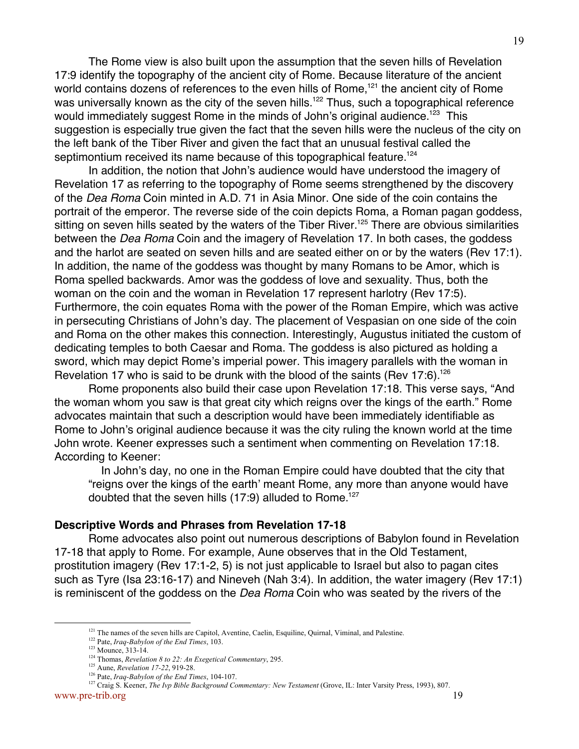The Rome view is also built upon the assumption that the seven hills of Revelation 17:9 identify the topography of the ancient city of Rome. Because literature of the ancient world contains dozens of references to the even hills of Rome,[121] the ancient city of Rome was universally known as the city of the seven hills.[122] Thus, such a topographical reference would immediately suggest Rome in the minds of John's original audience.[123] This suggestion is especially true given the fact that the seven hills were the nucleus of the city on the left bank of the Tiber River and given the fact that an unusual festival called the septimontium received its name because of this topographical feature.[124]

In addition, the notion that John's audience would have understood the imagery of Revelation 17 as referring to the topography of Rome seems strengthened by the discovery of the *Dea Roma* Coin minted in A.D. 71 in Asia Minor. One side of the coin contains the portrait of the emperor. The reverse side of the coin depicts Roma, a Roman pagan goddess, sitting on seven hills seated by the waters of the Tiber River.[125] There are obvious similarities between the *Dea Roma* Coin and the imagery of Revelation 17. In both cases, the goddess and the harlot are seated on seven hills and are seated either on or by the waters (Rev 17:1). In addition, the name of the goddess was thought by many Romans to be Amor, which is Roma spelled backwards. Amor was the goddess of love and sexuality. Thus, both the woman on the coin and the woman in Revelation 17 represent harlotry (Rev 17:5). Furthermore, the coin equates Roma with the power of the Roman Empire, which was active in persecuting Christians of John's day. The placement of Vespasian on one side of the coin and Roma on the other makes this connection. Interestingly, Augustus initiated the custom of dedicating temples to both Caesar and Roma. The goddess is also pictured as holding a sword, which may depict Rome's imperial power. This imagery parallels with the woman in Revelation 17 who is said to be drunk with the blood of the saints (Rev 17:6).[126]

Rome proponents also build their case upon Revelation 17:18. This verse says, "And the woman whom you saw is that great city which reigns over the kings of the earth." Rome advocates maintain that such a description would have been immediately identifiable as Rome to John's original audience because it was the city ruling the known world at the time John wrote. Keener expresses such a sentiment when commenting on Revelation 17:18. According to Keener:

> In John's day, no one in the Roman Empire could have doubted that the city that "reigns over the kings of the earth' meant Rome, any more than anyone would have doubted that the seven hills (17:9) alluded to Rome.[127]

**Descriptive Words and Phrases from Revelation 17-18**

Rome advocates also point out numerous descriptions of Babylon found in Revelation 17-18 that apply to Rome. For example, Aune observes that in the Old Testament, prostitution imagery (Rev 17:1-2, 5) is not just applicable to Israel but also to pagan cites such as Tyre (Isa 23:16-17) and Nineveh (Nah 3:4). In addition, the water imagery (Rev 17:1) is reminiscent of the goddess on the *Dea Roma* Coin who was seated by the rivers of the

---

[121] The names of the seven hills are Capitol, Aventine, Caelin, Esquiline, Quirnal, Viminal, and Palestine.
[122] Pate, *Iraq-Babylon of the End Times*, 103.
[123] Mounce, 313-14.
[124] Thomas, *Revelation 8 to 22: An Exegetical Commentary*, 295.
[125] Aune, *Revelation 17-22*, 919-28.
[126] Pate, *Iraq-Babylon of the End Times*, 104-107.
[127] Craig S. Keener, *The Ivp Bible Background Commentary: New Testament* (Grove, IL: Inter Varsity Press, 1993), 807.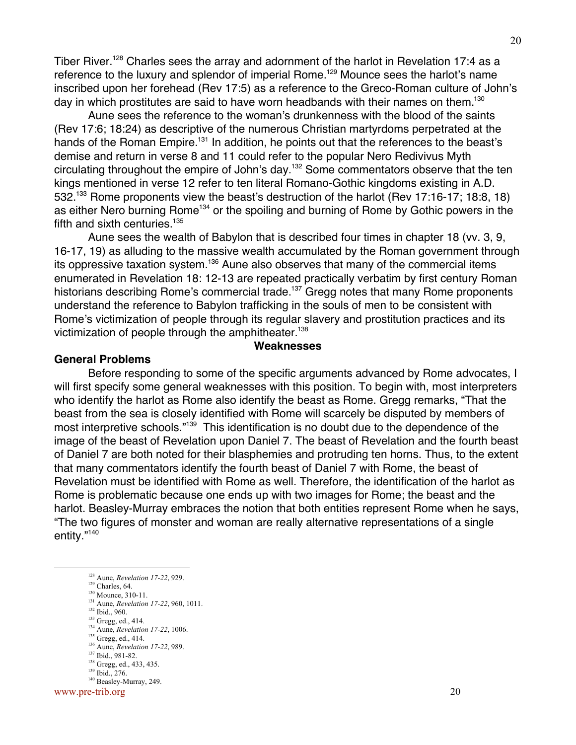Tiber River.[128] Charles sees the array and adornment of the harlot in Revelation 17:4 as a reference to the luxury and splendor of imperial Rome.[129] Mounce sees the harlot's name inscribed upon her forehead (Rev 17:5) as a reference to the Greco-Roman culture of John's day in which prostitutes are said to have worn headbands with their names on them.[130]

Aune sees the reference to the woman's drunkenness with the blood of the saints (Rev 17:6; 18:24) as descriptive of the numerous Christian martyrdoms perpetrated at the hands of the Roman Empire.[131] In addition, he points out that the references to the beast's demise and return in verse 8 and 11 could refer to the popular Nero Redivivus Myth circulating throughout the empire of John's day.[132] Some commentators observe that the ten kings mentioned in verse 12 refer to ten literal Romano-Gothic kingdoms existing in A.D. 532.[133] Rome proponents view the beast's destruction of the harlot (Rev 17:16-17; 18:8, 18) as either Nero burning Rome[134] or the spoiling and burning of Rome by Gothic powers in the fifth and sixth centuries.[135]

Aune sees the wealth of Babylon that is described four times in chapter 18 (vv. 3, 9, 16-17, 19) as alluding to the massive wealth accumulated by the Roman government through its oppressive taxation system.[136] Aune also observes that many of the commercial items enumerated in Revelation 18: 12-13 are repeated practically verbatim by first century Roman historians describing Rome's commercial trade.[137] Gregg notes that many Rome proponents understand the reference to Babylon trafficking in the souls of men to be consistent with Rome's victimization of people through its regular slavery and prostitution practices and its victimization of people through the amphitheater.[138]

## Weaknesses

### General Problems

Before responding to some of the specific arguments advanced by Rome advocates, I will first specify some general weaknesses with this position. To begin with, most interpreters who identify the harlot as Rome also identify the beast as Rome. Gregg remarks, "That the beast from the sea is closely identified with Rome will scarcely be disputed by members of most interpretive schools."[139] This identification is no doubt due to the dependence of the image of the beast of Revelation upon Daniel 7. The beast of Revelation and the fourth beast of Daniel 7 are both noted for their blasphemies and protruding ten horns. Thus, to the extent that many commentators identify the fourth beast of Daniel 7 with Rome, the beast of Revelation must be identified with Rome as well. Therefore, the identification of the harlot as Rome is problematic because one ends up with two images for Rome; the beast and the harlot. Beasley-Murray embraces the notion that both entities represent Rome when he says, "The two figures of monster and woman are really alternative representations of a single entity."[140]

---

[128] Aune, *Revelation 17-22*, 929.
[129] Charles, 64.
[130] Mounce, 310-11.
[131] Aune, *Revelation 17-22*, 960, 1011.
[132] Ibid., 960.
[133] Gregg, ed., 414.
[134] Aune, *Revelation 17-22*, 1006.
[135] Gregg, ed., 414.
[136] Aune, *Revelation 17-22*, 989.
[137] Ibid., 981-82.
[138] Gregg, ed., 433, 435.
[139] Ibid., 276.
[140] Beasley-Murray, 249.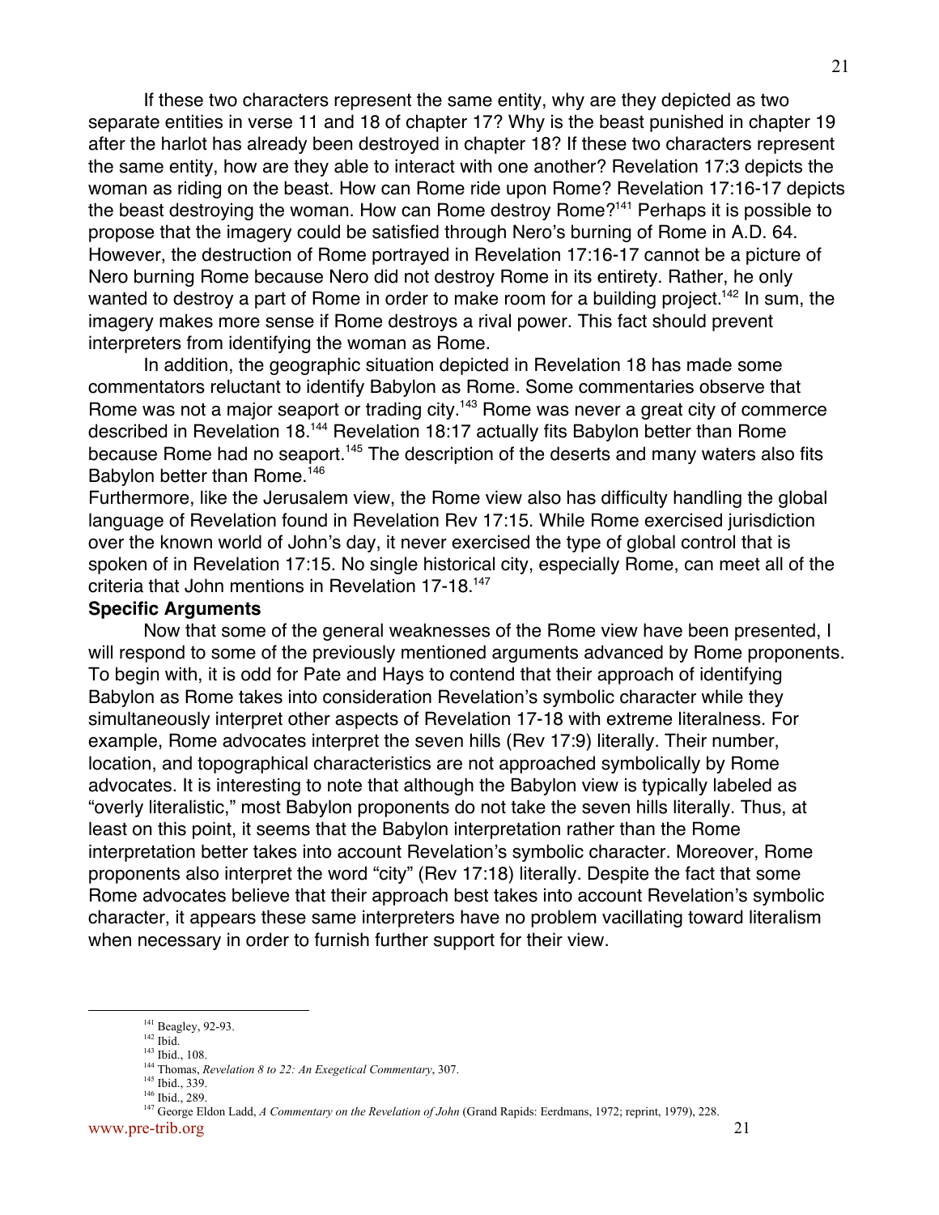If these two characters represent the same entity, why are they depicted as two separate entities in verse 11 and 18 of chapter 17? Why is the beast punished in chapter 19 after the harlot has already been destroyed in chapter 18? If these two characters represent the same entity, how are they able to interact with one another? Revelation 17:3 depicts the woman as riding on the beast. How can Rome ride upon Rome? Revelation 17:16-17 depicts the beast destroying the woman. How can Rome destroy Rome?[141] Perhaps it is possible to propose that the imagery could be satisfied through Nero's burning of Rome in A.D. 64. However, the destruction of Rome portrayed in Revelation 17:16-17 cannot be a picture of Nero burning Rome because Nero did not destroy Rome in its entirety. Rather, he only wanted to destroy a part of Rome in order to make room for a building project.[142] In sum, the imagery makes more sense if Rome destroys a rival power. This fact should prevent interpreters from identifying the woman as Rome.

In addition, the geographic situation depicted in Revelation 18 has made some commentators reluctant to identify Babylon as Rome. Some commentaries observe that Rome was not a major seaport or trading city.[143] Rome was never a great city of commerce described in Revelation 18.[144] Revelation 18:17 actually fits Babylon better than Rome because Rome had no seaport.[145] The description of the deserts and many waters also fits Babylon better than Rome.[146]

Furthermore, like the Jerusalem view, the Rome view also has difficulty handling the global language of Revelation found in Revelation Rev 17:15. While Rome exercised jurisdiction over the known world of John's day, it never exercised the type of global control that is spoken of in Revelation 17:15. No single historical city, especially Rome, can meet all of the criteria that John mentions in Revelation 17-18.[147]

**Specific Arguments**

Now that some of the general weaknesses of the Rome view have been presented, I will respond to some of the previously mentioned arguments advanced by Rome proponents. To begin with, it is odd for Pate and Hays to contend that their approach of identifying Babylon as Rome takes into consideration Revelation's symbolic character while they simultaneously interpret other aspects of Revelation 17-18 with extreme literalness. For example, Rome advocates interpret the seven hills (Rev 17:9) literally. Their number, location, and topographical characteristics are not approached symbolically by Rome advocates. It is interesting to note that although the Babylon view is typically labeled as "overly literalistic," most Babylon proponents do not take the seven hills literally. Thus, at least on this point, it seems that the Babylon interpretation rather than the Rome interpretation better takes into account Revelation's symbolic character. Moreover, Rome proponents also interpret the word "city" (Rev 17:18) literally. Despite the fact that some Rome advocates believe that their approach best takes into account Revelation's symbolic character, it appears these same interpreters have no problem vacillating toward literalism when necessary in order to furnish further support for their view.

---

[141] Beagley, 92-93.
[142] Ibid.
[143] Ibid., 108.
[144] Thomas, *Revelation 8 to 22: An Exegetical Commentary*, 307.
[145] Ibid., 339.
[146] Ibid., 289.
[147] George Eldon Ladd, *A Commentary on the Revelation of John* (Grand Rapids: Eerdmans, 1972; reprint, 1979), 228.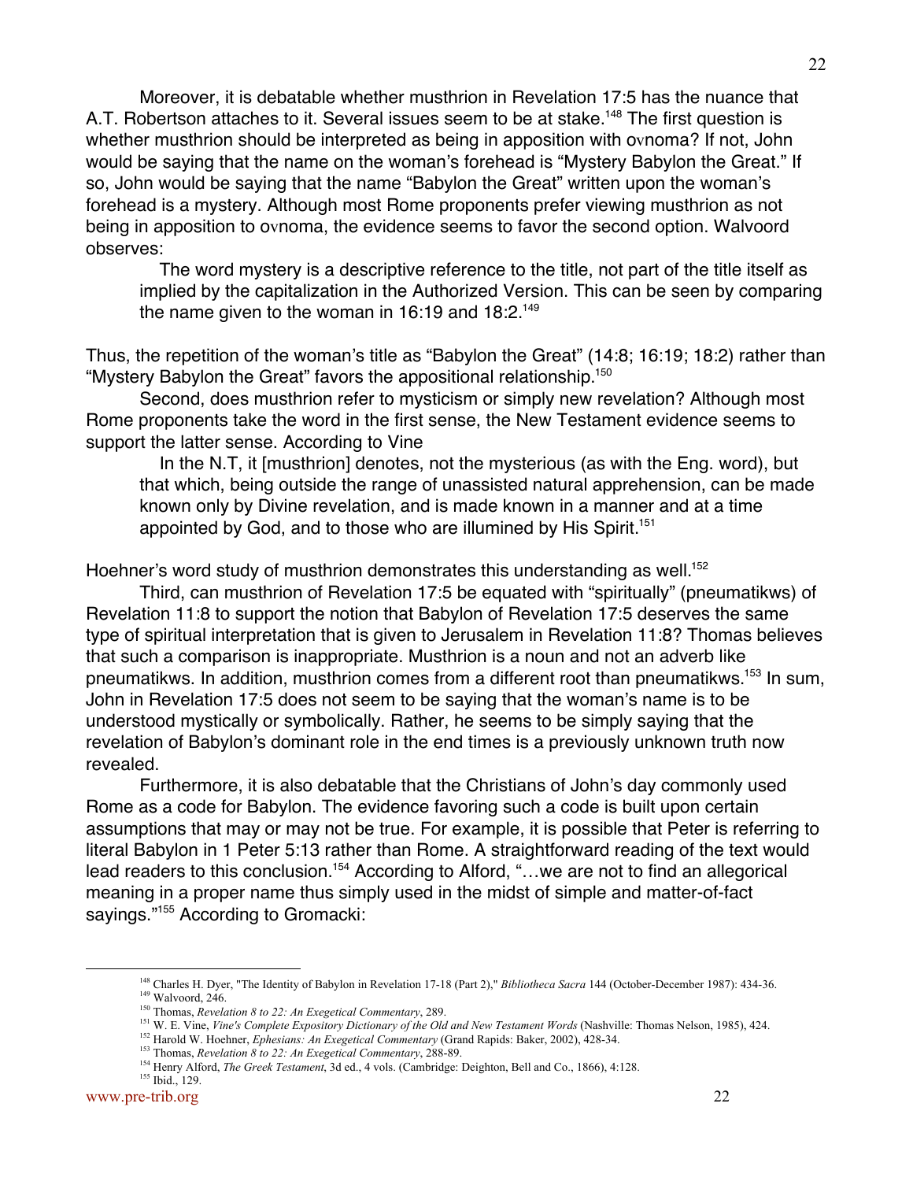Moreover, it is debatable whether musthrion in Revelation 17:5 has the nuance that A.T. Robertson attaches to it. Several issues seem to be at stake.[148] The first question is whether musthrion should be interpreted as being in apposition with ovnoma? If not, John would be saying that the name on the woman's forehead is "Mystery Babylon the Great." If so, John would be saying that the name "Babylon the Great" written upon the woman's forehead is a mystery. Although most Rome proponents prefer viewing musthrion as not being in apposition to ovnoma, the evidence seems to favor the second option. Walvoord observes:

> The word mystery is a descriptive reference to the title, not part of the title itself as implied by the capitalization in the Authorized Version. This can be seen by comparing the name given to the woman in 16:19 and 18:2.[149]

Thus, the repetition of the woman's title as "Babylon the Great" (14:8; 16:19; 18:2) rather than "Mystery Babylon the Great" favors the appositional relationship.[150]

Second, does musthrion refer to mysticism or simply new revelation? Although most Rome proponents take the word in the first sense, the New Testament evidence seems to support the latter sense. According to Vine

> In the N.T, it [musthrion] denotes, not the mysterious (as with the Eng. word), but that which, being outside the range of unassisted natural apprehension, can be made known only by Divine revelation, and is made known in a manner and at a time appointed by God, and to those who are illumined by His Spirit.[151]

Hoehner's word study of musthrion demonstrates this understanding as well.[152]

Third, can musthrion of Revelation 17:5 be equated with "spiritually" (pneumatikws) of Revelation 11:8 to support the notion that Babylon of Revelation 17:5 deserves the same type of spiritual interpretation that is given to Jerusalem in Revelation 11:8? Thomas believes that such a comparison is inappropriate. Musthrion is a noun and not an adverb like pneumatikws. In addition, musthrion comes from a different root than pneumatikws.[153] In sum, John in Revelation 17:5 does not seem to be saying that the woman's name is to be understood mystically or symbolically. Rather, he seems to be simply saying that the revelation of Babylon's dominant role in the end times is a previously unknown truth now revealed.

Furthermore, it is also debatable that the Christians of John's day commonly used Rome as a code for Babylon. The evidence favoring such a code is built upon certain assumptions that may or may not be true. For example, it is possible that Peter is referring to literal Babylon in 1 Peter 5:13 rather than Rome. A straightforward reading of the text would lead readers to this conclusion.[154] According to Alford, "…we are not to find an allegorical meaning in a proper name thus simply used in the midst of simple and matter-of-fact sayings."[155] According to Gromacki:

---

[148] Charles H. Dyer, "The Identity of Babylon in Revelation 17-18 (Part 2)," *Bibliotheca Sacra* 144 (October-December 1987): 434-36.
[149] Walvoord, 246.
[150] Thomas, *Revelation 8 to 22: An Exegetical Commentary*, 289.
[151] W. E. Vine, *Vine's Complete Expository Dictionary of the Old and New Testament Words* (Nashville: Thomas Nelson, 1985), 424.
[152] Harold W. Hoehner, *Ephesians: An Exegetical Commentary* (Grand Rapids: Baker, 2002), 428-34.
[153] Thomas, *Revelation 8 to 22: An Exegetical Commentary*, 288-89.
[154] Henry Alford, *The Greek Testament*, 3d ed., 4 vols. (Cambridge: Deighton, Bell and Co., 1866), 4:128.
[155] Ibid., 129.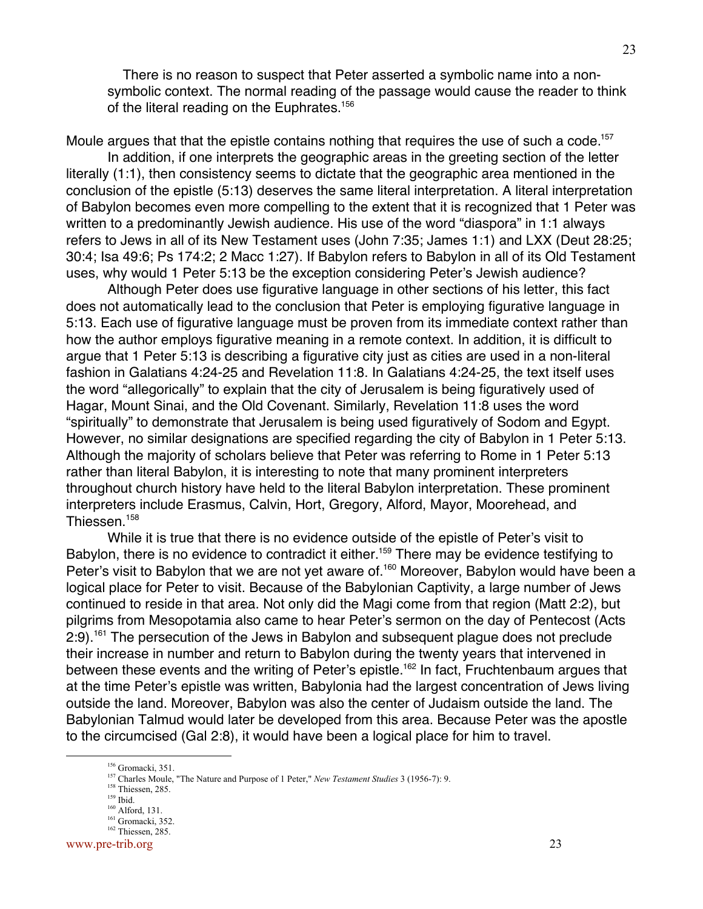> There is no reason to suspect that Peter asserted a symbolic name into a non-symbolic context. The normal reading of the passage would cause the reader to think of the literal reading on the Euphrates.[156]

Moule argues that that the epistle contains nothing that requires the use of such a code.[157]

In addition, if one interprets the geographic areas in the greeting section of the letter literally (1:1), then consistency seems to dictate that the geographic area mentioned in the conclusion of the epistle (5:13) deserves the same literal interpretation. A literal interpretation of Babylon becomes even more compelling to the extent that it is recognized that 1 Peter was written to a predominantly Jewish audience. His use of the word "diaspora" in 1:1 always refers to Jews in all of its New Testament uses (John 7:35; James 1:1) and LXX (Deut 28:25; 30:4; Isa 49:6; Ps 174:2; 2 Macc 1:27). If Babylon refers to Babylon in all of its Old Testament uses, why would 1 Peter 5:13 be the exception considering Peter's Jewish audience?

Although Peter does use figurative language in other sections of his letter, this fact does not automatically lead to the conclusion that Peter is employing figurative language in 5:13. Each use of figurative language must be proven from its immediate context rather than how the author employs figurative meaning in a remote context. In addition, it is difficult to argue that 1 Peter 5:13 is describing a figurative city just as cities are used in a non-literal fashion in Galatians 4:24-25 and Revelation 11:8. In Galatians 4:24-25, the text itself uses the word "allegorically" to explain that the city of Jerusalem is being figuratively used of Hagar, Mount Sinai, and the Old Covenant. Similarly, Revelation 11:8 uses the word "spiritually" to demonstrate that Jerusalem is being used figuratively of Sodom and Egypt. However, no similar designations are specified regarding the city of Babylon in 1 Peter 5:13. Although the majority of scholars believe that Peter was referring to Rome in 1 Peter 5:13 rather than literal Babylon, it is interesting to note that many prominent interpreters throughout church history have held to the literal Babylon interpretation. These prominent interpreters include Erasmus, Calvin, Hort, Gregory, Alford, Mayor, Moorehead, and Thiessen.[158]

While it is true that there is no evidence outside of the epistle of Peter's visit to Babylon, there is no evidence to contradict it either.[159] There may be evidence testifying to Peter's visit to Babylon that we are not yet aware of.[160] Moreover, Babylon would have been a logical place for Peter to visit. Because of the Babylonian Captivity, a large number of Jews continued to reside in that area. Not only did the Magi come from that region (Matt 2:2), but pilgrims from Mesopotamia also came to hear Peter's sermon on the day of Pentecost (Acts 2:9).[161] The persecution of the Jews in Babylon and subsequent plague does not preclude their increase in number and return to Babylon during the twenty years that intervened in between these events and the writing of Peter's epistle.[162] In fact, Fruchtenbaum argues that at the time Peter's epistle was written, Babylonia had the largest concentration of Jews living outside the land. Moreover, Babylon was also the center of Judaism outside the land. The Babylonian Talmud would later be developed from this area. Because Peter was the apostle to the circumcised (Gal 2:8), it would have been a logical place for him to travel.

---

[156] Gromacki, 351.
[157] Charles Moule, "The Nature and Purpose of 1 Peter," *New Testament Studies* 3 (1956-7): 9.
[158] Thiessen, 285.
[159] Ibid.
[160] Alford, 131.
[161] Gromacki, 352.
[162] Thiessen, 285.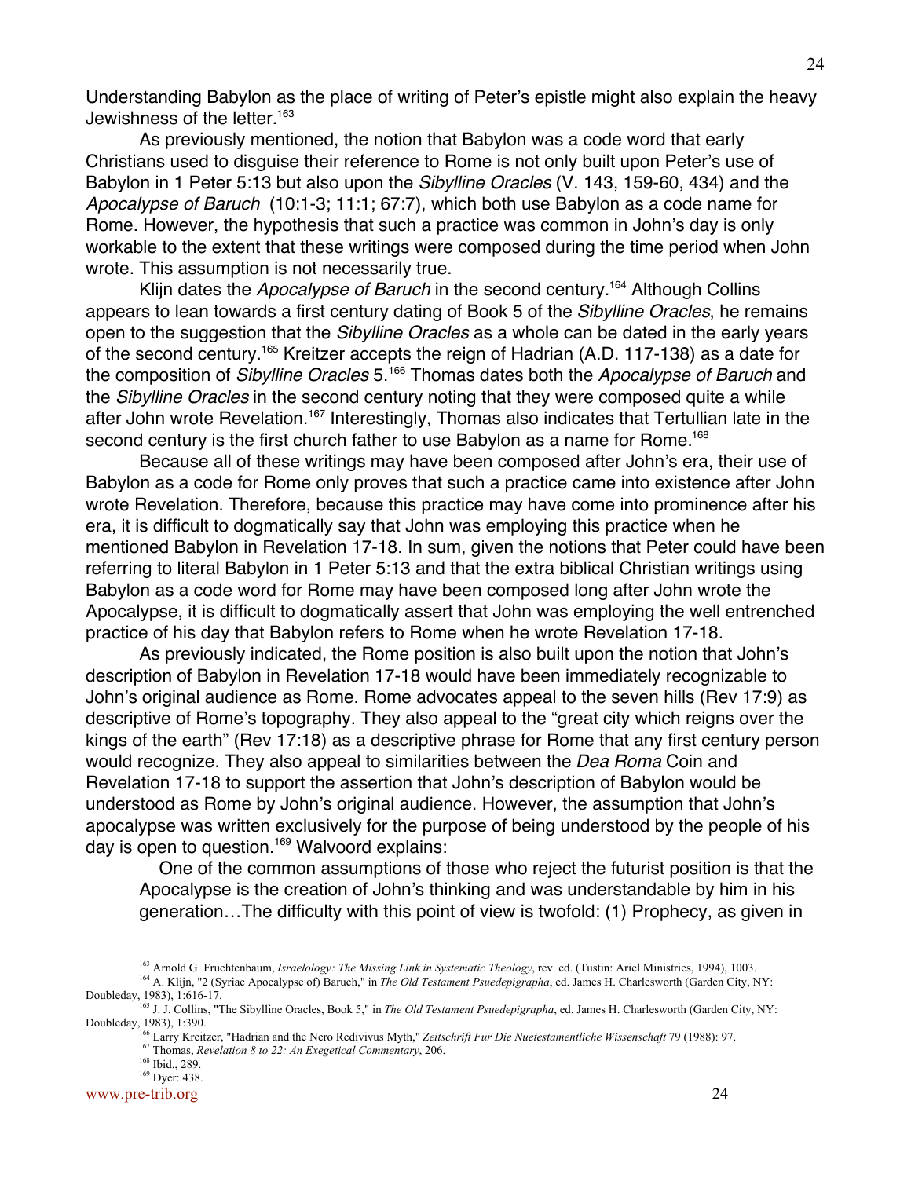Understanding Babylon as the place of writing of Peter's epistle might also explain the heavy Jewishness of the letter.[163]

As previously mentioned, the notion that Babylon was a code word that early Christians used to disguise their reference to Rome is not only built upon Peter's use of Babylon in 1 Peter 5:13 but also upon the *Sibylline Oracles* (V. 143, 159-60, 434) and the *Apocalypse of Baruch* (10:1-3; 11:1; 67:7), which both use Babylon as a code name for Rome. However, the hypothesis that such a practice was common in John's day is only workable to the extent that these writings were composed during the time period when John wrote. This assumption is not necessarily true.

Klijn dates the *Apocalypse of Baruch* in the second century.[164] Although Collins appears to lean towards a first century dating of Book 5 of the *Sibylline Oracles*, he remains open to the suggestion that the *Sibylline Oracles* as a whole can be dated in the early years of the second century.[165] Kreitzer accepts the reign of Hadrian (A.D. 117-138) as a date for the composition of *Sibylline Oracles* 5.[166] Thomas dates both the *Apocalypse of Baruch* and the *Sibylline Oracles* in the second century noting that they were composed quite a while after John wrote Revelation.[167] Interestingly, Thomas also indicates that Tertullian late in the second century is the first church father to use Babylon as a name for Rome.[168]

Because all of these writings may have been composed after John's era, their use of Babylon as a code for Rome only proves that such a practice came into existence after John wrote Revelation. Therefore, because this practice may have come into prominence after his era, it is difficult to dogmatically say that John was employing this practice when he mentioned Babylon in Revelation 17-18. In sum, given the notions that Peter could have been referring to literal Babylon in 1 Peter 5:13 and that the extra biblical Christian writings using Babylon as a code word for Rome may have been composed long after John wrote the Apocalypse, it is difficult to dogmatically assert that John was employing the well entrenched practice of his day that Babylon refers to Rome when he wrote Revelation 17-18.

As previously indicated, the Rome position is also built upon the notion that John's description of Babylon in Revelation 17-18 would have been immediately recognizable to John's original audience as Rome. Rome advocates appeal to the seven hills (Rev 17:9) as descriptive of Rome's topography. They also appeal to the "great city which reigns over the kings of the earth" (Rev 17:18) as a descriptive phrase for Rome that any first century person would recognize. They also appeal to similarities between the *Dea Roma* Coin and Revelation 17-18 to support the assertion that John's description of Babylon would be understood as Rome by John's original audience. However, the assumption that John's apocalypse was written exclusively for the purpose of being understood by the people of his day is open to question.[169] Walvoord explains:

> One of the common assumptions of those who reject the futurist position is that the Apocalypse is the creation of John's thinking and was understandable by him in his generation…The difficulty with this point of view is twofold: (1) Prophecy, as given in

---

[163] Arnold G. Fruchtenbaum, *Israelology: The Missing Link in Systematic Theology*, rev. ed. (Tustin: Ariel Ministries, 1994), 1003.

[164] A. Klijn, "2 (Syriac Apocalypse of) Baruch," in *The Old Testament Psuedepigrapha*, ed. James H. Charlesworth (Garden City, NY: Doubleday, 1983), 1:616-17.

[165] J. J. Collins, "The Sibylline Oracles, Book 5," in *The Old Testament Psuedepigrapha*, ed. James H. Charlesworth (Garden City, NY: Doubleday, 1983), 1:390.

[166] Larry Kreitzer, "Hadrian and the Nero Redivivus Myth," *Zeitschrift Fur Die Nuetestamentliche Wissenschaft* 79 (1988): 97.

[167] Thomas, *Revelation 8 to 22: An Exegetical Commentary*, 206.

[168] Ibid., 289.

[169] Dyer: 438.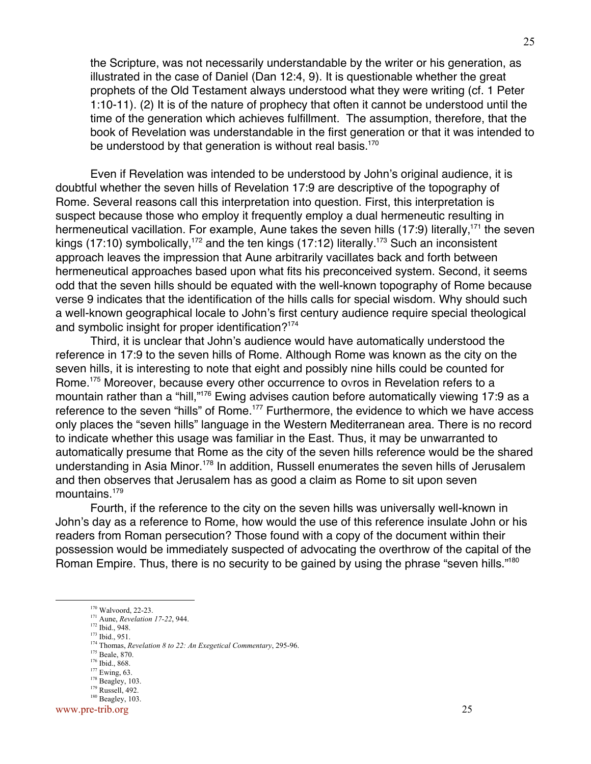the Scripture, was not necessarily understandable by the writer or his generation, as illustrated in the case of Daniel (Dan 12:4, 9). It is questionable whether the great prophets of the Old Testament always understood what they were writing (cf. 1 Peter 1:10-11). (2) It is of the nature of prophecy that often it cannot be understood until the time of the generation which achieves fulfillment. The assumption, therefore, that the book of Revelation was understandable in the first generation or that it was intended to be understood by that generation is without real basis.[170]

Even if Revelation was intended to be understood by John's original audience, it is doubtful whether the seven hills of Revelation 17:9 are descriptive of the topography of Rome. Several reasons call this interpretation into question. First, this interpretation is suspect because those who employ it frequently employ a dual hermeneutic resulting in hermeneutical vacillation. For example, Aune takes the seven hills (17:9) literally,[171] the seven kings (17:10) symbolically,[172] and the ten kings (17:12) literally.[173] Such an inconsistent approach leaves the impression that Aune arbitrarily vacillates back and forth between hermeneutical approaches based upon what fits his preconceived system. Second, it seems odd that the seven hills should be equated with the well-known topography of Rome because verse 9 indicates that the identification of the hills calls for special wisdom. Why should such a well-known geographical locale to John's first century audience require special theological and symbolic insight for proper identification?[174]

Third, it is unclear that John's audience would have automatically understood the reference in 17:9 to the seven hills of Rome. Although Rome was known as the city on the seven hills, it is interesting to note that eight and possibly nine hills could be counted for Rome.[175] Moreover, because every other occurrence to ovros in Revelation refers to a mountain rather than a "hill,"[176] Ewing advises caution before automatically viewing 17:9 as a reference to the seven "hills" of Rome.[177] Furthermore, the evidence to which we have access only places the "seven hills" language in the Western Mediterranean area. There is no record to indicate whether this usage was familiar in the East. Thus, it may be unwarranted to automatically presume that Rome as the city of the seven hills reference would be the shared understanding in Asia Minor.[178] In addition, Russell enumerates the seven hills of Jerusalem and then observes that Jerusalem has as good a claim as Rome to sit upon seven mountains.[179]

Fourth, if the reference to the city on the seven hills was universally well-known in John's day as a reference to Rome, how would the use of this reference insulate John or his readers from Roman persecution? Those found with a copy of the document within their possession would be immediately suspected of advocating the overthrow of the capital of the Roman Empire. Thus, there is no security to be gained by using the phrase "seven hills."[180]

---

[170] Walvoord, 22-23.
[171] Aune, *Revelation 17-22*, 944.
[172] Ibid., 948.
[173] Ibid., 951.
[174] Thomas, *Revelation 8 to 22: An Exegetical Commentary*, 295-96.
[175] Beale, 870.
[176] Ibid., 868.
[177] Ewing, 63.
[178] Beagley, 103.
[179] Russell, 492.
[180] Beagley, 103.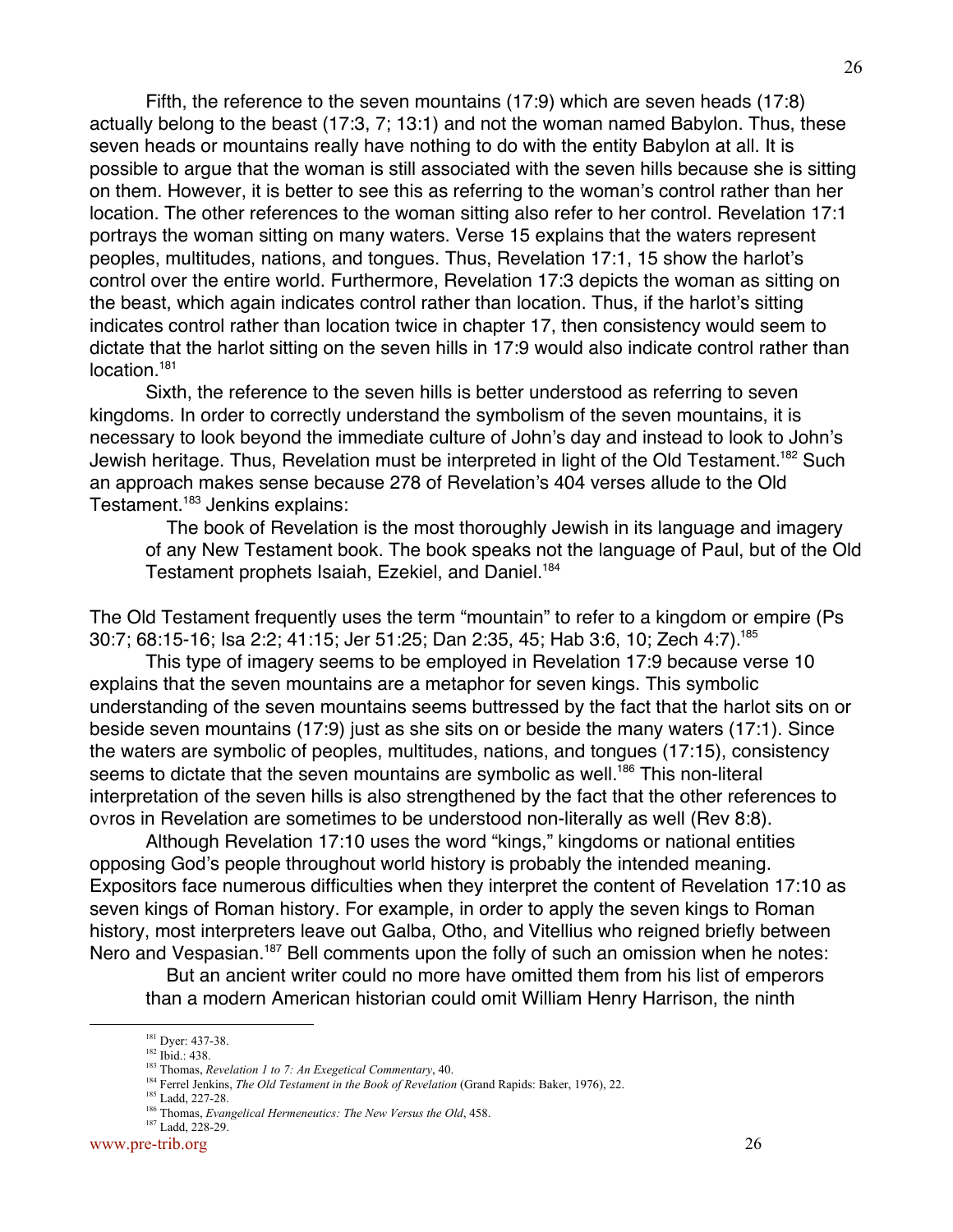Fifth, the reference to the seven mountains (17:9) which are seven heads (17:8) actually belong to the beast (17:3, 7; 13:1) and not the woman named Babylon. Thus, these seven heads or mountains really have nothing to do with the entity Babylon at all. It is possible to argue that the woman is still associated with the seven hills because she is sitting on them. However, it is better to see this as referring to the woman's control rather than her location. The other references to the woman sitting also refer to her control. Revelation 17:1 portrays the woman sitting on many waters. Verse 15 explains that the waters represent peoples, multitudes, nations, and tongues. Thus, Revelation 17:1, 15 show the harlot's control over the entire world. Furthermore, Revelation 17:3 depicts the woman as sitting on the beast, which again indicates control rather than location. Thus, if the harlot's sitting indicates control rather than location twice in chapter 17, then consistency would seem to dictate that the harlot sitting on the seven hills in 17:9 would also indicate control rather than location.[181]

Sixth, the reference to the seven hills is better understood as referring to seven kingdoms. In order to correctly understand the symbolism of the seven mountains, it is necessary to look beyond the immediate culture of John's day and instead to look to John's Jewish heritage. Thus, Revelation must be interpreted in light of the Old Testament.[182] Such an approach makes sense because 278 of Revelation's 404 verses allude to the Old Testament.[183] Jenkins explains:

> The book of Revelation is the most thoroughly Jewish in its language and imagery of any New Testament book. The book speaks not the language of Paul, but of the Old Testament prophets Isaiah, Ezekiel, and Daniel.[184]

The Old Testament frequently uses the term "mountain" to refer to a kingdom or empire (Ps 30:7; 68:15-16; Isa 2:2; 41:15; Jer 51:25; Dan 2:35, 45; Hab 3:6, 10; Zech 4:7).[185]

This type of imagery seems to be employed in Revelation 17:9 because verse 10 explains that the seven mountains are a metaphor for seven kings. This symbolic understanding of the seven mountains seems buttressed by the fact that the harlot sits on or beside seven mountains (17:9) just as she sits on or beside the many waters (17:1). Since the waters are symbolic of peoples, multitudes, nations, and tongues (17:15), consistency seems to dictate that the seven mountains are symbolic as well.[186] This non-literal interpretation of the seven hills is also strengthened by the fact that the other references to ovros in Revelation are sometimes to be understood non-literally as well (Rev 8:8).

Although Revelation 17:10 uses the word "kings," kingdoms or national entities opposing God's people throughout world history is probably the intended meaning. Expositors face numerous difficulties when they interpret the content of Revelation 17:10 as seven kings of Roman history. For example, in order to apply the seven kings to Roman history, most interpreters leave out Galba, Otho, and Vitellius who reigned briefly between Nero and Vespasian.[187] Bell comments upon the folly of such an omission when he notes:

> But an ancient writer could no more have omitted them from his list of emperors than a modern American historian could omit William Henry Harrison, the ninth

---

[181] Dyer: 437-38.

[182] Ibid.: 438.

[183] Thomas, *Revelation 1 to 7: An Exegetical Commentary*, 40.

[184] Ferrel Jenkins, *The Old Testament in the Book of Revelation* (Grand Rapids: Baker, 1976), 22.

[185] Ladd, 227-28.

[186] Thomas, *Evangelical Hermeneutics: The New Versus the Old*, 458.

[187] Ladd, 228-29.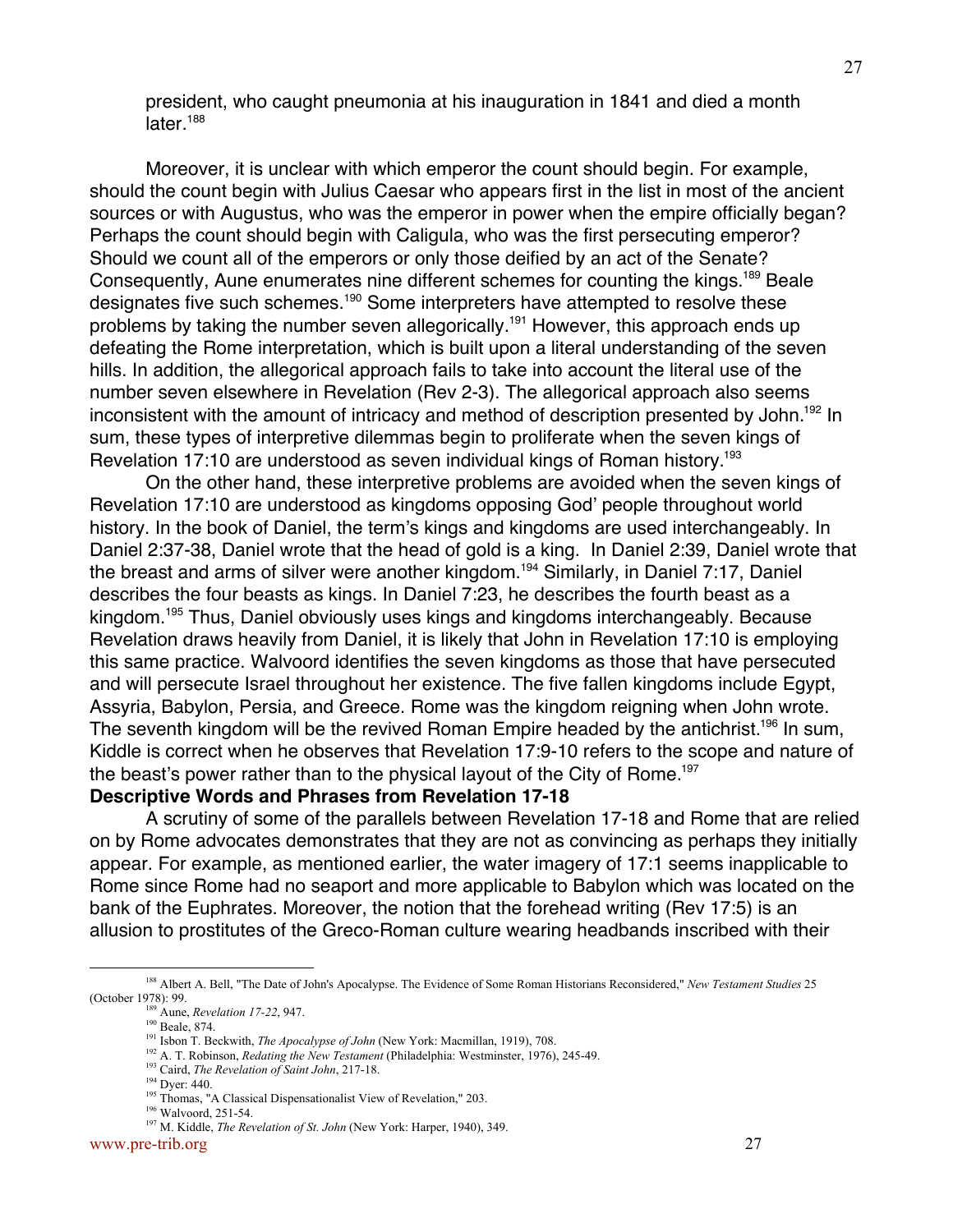president, who caught pneumonia at his inauguration in 1841 and died a month later.[188]

Moreover, it is unclear with which emperor the count should begin. For example, should the count begin with Julius Caesar who appears first in the list in most of the ancient sources or with Augustus, who was the emperor in power when the empire officially began? Perhaps the count should begin with Caligula, who was the first persecuting emperor? Should we count all of the emperors or only those deified by an act of the Senate? Consequently, Aune enumerates nine different schemes for counting the kings.[189] Beale designates five such schemes.[190] Some interpreters have attempted to resolve these problems by taking the number seven allegorically.[191] However, this approach ends up defeating the Rome interpretation, which is built upon a literal understanding of the seven hills. In addition, the allegorical approach fails to take into account the literal use of the number seven elsewhere in Revelation (Rev 2-3). The allegorical approach also seems inconsistent with the amount of intricacy and method of description presented by John.[192] In sum, these types of interpretive dilemmas begin to proliferate when the seven kings of Revelation 17:10 are understood as seven individual kings of Roman history.[193]

On the other hand, these interpretive problems are avoided when the seven kings of Revelation 17:10 are understood as kingdoms opposing God' people throughout world history. In the book of Daniel, the term's kings and kingdoms are used interchangeably. In Daniel 2:37-38, Daniel wrote that the head of gold is a king. In Daniel 2:39, Daniel wrote that the breast and arms of silver were another kingdom.[194] Similarly, in Daniel 7:17, Daniel describes the four beasts as kings. In Daniel 7:23, he describes the fourth beast as a kingdom.[195] Thus, Daniel obviously uses kings and kingdoms interchangeably. Because Revelation draws heavily from Daniel, it is likely that John in Revelation 17:10 is employing this same practice. Walvoord identifies the seven kingdoms as those that have persecuted and will persecute Israel throughout her existence. The five fallen kingdoms include Egypt, Assyria, Babylon, Persia, and Greece. Rome was the kingdom reigning when John wrote. The seventh kingdom will be the revived Roman Empire headed by the antichrist.[196] In sum, Kiddle is correct when he observes that Revelation 17:9-10 refers to the scope and nature of the beast's power rather than to the physical layout of the City of Rome.[197]

**Descriptive Words and Phrases from Revelation 17-18**

A scrutiny of some of the parallels between Revelation 17-18 and Rome that are relied on by Rome advocates demonstrates that they are not as convincing as perhaps they initially appear. For example, as mentioned earlier, the water imagery of 17:1 seems inapplicable to Rome since Rome had no seaport and more applicable to Babylon which was located on the bank of the Euphrates. Moreover, the notion that the forehead writing (Rev 17:5) is an allusion to prostitutes of the Greco-Roman culture wearing headbands inscribed with their

---

[188] Albert A. Bell, "The Date of John's Apocalypse. The Evidence of Some Roman Historians Reconsidered," *New Testament Studies* 25 (October 1978): 99.

[189] Aune, *Revelation 17-22*, 947.

[190] Beale, 874.

[191] Isbon T. Beckwith, *The Apocalypse of John* (New York: Macmillan, 1919), 708.

[192] A. T. Robinson, *Redating the New Testament* (Philadelphia: Westminster, 1976), 245-49.

[193] Caird, *The Revelation of Saint John*, 217-18.

[194] Dyer: 440.

[195] Thomas, "A Classical Dispensationalist View of Revelation," 203.

[196] Walvoord, 251-54.

[197] M. Kiddle, *The Revelation of St. John* (New York: Harper, 1940), 349.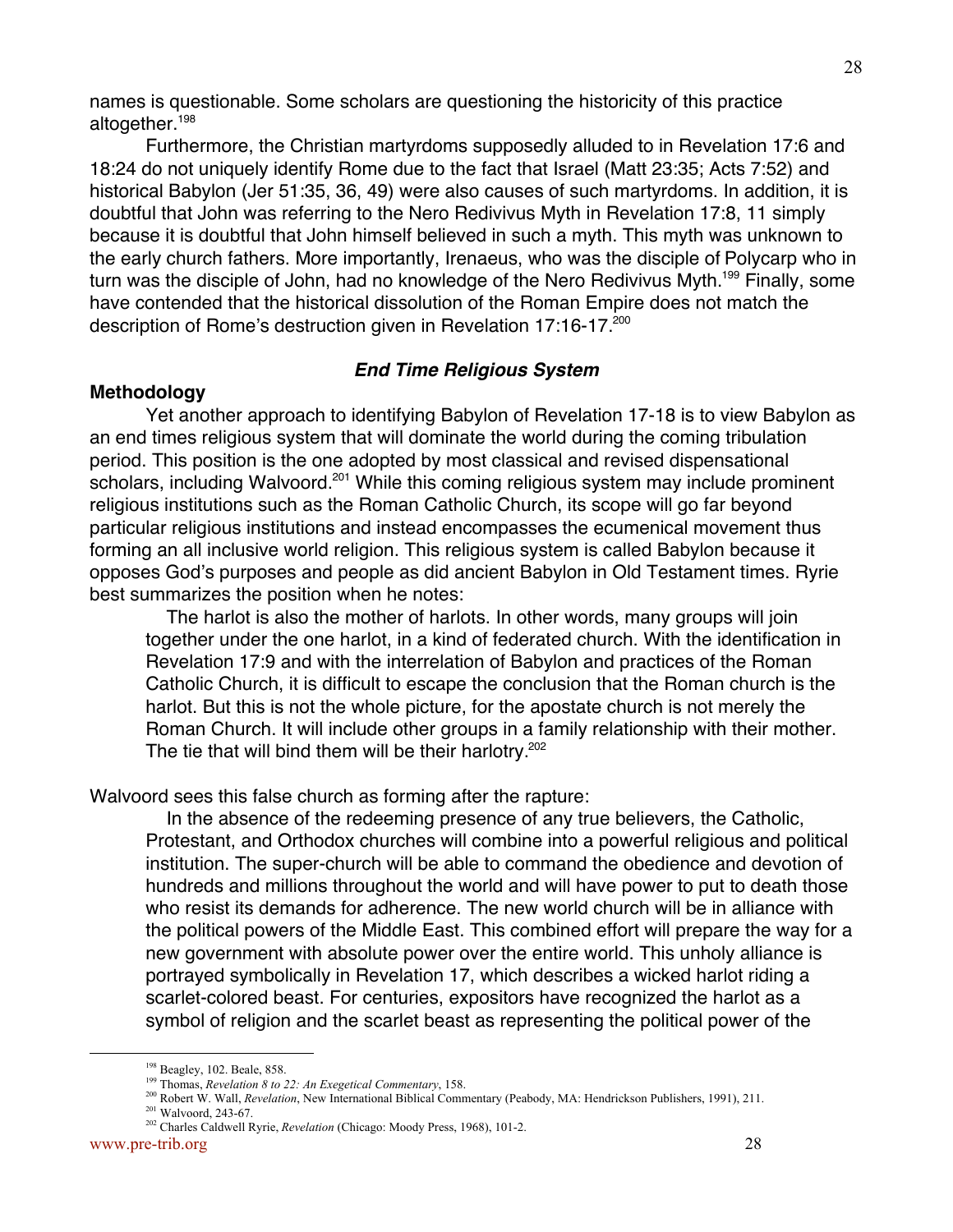names is questionable. Some scholars are questioning the historicity of this practice altogether.[198]

Furthermore, the Christian martyrdoms supposedly alluded to in Revelation 17:6 and 18:24 do not uniquely identify Rome due to the fact that Israel (Matt 23:35; Acts 7:52) and historical Babylon (Jer 51:35, 36, 49) were also causes of such martyrdoms. In addition, it is doubtful that John was referring to the Nero Redivivus Myth in Revelation 17:8, 11 simply because it is doubtful that John himself believed in such a myth. This myth was unknown to the early church fathers. More importantly, Irenaeus, who was the disciple of Polycarp who in turn was the disciple of John, had no knowledge of the Nero Redivivus Myth.[199] Finally, some have contended that the historical dissolution of the Roman Empire does not match the description of Rome's destruction given in Revelation 17:16-17.[200]

### *End Time Religious System*

#### Methodology

Yet another approach to identifying Babylon of Revelation 17-18 is to view Babylon as an end times religious system that will dominate the world during the coming tribulation period. This position is the one adopted by most classical and revised dispensational scholars, including Walvoord.[201] While this coming religious system may include prominent religious institutions such as the Roman Catholic Church, its scope will go far beyond particular religious institutions and instead encompasses the ecumenical movement thus forming an all inclusive world religion. This religious system is called Babylon because it opposes God's purposes and people as did ancient Babylon in Old Testament times. Ryrie best summarizes the position when he notes:

> The harlot is also the mother of harlots. In other words, many groups will join together under the one harlot, in a kind of federated church. With the identification in Revelation 17:9 and with the interrelation of Babylon and practices of the Roman Catholic Church, it is difficult to escape the conclusion that the Roman church is the harlot. But this is not the whole picture, for the apostate church is not merely the Roman Church. It will include other groups in a family relationship with their mother. The tie that will bind them will be their harlotry.[202]

Walvoord sees this false church as forming after the rapture:

> In the absence of the redeeming presence of any true believers, the Catholic, Protestant, and Orthodox churches will combine into a powerful religious and political institution. The super-church will be able to command the obedience and devotion of hundreds and millions throughout the world and will have power to put to death those who resist its demands for adherence. The new world church will be in alliance with the political powers of the Middle East. This combined effort will prepare the way for a new government with absolute power over the entire world. This unholy alliance is portrayed symbolically in Revelation 17, which describes a wicked harlot riding a scarlet-colored beast. For centuries, expositors have recognized the harlot as a symbol of religion and the scarlet beast as representing the political power of the

---

[198] Beagley, 102. Beale, 858.
[199] Thomas, *Revelation 8 to 22: An Exegetical Commentary*, 158.
[200] Robert W. Wall, *Revelation*, New International Biblical Commentary (Peabody, MA: Hendrickson Publishers, 1991), 211.
[201] Walvoord, 243-67.
[202] Charles Caldwell Ryrie, *Revelation* (Chicago: Moody Press, 1968), 101-2.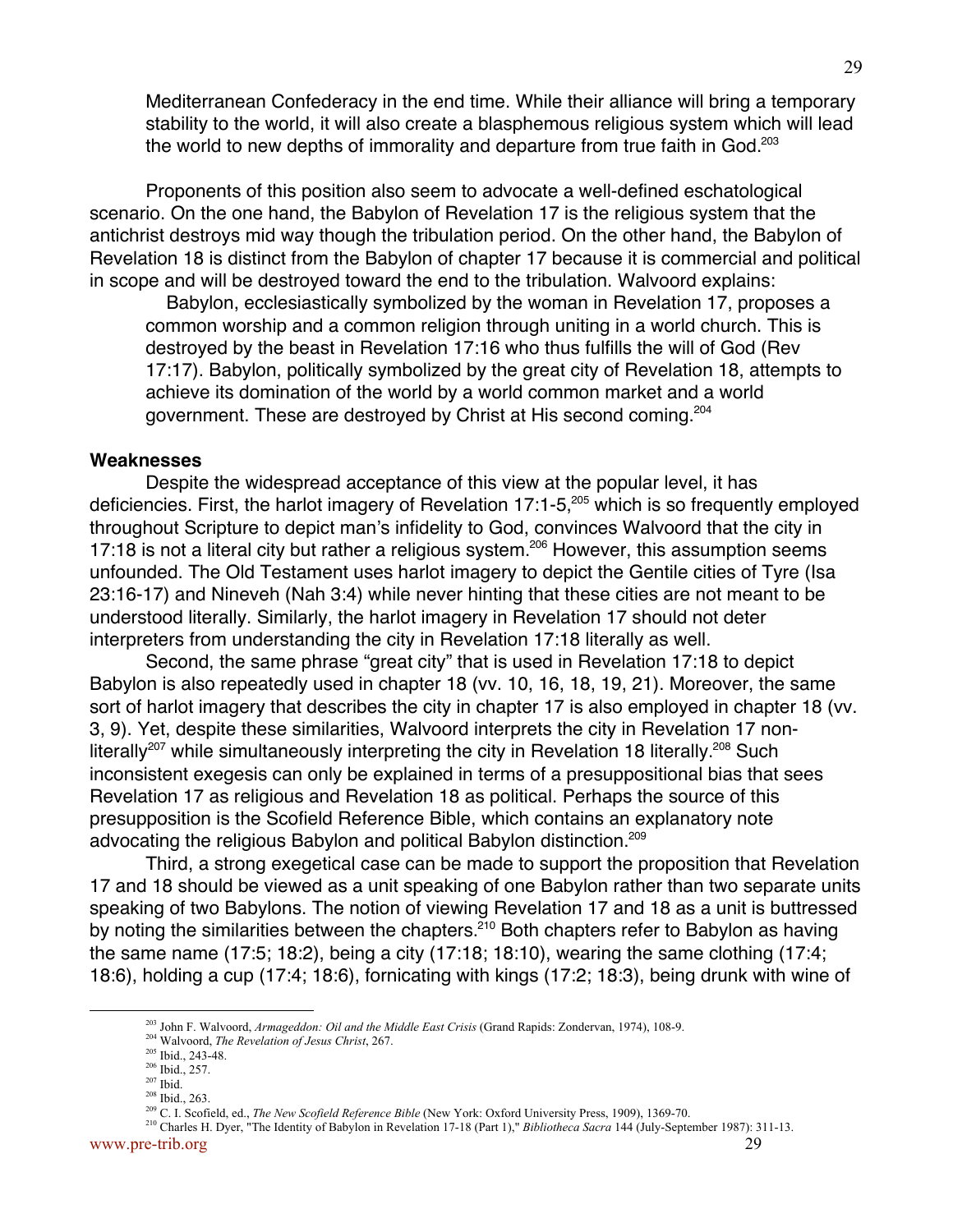Mediterranean Confederacy in the end time. While their alliance will bring a temporary stability to the world, it will also create a blasphemous religious system which will lead the world to new depths of immorality and departure from true faith in God.[203]

Proponents of this position also seem to advocate a well-defined eschatological scenario. On the one hand, the Babylon of Revelation 17 is the religious system that the antichrist destroys mid way though the tribulation period. On the other hand, the Babylon of Revelation 18 is distinct from the Babylon of chapter 17 because it is commercial and political in scope and will be destroyed toward the end to the tribulation. Walvoord explains:

> Babylon, ecclesiastically symbolized by the woman in Revelation 17, proposes a common worship and a common religion through uniting in a world church. This is destroyed by the beast in Revelation 17:16 who thus fulfills the will of God (Rev 17:17). Babylon, politically symbolized by the great city of Revelation 18, attempts to achieve its domination of the world by a world common market and a world government. These are destroyed by Christ at His second coming.[204]

**Weaknesses**

Despite the widespread acceptance of this view at the popular level, it has deficiencies. First, the harlot imagery of Revelation 17:1-5,[205] which is so frequently employed throughout Scripture to depict man's infidelity to God, convinces Walvoord that the city in 17:18 is not a literal city but rather a religious system.[206] However, this assumption seems unfounded. The Old Testament uses harlot imagery to depict the Gentile cities of Tyre (Isa 23:16-17) and Nineveh (Nah 3:4) while never hinting that these cities are not meant to be understood literally. Similarly, the harlot imagery in Revelation 17 should not deter interpreters from understanding the city in Revelation 17:18 literally as well.

Second, the same phrase "great city" that is used in Revelation 17:18 to depict Babylon is also repeatedly used in chapter 18 (vv. 10, 16, 18, 19, 21). Moreover, the same sort of harlot imagery that describes the city in chapter 17 is also employed in chapter 18 (vv. 3, 9). Yet, despite these similarities, Walvoord interprets the city in Revelation 17 non-literally[207] while simultaneously interpreting the city in Revelation 18 literally.[208] Such inconsistent exegesis can only be explained in terms of a presuppositional bias that sees Revelation 17 as religious and Revelation 18 as political. Perhaps the source of this presupposition is the Scofield Reference Bible, which contains an explanatory note advocating the religious Babylon and political Babylon distinction.[209]

Third, a strong exegetical case can be made to support the proposition that Revelation 17 and 18 should be viewed as a unit speaking of one Babylon rather than two separate units speaking of two Babylons. The notion of viewing Revelation 17 and 18 as a unit is buttressed by noting the similarities between the chapters.[210] Both chapters refer to Babylon as having the same name (17:5; 18:2), being a city (17:18; 18:10), wearing the same clothing (17:4; 18:6), holding a cup (17:4; 18:6), fornicating with kings (17:2; 18:3), being drunk with wine of

---

[203] John F. Walvoord, *Armageddon: Oil and the Middle East Crisis* (Grand Rapids: Zondervan, 1974), 108-9.

[204] Walvoord, *The Revelation of Jesus Christ*, 267.

[205] Ibid., 243-48.

[206] Ibid., 257.

[207] Ibid.

[208] Ibid., 263.

[209] C. I. Scofield, ed., *The New Scofield Reference Bible* (New York: Oxford University Press, 1909), 1369-70.

[210] Charles H. Dyer, "The Identity of Babylon in Revelation 17-18 (Part 1)," *Bibliotheca Sacra* 144 (July-September 1987): 311-13.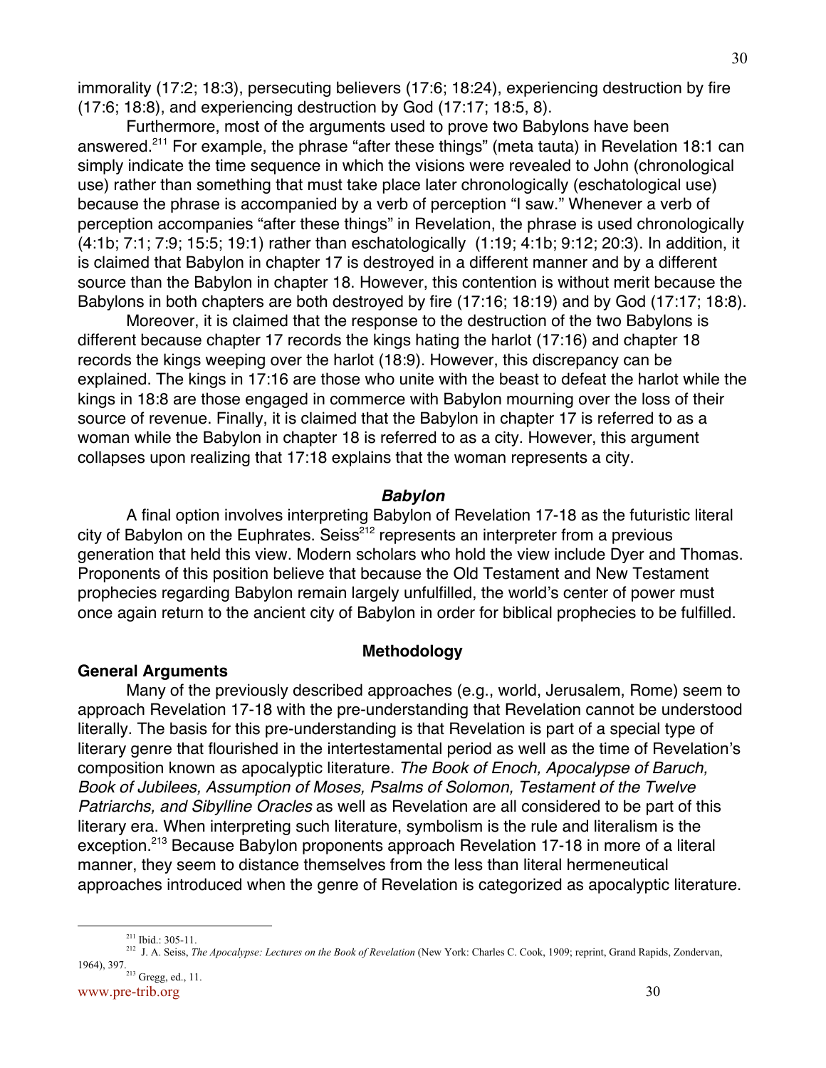immorality (17:2; 18:3), persecuting believers (17:6; 18:24), experiencing destruction by fire (17:6; 18:8), and experiencing destruction by God (17:17; 18:5, 8).

Furthermore, most of the arguments used to prove two Babylons have been answered.[211] For example, the phrase "after these things" (meta tauta) in Revelation 18:1 can simply indicate the time sequence in which the visions were revealed to John (chronological use) rather than something that must take place later chronologically (eschatological use) because the phrase is accompanied by a verb of perception "I saw." Whenever a verb of perception accompanies "after these things" in Revelation, the phrase is used chronologically (4:1b; 7:1; 7:9; 15:5; 19:1) rather than eschatologically (1:19; 4:1b; 9:12; 20:3). In addition, it is claimed that Babylon in chapter 17 is destroyed in a different manner and by a different source than the Babylon in chapter 18. However, this contention is without merit because the Babylons in both chapters are both destroyed by fire (17:16; 18:19) and by God (17:17; 18:8).

Moreover, it is claimed that the response to the destruction of the two Babylons is different because chapter 17 records the kings hating the harlot (17:16) and chapter 18 records the kings weeping over the harlot (18:9). However, this discrepancy can be explained. The kings in 17:16 are those who unite with the beast to defeat the harlot while the kings in 18:8 are those engaged in commerce with Babylon mourning over the loss of their source of revenue. Finally, it is claimed that the Babylon in chapter 17 is referred to as a woman while the Babylon in chapter 18 is referred to as a city. However, this argument collapses upon realizing that 17:18 explains that the woman represents a city.

### *Babylon*

A final option involves interpreting Babylon of Revelation 17-18 as the futuristic literal city of Babylon on the Euphrates. Seiss[212] represents an interpreter from a previous generation that held this view. Modern scholars who hold the view include Dyer and Thomas. Proponents of this position believe that because the Old Testament and New Testament prophecies regarding Babylon remain largely unfulfilled, the world's center of power must once again return to the ancient city of Babylon in order for biblical prophecies to be fulfilled.

## Methodology

### General Arguments

Many of the previously described approaches (e.g., world, Jerusalem, Rome) seem to approach Revelation 17-18 with the pre-understanding that Revelation cannot be understood literally. The basis for this pre-understanding is that Revelation is part of a special type of literary genre that flourished in the intertestamental period as well as the time of Revelation's composition known as apocalyptic literature. *The Book of Enoch, Apocalypse of Baruch, Book of Jubilees, Assumption of Moses, Psalms of Solomon, Testament of the Twelve Patriarchs, and Sibylline Oracles* as well as Revelation are all considered to be part of this literary era. When interpreting such literature, symbolism is the rule and literalism is the exception.[213] Because Babylon proponents approach Revelation 17-18 in more of a literal manner, they seem to distance themselves from the less than literal hermeneutical approaches introduced when the genre of Revelation is categorized as apocalyptic literature.

---

[211] Ibid.: 305-11.

[212] J. A. Seiss, *The Apocalypse: Lectures on the Book of Revelation* (New York: Charles C. Cook, 1909; reprint, Grand Rapids, Zondervan, 1964), 397.

[213] Gregg, ed., 11.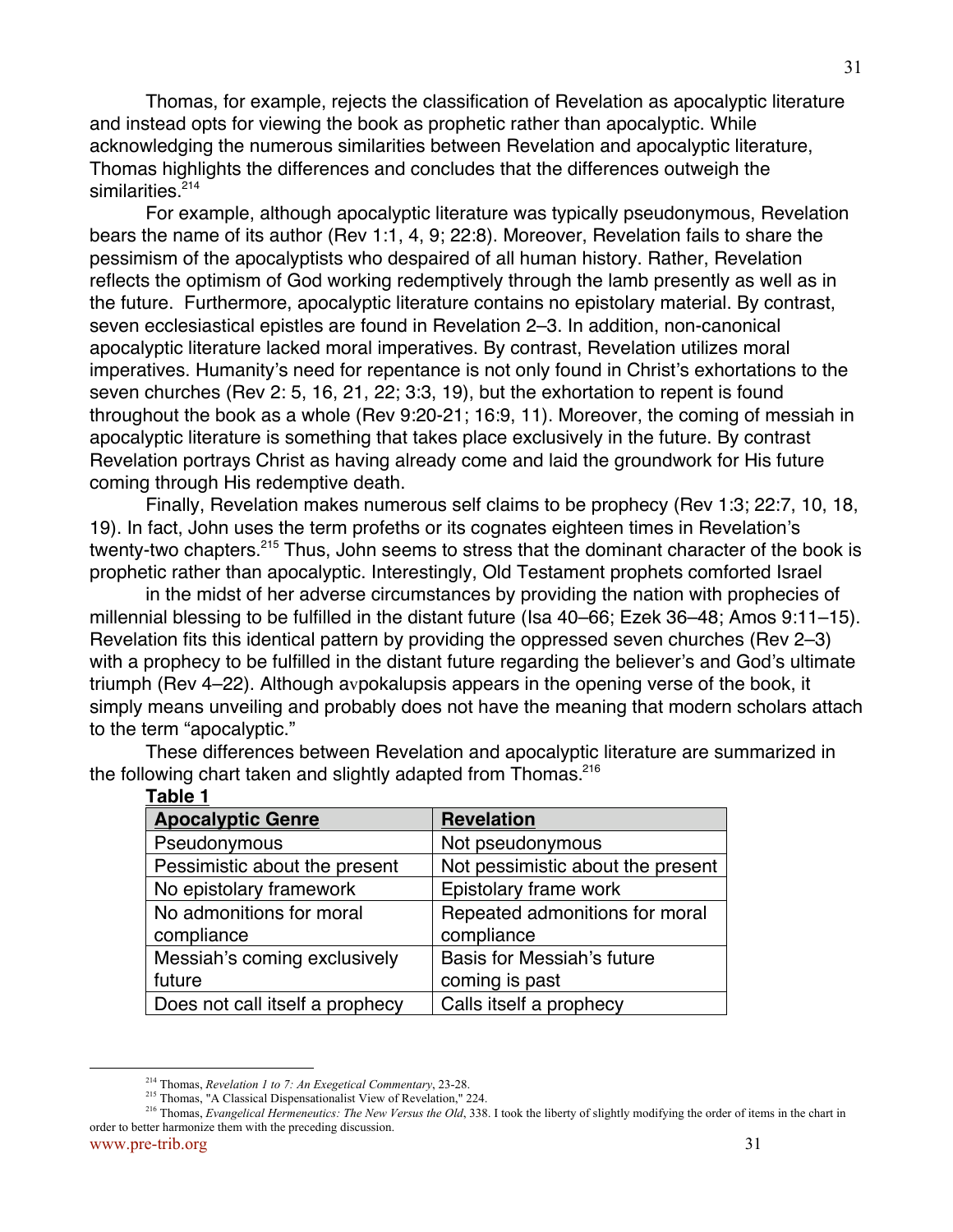Thomas, for example, rejects the classification of Revelation as apocalyptic literature and instead opts for viewing the book as prophetic rather than apocalyptic. While acknowledging the numerous similarities between Revelation and apocalyptic literature, Thomas highlights the differences and concludes that the differences outweigh the similarities.[214]

For example, although apocalyptic literature was typically pseudonymous, Revelation bears the name of its author (Rev 1:1, 4, 9; 22:8). Moreover, Revelation fails to share the pessimism of the apocalyptists who despaired of all human history. Rather, Revelation reflects the optimism of God working redemptively through the lamb presently as well as in the future. Furthermore, apocalyptic literature contains no epistolary material. By contrast, seven ecclesiastical epistles are found in Revelation 2–3. In addition, non-canonical apocalyptic literature lacked moral imperatives. By contrast, Revelation utilizes moral imperatives. Humanity's need for repentance is not only found in Christ's exhortations to the seven churches (Rev 2: 5, 16, 21, 22; 3:3, 19), but the exhortation to repent is found throughout the book as a whole (Rev 9:20-21; 16:9, 11). Moreover, the coming of messiah in apocalyptic literature is something that takes place exclusively in the future. By contrast Revelation portrays Christ as having already come and laid the groundwork for His future coming through His redemptive death.

Finally, Revelation makes numerous self claims to be prophecy (Rev 1:3; 22:7, 10, 18, 19). In fact, John uses the term profeths or its cognates eighteen times in Revelation's twenty-two chapters.[215] Thus, John seems to stress that the dominant character of the book is prophetic rather than apocalyptic. Interestingly, Old Testament prophets comforted Israel

in the midst of her adverse circumstances by providing the nation with prophecies of millennial blessing to be fulfilled in the distant future (Isa 40–66; Ezek 36–48; Amos 9:11–15). Revelation fits this identical pattern by providing the oppressed seven churches (Rev 2–3) with a prophecy to be fulfilled in the distant future regarding the believer's and God's ultimate triumph (Rev 4–22). Although avpokalupsis appears in the opening verse of the book, it simply means unveiling and probably does not have the meaning that modern scholars attach to the term "apocalyptic."

These differences between Revelation and apocalyptic literature are summarized in the following chart taken and slightly adapted from Thomas.[216]

**Table 1**

| Apocalyptic Genre | Revelation |
|---|---|
| Pseudonymous | Not pseudonymous |
| Pessimistic about the present | Not pessimistic about the present |
| No epistolary framework | Epistolary frame work |
| No admonitions for moral compliance | Repeated admonitions for moral compliance |
| Messiah's coming exclusively future | Basis for Messiah's future coming is past |
| Does not call itself a prophecy | Calls itself a prophecy |

---

[214] Thomas, *Revelation 1 to 7: An Exegetical Commentary*, 23-28.

[215] Thomas, "A Classical Dispensationalist View of Revelation," 224.

[216] Thomas, *Evangelical Hermeneutics: The New Versus the Old*, 338. I took the liberty of slightly modifying the order of items in the chart in order to better harmonize them with the preceding discussion.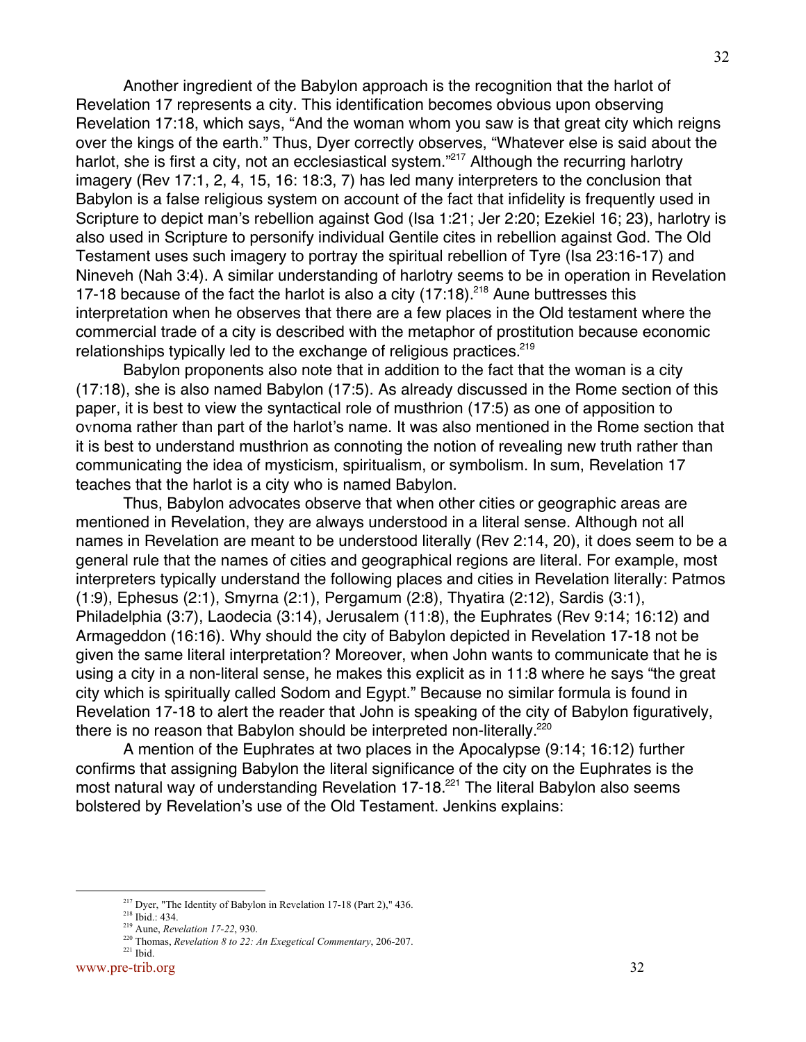Another ingredient of the Babylon approach is the recognition that the harlot of Revelation 17 represents a city. This identification becomes obvious upon observing Revelation 17:18, which says, "And the woman whom you saw is that great city which reigns over the kings of the earth." Thus, Dyer correctly observes, "Whatever else is said about the harlot, she is first a city, not an ecclesiastical system."[217] Although the recurring harlotry imagery (Rev 17:1, 2, 4, 15, 16: 18:3, 7) has led many interpreters to the conclusion that Babylon is a false religious system on account of the fact that infidelity is frequently used in Scripture to depict man's rebellion against God (Isa 1:21; Jer 2:20; Ezekiel 16; 23), harlotry is also used in Scripture to personify individual Gentile cites in rebellion against God. The Old Testament uses such imagery to portray the spiritual rebellion of Tyre (Isa 23:16-17) and Nineveh (Nah 3:4). A similar understanding of harlotry seems to be in operation in Revelation 17-18 because of the fact the harlot is also a city (17:18).[218] Aune buttresses this interpretation when he observes that there are a few places in the Old testament where the commercial trade of a city is described with the metaphor of prostitution because economic relationships typically led to the exchange of religious practices.[219]

Babylon proponents also note that in addition to the fact that the woman is a city (17:18), she is also named Babylon (17:5). As already discussed in the Rome section of this paper, it is best to view the syntactical role of musthrion (17:5) as one of apposition to ovnoma rather than part of the harlot's name. It was also mentioned in the Rome section that it is best to understand musthrion as connoting the notion of revealing new truth rather than communicating the idea of mysticism, spiritualism, or symbolism. In sum, Revelation 17 teaches that the harlot is a city who is named Babylon.

Thus, Babylon advocates observe that when other cities or geographic areas are mentioned in Revelation, they are always understood in a literal sense. Although not all names in Revelation are meant to be understood literally (Rev 2:14, 20), it does seem to be a general rule that the names of cities and geographical regions are literal. For example, most interpreters typically understand the following places and cities in Revelation literally: Patmos (1:9), Ephesus (2:1), Smyrna (2:1), Pergamum (2:8), Thyatira (2:12), Sardis (3:1), Philadelphia (3:7), Laodecia (3:14), Jerusalem (11:8), the Euphrates (Rev 9:14; 16:12) and Armageddon (16:16). Why should the city of Babylon depicted in Revelation 17-18 not be given the same literal interpretation? Moreover, when John wants to communicate that he is using a city in a non-literal sense, he makes this explicit as in 11:8 where he says "the great city which is spiritually called Sodom and Egypt." Because no similar formula is found in Revelation 17-18 to alert the reader that John is speaking of the city of Babylon figuratively, there is no reason that Babylon should be interpreted non-literally.[220]

A mention of the Euphrates at two places in the Apocalypse (9:14; 16:12) further confirms that assigning Babylon the literal significance of the city on the Euphrates is the most natural way of understanding Revelation 17-18.[221] The literal Babylon also seems bolstered by Revelation's use of the Old Testament. Jenkins explains:

---

[217] Dyer, "The Identity of Babylon in Revelation 17-18 (Part 2)," 436.
[218] Ibid.: 434.
[219] Aune, *Revelation 17-22*, 930.
[220] Thomas, *Revelation 8 to 22: An Exegetical Commentary*, 206-207.
[221] Ibid.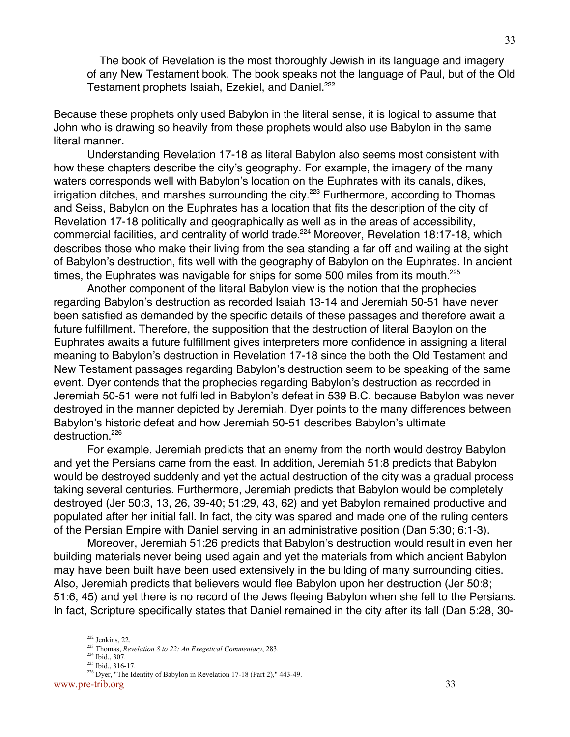> The book of Revelation is the most thoroughly Jewish in its language and imagery of any New Testament book. The book speaks not the language of Paul, but of the Old Testament prophets Isaiah, Ezekiel, and Daniel.[222]

Because these prophets only used Babylon in the literal sense, it is logical to assume that John who is drawing so heavily from these prophets would also use Babylon in the same literal manner.

Understanding Revelation 17-18 as literal Babylon also seems most consistent with how these chapters describe the city's geography. For example, the imagery of the many waters corresponds well with Babylon's location on the Euphrates with its canals, dikes, irrigation ditches, and marshes surrounding the city.[223] Furthermore, according to Thomas and Seiss, Babylon on the Euphrates has a location that fits the description of the city of Revelation 17-18 politically and geographically as well as in the areas of accessibility, commercial facilities, and centrality of world trade.[224] Moreover, Revelation 18:17-18, which describes those who make their living from the sea standing a far off and wailing at the sight of Babylon's destruction, fits well with the geography of Babylon on the Euphrates. In ancient times, the Euphrates was navigable for ships for some 500 miles from its mouth.[225]

Another component of the literal Babylon view is the notion that the prophecies regarding Babylon's destruction as recorded Isaiah 13-14 and Jeremiah 50-51 have never been satisfied as demanded by the specific details of these passages and therefore await a future fulfillment. Therefore, the supposition that the destruction of literal Babylon on the Euphrates awaits a future fulfillment gives interpreters more confidence in assigning a literal meaning to Babylon's destruction in Revelation 17-18 since the both the Old Testament and New Testament passages regarding Babylon's destruction seem to be speaking of the same event. Dyer contends that the prophecies regarding Babylon's destruction as recorded in Jeremiah 50-51 were not fulfilled in Babylon's defeat in 539 B.C. because Babylon was never destroyed in the manner depicted by Jeremiah. Dyer points to the many differences between Babylon's historic defeat and how Jeremiah 50-51 describes Babylon's ultimate destruction.[226]

For example, Jeremiah predicts that an enemy from the north would destroy Babylon and yet the Persians came from the east. In addition, Jeremiah 51:8 predicts that Babylon would be destroyed suddenly and yet the actual destruction of the city was a gradual process taking several centuries. Furthermore, Jeremiah predicts that Babylon would be completely destroyed (Jer 50:3, 13, 26, 39-40; 51:29, 43, 62) and yet Babylon remained productive and populated after her initial fall. In fact, the city was spared and made one of the ruling centers of the Persian Empire with Daniel serving in an administrative position (Dan 5:30; 6:1-3).

Moreover, Jeremiah 51:26 predicts that Babylon's destruction would result in even her building materials never being used again and yet the materials from which ancient Babylon may have been built have been used extensively in the building of many surrounding cities. Also, Jeremiah predicts that believers would flee Babylon upon her destruction (Jer 50:8; 51:6, 45) and yet there is no record of the Jews fleeing Babylon when she fell to the Persians. In fact, Scripture specifically states that Daniel remained in the city after its fall (Dan 5:28, 30-

---

[222] Jenkins, 22.

[223] Thomas, *Revelation 8 to 22: An Exegetical Commentary*, 283.

[224] Ibid., 307.

[225] Ibid., 316-17.

[226] Dyer, "The Identity of Babylon in Revelation 17-18 (Part 2)," 443-49.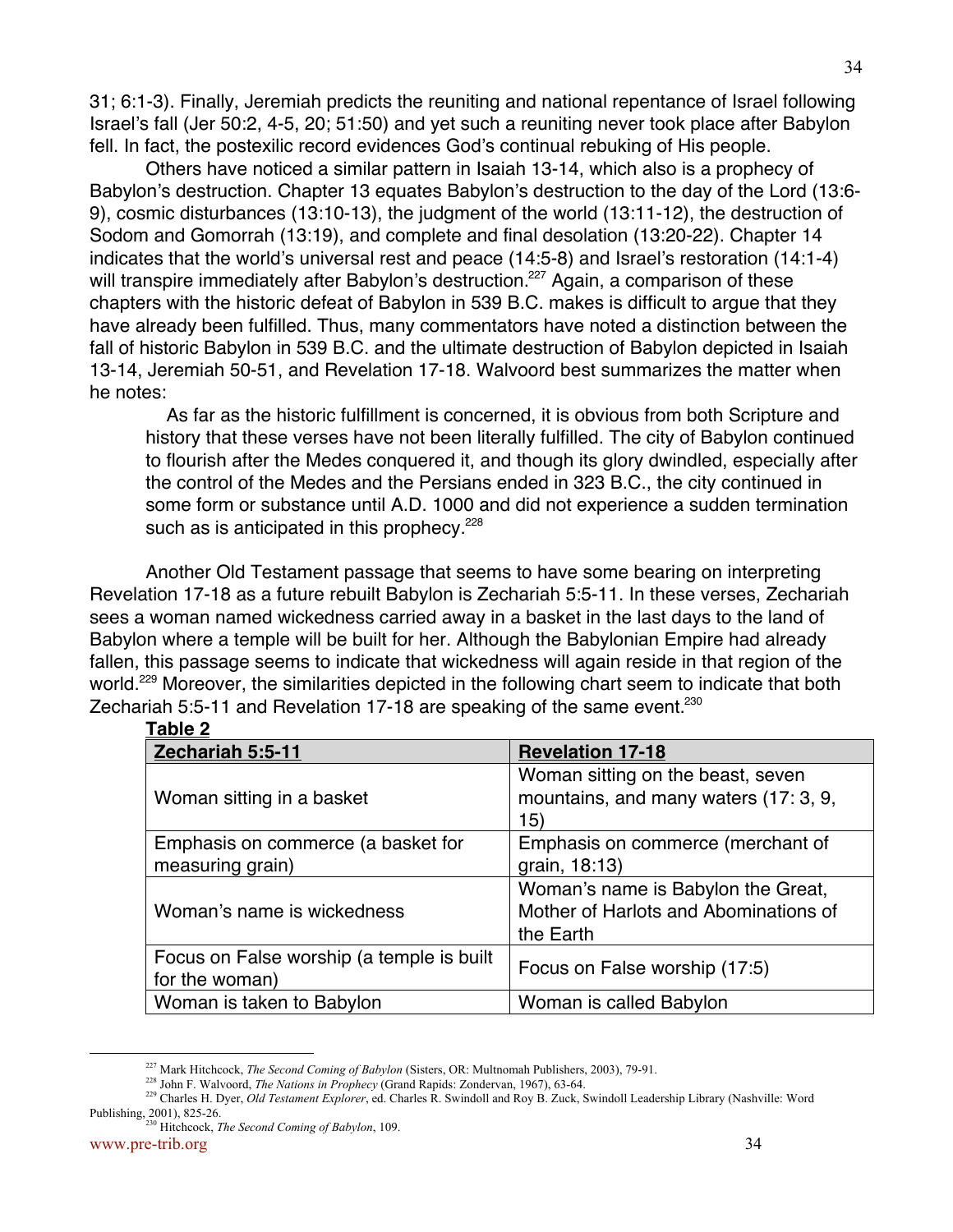31; 6:1-3). Finally, Jeremiah predicts the reuniting and national repentance of Israel following Israel's fall (Jer 50:2, 4-5, 20; 51:50) and yet such a reuniting never took place after Babylon fell. In fact, the postexilic record evidences God's continual rebuking of His people.

Others have noticed a similar pattern in Isaiah 13-14, which also is a prophecy of Babylon's destruction. Chapter 13 equates Babylon's destruction to the day of the Lord (13:6-9), cosmic disturbances (13:10-13), the judgment of the world (13:11-12), the destruction of Sodom and Gomorrah (13:19), and complete and final desolation (13:20-22). Chapter 14 indicates that the world's universal rest and peace (14:5-8) and Israel's restoration (14:1-4) will transpire immediately after Babylon's destruction.[227] Again, a comparison of these chapters with the historic defeat of Babylon in 539 B.C. makes is difficult to argue that they have already been fulfilled. Thus, many commentators have noted a distinction between the fall of historic Babylon in 539 B.C. and the ultimate destruction of Babylon depicted in Isaiah 13-14, Jeremiah 50-51, and Revelation 17-18. Walvoord best summarizes the matter when he notes:

> As far as the historic fulfillment is concerned, it is obvious from both Scripture and history that these verses have not been literally fulfilled. The city of Babylon continued to flourish after the Medes conquered it, and though its glory dwindled, especially after the control of the Medes and the Persians ended in 323 B.C., the city continued in some form or substance until A.D. 1000 and did not experience a sudden termination such as is anticipated in this prophecy.[228]

Another Old Testament passage that seems to have some bearing on interpreting Revelation 17-18 as a future rebuilt Babylon is Zechariah 5:5-11. In these verses, Zechariah sees a woman named wickedness carried away in a basket in the last days to the land of Babylon where a temple will be built for her. Although the Babylonian Empire had already fallen, this passage seems to indicate that wickedness will again reside in that region of the world.[229] Moreover, the similarities depicted in the following chart seem to indicate that both Zechariah 5:5-11 and Revelation 17-18 are speaking of the same event.[230]

**Table 2**

| **Zechariah 5:5-11** | **Revelation 17-18** |
|---|---|
| Woman sitting in a basket | Woman sitting on the beast, seven mountains, and many waters (17: 3, 9, 15) |
| Emphasis on commerce (a basket for measuring grain) | Emphasis on commerce (merchant of grain, 18:13) |
| Woman's name is wickedness | Woman's name is Babylon the Great, Mother of Harlots and Abominations of the Earth |
| Focus on False worship (a temple is built for the woman) | Focus on False worship (17:5) |
| Woman is taken to Babylon | Woman is called Babylon |

---

[227] Mark Hitchcock, *The Second Coming of Babylon* (Sisters, OR: Multnomah Publishers, 2003), 79-91.

[228] John F. Walvoord, *The Nations in Prophecy* (Grand Rapids: Zondervan, 1967), 63-64.

[229] Charles H. Dyer, *Old Testament Explorer*, ed. Charles R. Swindoll and Roy B. Zuck, Swindoll Leadership Library (Nashville: Word Publishing, 2001), 825-26.

[230] Hitchcock, *The Second Coming of Babylon*, 109.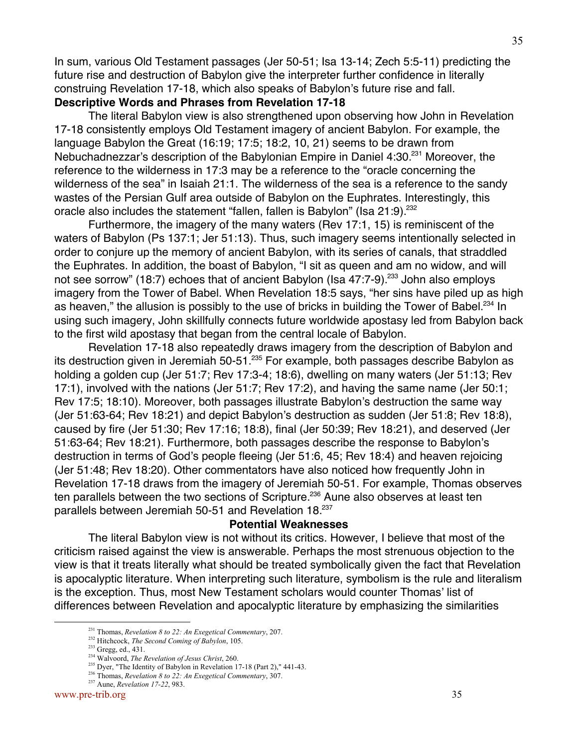In sum, various Old Testament passages (Jer 50-51; Isa 13-14; Zech 5:5-11) predicting the future rise and destruction of Babylon give the interpreter further confidence in literally construing Revelation 17-18, which also speaks of Babylon's future rise and fall.

**Descriptive Words and Phrases from Revelation 17-18**

The literal Babylon view is also strengthened upon observing how John in Revelation 17-18 consistently employs Old Testament imagery of ancient Babylon. For example, the language Babylon the Great (16:19; 17:5; 18:2, 10, 21) seems to be drawn from Nebuchadnezzar's description of the Babylonian Empire in Daniel 4:30.[231] Moreover, the reference to the wilderness in 17:3 may be a reference to the "oracle concerning the wilderness of the sea" in Isaiah 21:1. The wilderness of the sea is a reference to the sandy wastes of the Persian Gulf area outside of Babylon on the Euphrates. Interestingly, this oracle also includes the statement "fallen, fallen is Babylon" (Isa 21:9).[232]

Furthermore, the imagery of the many waters (Rev 17:1, 15) is reminiscent of the waters of Babylon (Ps 137:1; Jer 51:13). Thus, such imagery seems intentionally selected in order to conjure up the memory of ancient Babylon, with its series of canals, that straddled the Euphrates. In addition, the boast of Babylon, "I sit as queen and am no widow, and will not see sorrow" (18:7) echoes that of ancient Babylon (Isa 47:7-9).[233] John also employs imagery from the Tower of Babel. When Revelation 18:5 says, "her sins have piled up as high as heaven," the allusion is possibly to the use of bricks in building the Tower of Babel.[234] In using such imagery, John skillfully connects future worldwide apostasy led from Babylon back to the first wild apostasy that began from the central locale of Babylon.

Revelation 17-18 also repeatedly draws imagery from the description of Babylon and its destruction given in Jeremiah 50-51.[235] For example, both passages describe Babylon as holding a golden cup (Jer 51:7; Rev 17:3-4; 18:6), dwelling on many waters (Jer 51:13; Rev 17:1), involved with the nations (Jer 51:7; Rev 17:2), and having the same name (Jer 50:1; Rev 17:5; 18:10). Moreover, both passages illustrate Babylon's destruction the same way (Jer 51:63-64; Rev 18:21) and depict Babylon's destruction as sudden (Jer 51:8; Rev 18:8), caused by fire (Jer 51:30; Rev 17:16; 18:8), final (Jer 50:39; Rev 18:21), and deserved (Jer 51:63-64; Rev 18:21). Furthermore, both passages describe the response to Babylon's destruction in terms of God's people fleeing (Jer 51:6, 45; Rev 18:4) and heaven rejoicing (Jer 51:48; Rev 18:20). Other commentators have also noticed how frequently John in Revelation 17-18 draws from the imagery of Jeremiah 50-51. For example, Thomas observes ten parallels between the two sections of Scripture.[236] Aune also observes at least ten parallels between Jeremiah 50-51 and Revelation 18.[237]

**Potential Weaknesses**

The literal Babylon view is not without its critics. However, I believe that most of the criticism raised against the view is answerable. Perhaps the most strenuous objection to the view is that it treats literally what should be treated symbolically given the fact that Revelation is apocalyptic literature. When interpreting such literature, symbolism is the rule and literalism is the exception. Thus, most New Testament scholars would counter Thomas' list of differences between Revelation and apocalyptic literature by emphasizing the similarities

---

[231] Thomas, *Revelation 8 to 22: An Exegetical Commentary*, 207.

[232] Hitchcock, *The Second Coming of Babylon*, 105.

[233] Gregg, ed., 431.

[234] Walvoord, *The Revelation of Jesus Christ*, 260.

[235] Dyer, "The Identity of Babylon in Revelation 17-18 (Part 2)," 441-43.

[236] Thomas, *Revelation 8 to 22: An Exegetical Commentary*, 307.

[237] Aune, *Revelation 17-22*, 983.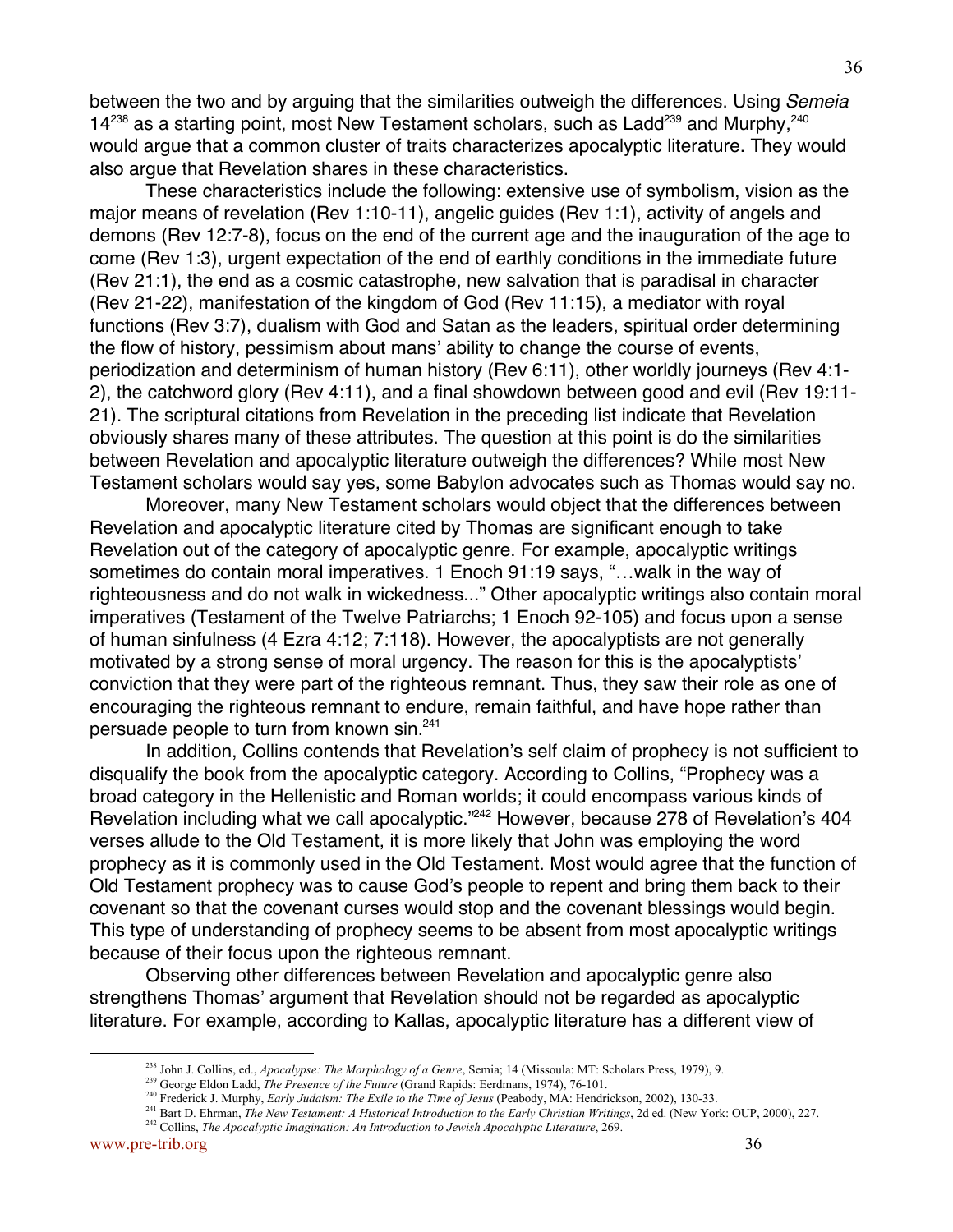between the two and by arguing that the similarities outweigh the differences. Using *Semeia* 14[238] as a starting point, most New Testament scholars, such as Ladd[239] and Murphy,[240] would argue that a common cluster of traits characterizes apocalyptic literature. They would also argue that Revelation shares in these characteristics.

These characteristics include the following: extensive use of symbolism, vision as the major means of revelation (Rev 1:10-11), angelic guides (Rev 1:1), activity of angels and demons (Rev 12:7-8), focus on the end of the current age and the inauguration of the age to come (Rev 1:3), urgent expectation of the end of earthly conditions in the immediate future (Rev 21:1), the end as a cosmic catastrophe, new salvation that is paradisal in character (Rev 21-22), manifestation of the kingdom of God (Rev 11:15), a mediator with royal functions (Rev 3:7), dualism with God and Satan as the leaders, spiritual order determining the flow of history, pessimism about mans' ability to change the course of events, periodization and determinism of human history (Rev 6:11), other worldly journeys (Rev 4:1-2), the catchword glory (Rev 4:11), and a final showdown between good and evil (Rev 19:11-21). The scriptural citations from Revelation in the preceding list indicate that Revelation obviously shares many of these attributes. The question at this point is do the similarities between Revelation and apocalyptic literature outweigh the differences? While most New Testament scholars would say yes, some Babylon advocates such as Thomas would say no.

Moreover, many New Testament scholars would object that the differences between Revelation and apocalyptic literature cited by Thomas are significant enough to take Revelation out of the category of apocalyptic genre. For example, apocalyptic writings sometimes do contain moral imperatives. 1 Enoch 91:19 says, "…walk in the way of righteousness and do not walk in wickedness..." Other apocalyptic writings also contain moral imperatives (Testament of the Twelve Patriarchs; 1 Enoch 92-105) and focus upon a sense of human sinfulness (4 Ezra 4:12; 7:118). However, the apocalyptists are not generally motivated by a strong sense of moral urgency. The reason for this is the apocalyptists' conviction that they were part of the righteous remnant. Thus, they saw their role as one of encouraging the righteous remnant to endure, remain faithful, and have hope rather than persuade people to turn from known sin.[241]

In addition, Collins contends that Revelation's self claim of prophecy is not sufficient to disqualify the book from the apocalyptic category. According to Collins, "Prophecy was a broad category in the Hellenistic and Roman worlds; it could encompass various kinds of Revelation including what we call apocalyptic."[242] However, because 278 of Revelation's 404 verses allude to the Old Testament, it is more likely that John was employing the word prophecy as it is commonly used in the Old Testament. Most would agree that the function of Old Testament prophecy was to cause God's people to repent and bring them back to their covenant so that the covenant curses would stop and the covenant blessings would begin. This type of understanding of prophecy seems to be absent from most apocalyptic writings because of their focus upon the righteous remnant.

Observing other differences between Revelation and apocalyptic genre also strengthens Thomas' argument that Revelation should not be regarded as apocalyptic literature. For example, according to Kallas, apocalyptic literature has a different view of

---

[238] John J. Collins, ed., *Apocalypse: The Morphology of a Genre*, Semia; 14 (Missoula: MT: Scholars Press, 1979), 9.

[239] George Eldon Ladd, *The Presence of the Future* (Grand Rapids: Eerdmans, 1974), 76-101.

[240] Frederick J. Murphy, *Early Judaism: The Exile to the Time of Jesus* (Peabody, MA: Hendrickson, 2002), 130-33.

[241] Bart D. Ehrman, *The New Testament: A Historical Introduction to the Early Christian Writings*, 2d ed. (New York: OUP, 2000), 227.

[242] Collins, *The Apocalyptic Imagination: An Introduction to Jewish Apocalyptic Literature*, 269.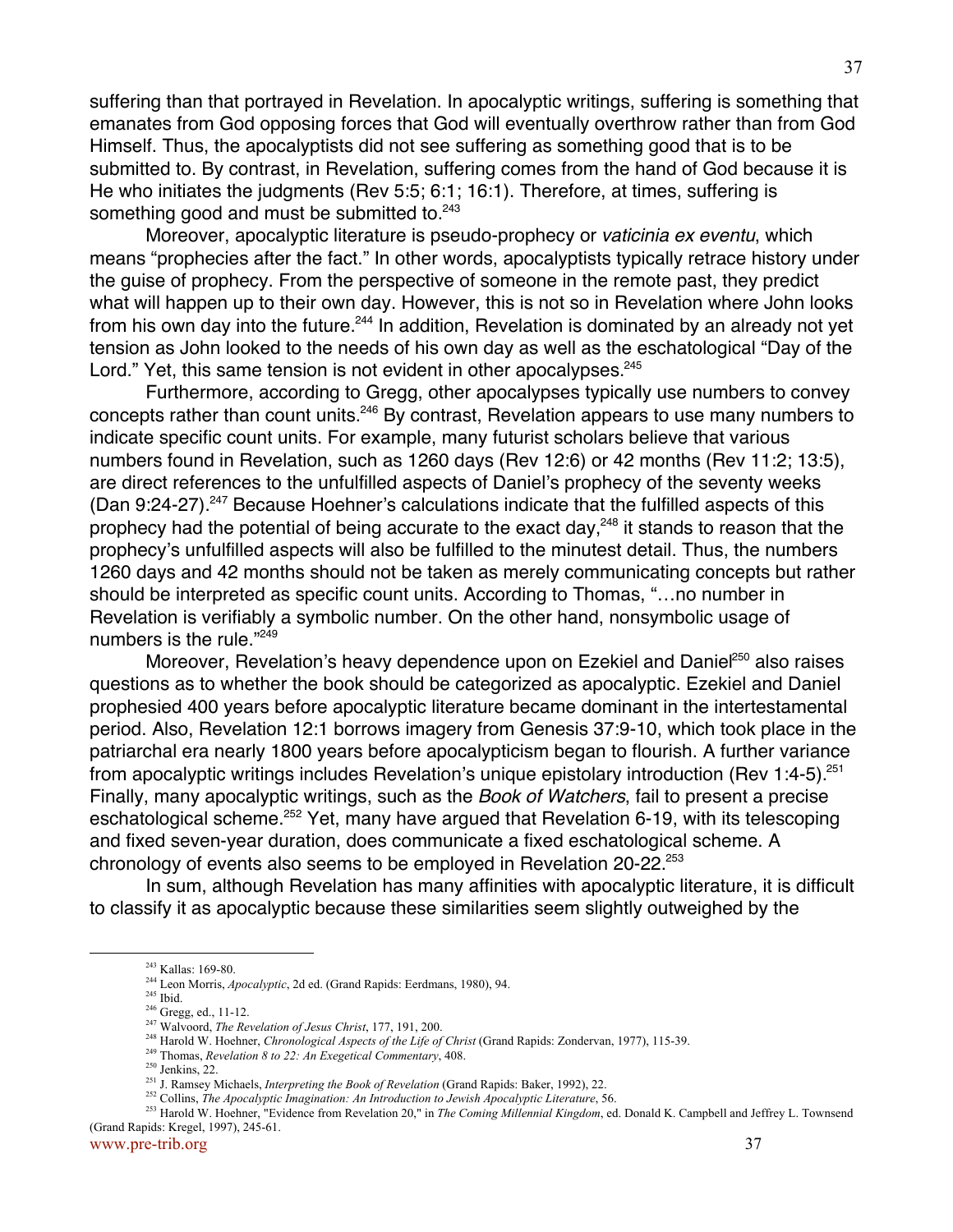suffering than that portrayed in Revelation. In apocalyptic writings, suffering is something that emanates from God opposing forces that God will eventually overthrow rather than from God Himself. Thus, the apocalyptists did not see suffering as something good that is to be submitted to. By contrast, in Revelation, suffering comes from the hand of God because it is He who initiates the judgments (Rev 5:5; 6:1; 16:1). Therefore, at times, suffering is something good and must be submitted to.[243]

Moreover, apocalyptic literature is pseudo-prophecy or *vaticinia ex eventu*, which means "prophecies after the fact." In other words, apocalyptists typically retrace history under the guise of prophecy. From the perspective of someone in the remote past, they predict what will happen up to their own day. However, this is not so in Revelation where John looks from his own day into the future.[244] In addition, Revelation is dominated by an already not yet tension as John looked to the needs of his own day as well as the eschatological "Day of the Lord." Yet, this same tension is not evident in other apocalypses.[245]

Furthermore, according to Gregg, other apocalypses typically use numbers to convey concepts rather than count units.[246] By contrast, Revelation appears to use many numbers to indicate specific count units. For example, many futurist scholars believe that various numbers found in Revelation, such as 1260 days (Rev 12:6) or 42 months (Rev 11:2; 13:5), are direct references to the unfulfilled aspects of Daniel's prophecy of the seventy weeks (Dan 9:24-27).[247] Because Hoehner's calculations indicate that the fulfilled aspects of this prophecy had the potential of being accurate to the exact day,[248] it stands to reason that the prophecy's unfulfilled aspects will also be fulfilled to the minutest detail. Thus, the numbers 1260 days and 42 months should not be taken as merely communicating concepts but rather should be interpreted as specific count units. According to Thomas, "…no number in Revelation is verifiably a symbolic number. On the other hand, nonsymbolic usage of numbers is the rule."[249]

Moreover, Revelation's heavy dependence upon on Ezekiel and Daniel[250] also raises questions as to whether the book should be categorized as apocalyptic. Ezekiel and Daniel prophesied 400 years before apocalyptic literature became dominant in the intertestamental period. Also, Revelation 12:1 borrows imagery from Genesis 37:9-10, which took place in the patriarchal era nearly 1800 years before apocalypticism began to flourish. A further variance from apocalyptic writings includes Revelation's unique epistolary introduction (Rev 1:4-5).[251] Finally, many apocalyptic writings, such as the *Book of Watchers*, fail to present a precise eschatological scheme.[252] Yet, many have argued that Revelation 6-19, with its telescoping and fixed seven-year duration, does communicate a fixed eschatological scheme. A chronology of events also seems to be employed in Revelation 20-22.[253]

In sum, although Revelation has many affinities with apocalyptic literature, it is difficult to classify it as apocalyptic because these similarities seem slightly outweighed by the

---

[243] Kallas: 169-80.
[244] Leon Morris, *Apocalyptic*, 2d ed. (Grand Rapids: Eerdmans, 1980), 94.
[245] Ibid.
[246] Gregg, ed., 11-12.
[247] Walvoord, *The Revelation of Jesus Christ*, 177, 191, 200.
[248] Harold W. Hoehner, *Chronological Aspects of the Life of Christ* (Grand Rapids: Zondervan, 1977), 115-39.
[249] Thomas, *Revelation 8 to 22: An Exegetical Commentary*, 408.
[250] Jenkins, 22.
[251] J. Ramsey Michaels, *Interpreting the Book of Revelation* (Grand Rapids: Baker, 1992), 22.
[252] Collins, *The Apocalyptic Imagination: An Introduction to Jewish Apocalyptic Literature*, 56.
[253] Harold W. Hoehner, "Evidence from Revelation 20," in *The Coming Millennial Kingdom*, ed. Donald K. Campbell and Jeffrey L. Townsend (Grand Rapids: Kregel, 1997), 245-61.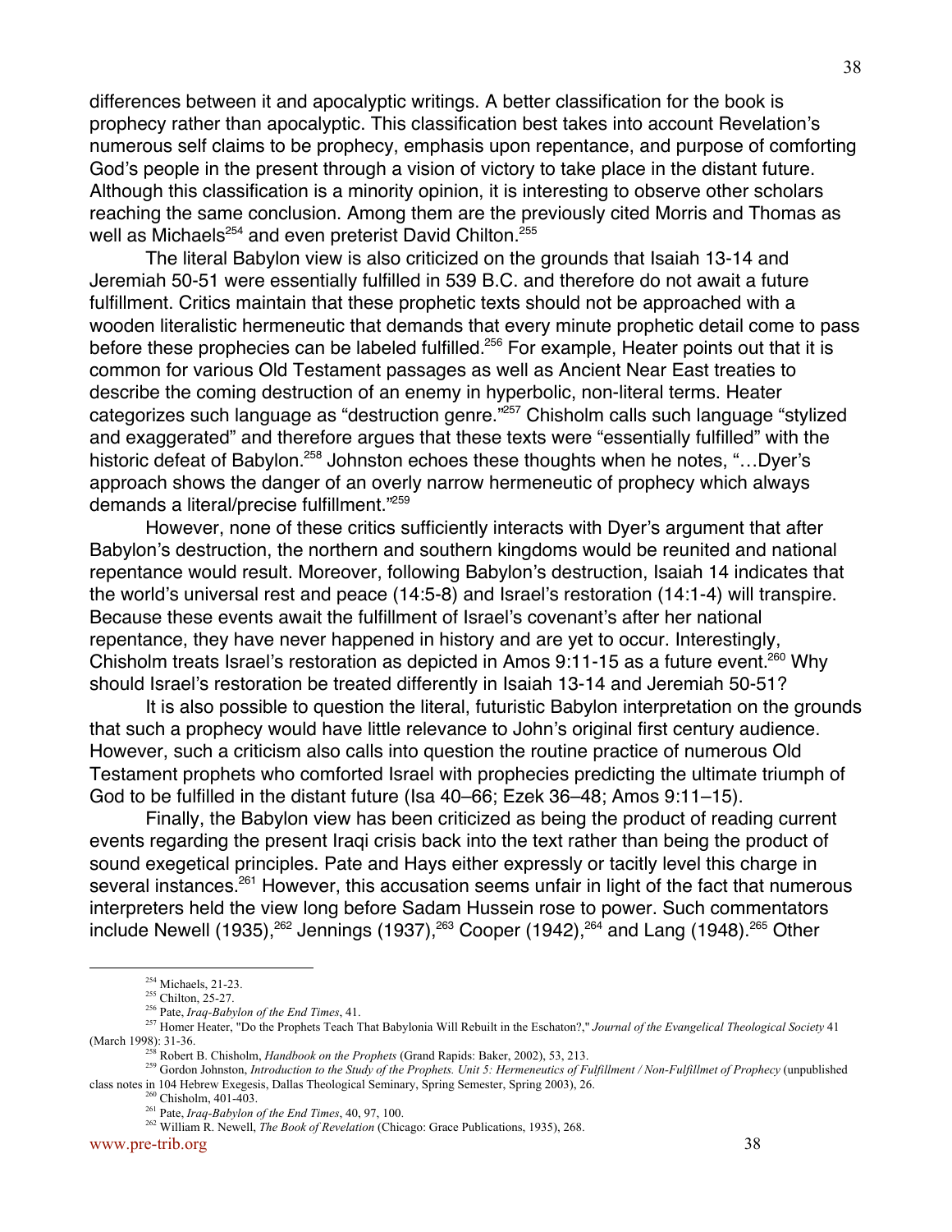differences between it and apocalyptic writings. A better classification for the book is prophecy rather than apocalyptic. This classification best takes into account Revelation's numerous self claims to be prophecy, emphasis upon repentance, and purpose of comforting God's people in the present through a vision of victory to take place in the distant future. Although this classification is a minority opinion, it is interesting to observe other scholars reaching the same conclusion. Among them are the previously cited Morris and Thomas as well as Michaels[254] and even preterist David Chilton.[255]

The literal Babylon view is also criticized on the grounds that Isaiah 13-14 and Jeremiah 50-51 were essentially fulfilled in 539 B.C. and therefore do not await a future fulfillment. Critics maintain that these prophetic texts should not be approached with a wooden literalistic hermeneutic that demands that every minute prophetic detail come to pass before these prophecies can be labeled fulfilled.[256] For example, Heater points out that it is common for various Old Testament passages as well as Ancient Near East treaties to describe the coming destruction of an enemy in hyperbolic, non-literal terms. Heater categorizes such language as "destruction genre."[257] Chisholm calls such language "stylized and exaggerated" and therefore argues that these texts were "essentially fulfilled" with the historic defeat of Babylon.[258] Johnston echoes these thoughts when he notes, "…Dyer's approach shows the danger of an overly narrow hermeneutic of prophecy which always demands a literal/precise fulfillment."[259]

However, none of these critics sufficiently interacts with Dyer's argument that after Babylon's destruction, the northern and southern kingdoms would be reunited and national repentance would result. Moreover, following Babylon's destruction, Isaiah 14 indicates that the world's universal rest and peace (14:5-8) and Israel's restoration (14:1-4) will transpire. Because these events await the fulfillment of Israel's covenant's after her national repentance, they have never happened in history and are yet to occur. Interestingly, Chisholm treats Israel's restoration as depicted in Amos 9:11-15 as a future event.[260] Why should Israel's restoration be treated differently in Isaiah 13-14 and Jeremiah 50-51?

It is also possible to question the literal, futuristic Babylon interpretation on the grounds that such a prophecy would have little relevance to John's original first century audience. However, such a criticism also calls into question the routine practice of numerous Old Testament prophets who comforted Israel with prophecies predicting the ultimate triumph of God to be fulfilled in the distant future (Isa 40–66; Ezek 36–48; Amos 9:11–15).

Finally, the Babylon view has been criticized as being the product of reading current events regarding the present Iraqi crisis back into the text rather than being the product of sound exegetical principles. Pate and Hays either expressly or tacitly level this charge in several instances.[261] However, this accusation seems unfair in light of the fact that numerous interpreters held the view long before Sadam Hussein rose to power. Such commentators include Newell (1935),[262] Jennings (1937),[263] Cooper (1942),[264] and Lang (1948).[265] Other

---

[254] Michaels, 21-23.

[255] Chilton, 25-27.

[256] Pate, *Iraq-Babylon of the End Times*, 41.

[257] Homer Heater, "Do the Prophets Teach That Babylonia Will Rebuilt in the Eschaton?," *Journal of the Evangelical Theological Society* 41 (March 1998): 31-36.

[258] Robert B. Chisholm, *Handbook on the Prophets* (Grand Rapids: Baker, 2002), 53, 213.

[259] Gordon Johnston, *Introduction to the Study of the Prophets. Unit 5: Hermeneutics of Fulfillment / Non-Fulfillmet of Prophecy* (unpublished class notes in 104 Hebrew Exegesis, Dallas Theological Seminary, Spring Semester, Spring 2003), 26.

[260] Chisholm, 401-403.

[261] Pate, *Iraq-Babylon of the End Times*, 40, 97, 100.

[262] William R. Newell, *The Book of Revelation* (Chicago: Grace Publications, 1935), 268.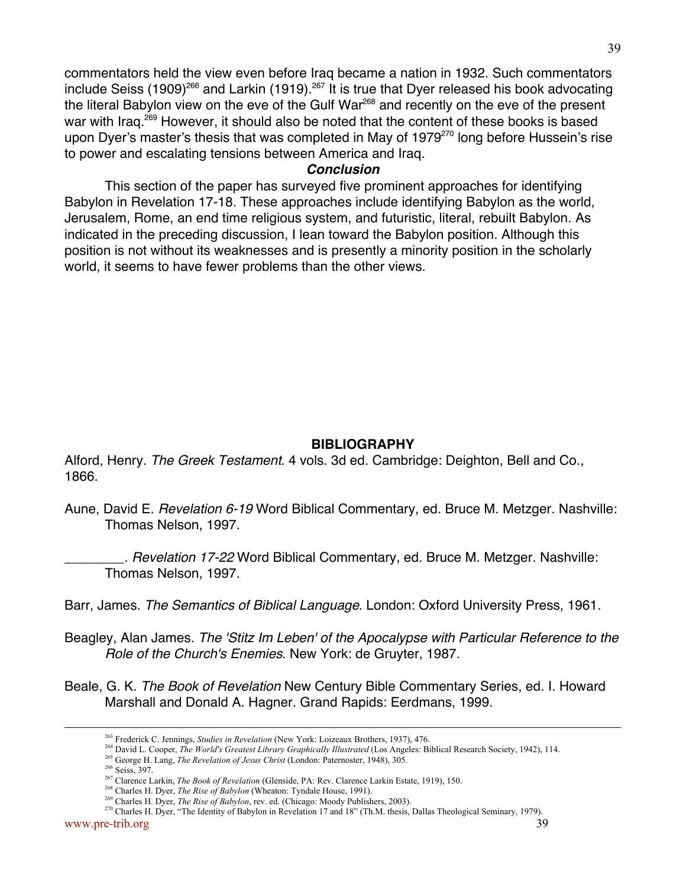commentators held the view even before Iraq became a nation in 1932. Such commentators include Seiss (1909)[266] and Larkin (1919).[267] It is true that Dyer released his book advocating the literal Babylon view on the eve of the Gulf War[268] and recently on the eve of the present war with Iraq.[269] However, it should also be noted that the content of these books is based upon Dyer's master's thesis that was completed in May of 1979[270] long before Hussein's rise to power and escalating tensions between America and Iraq.

***Conclusion***

This section of the paper has surveyed five prominent approaches for identifying Babylon in Revelation 17-18. These approaches include identifying Babylon as the world, Jerusalem, Rome, an end time religious system, and futuristic, literal, rebuilt Babylon. As indicated in the preceding discussion, I lean toward the Babylon position. Although this position is not without its weaknesses and is presently a minority position in the scholarly world, it seems to have fewer problems than the other views.

## BIBLIOGRAPHY

Alford, Henry. *The Greek Testament*. 4 vols. 3d ed. Cambridge: Deighton, Bell and Co., 1866.

Aune, David E. *Revelation 6-19* Word Biblical Commentary, ed. Bruce M. Metzger. Nashville: Thomas Nelson, 1997.

________. *Revelation 17-22* Word Biblical Commentary, ed. Bruce M. Metzger. Nashville: Thomas Nelson, 1997.

Barr, James. *The Semantics of Biblical Language*. London: Oxford University Press, 1961.

Beagley, Alan James. *The 'Stitz Im Leben' of the Apocalypse with Particular Reference to the Role of the Church's Enemies*. New York: de Gruyter, 1987.

Beale, G. K. *The Book of Revelation* New Century Bible Commentary Series, ed. I. Howard Marshall and Donald A. Hagner. Grand Rapids: Eerdmans, 1999.

---

[263] Frederick C. Jennings, *Studies in Revelation* (New York: Loizeaux Brothers, 1937), 476.

[264] David L. Cooper, *The World's Greatest Library Graphically Illustrated* (Los Angeles: Biblical Research Society, 1942), 114.

[265] George H. Lang, *The Revelation of Jesus Christ* (London: Paternoster, 1948), 305.

[266] Seiss, 397.

[267] Clarence Larkin, *The Book of Revelation* (Glenside, PA: Rev. Clarence Larkin Estate, 1919), 150.

[268] Charles H. Dyer, *The Rise of Babylon* (Wheaton: Tyndale House, 1991).

[269] Charles H. Dyer, *The Rise of Babylon*, rev. ed. (Chicago: Moody Publishers, 2003).

[270] Charles H. Dyer, "The Identity of Babylon in Revelation 17 and 18" (Th.M. thesis, Dallas Theological Seminary, 1979).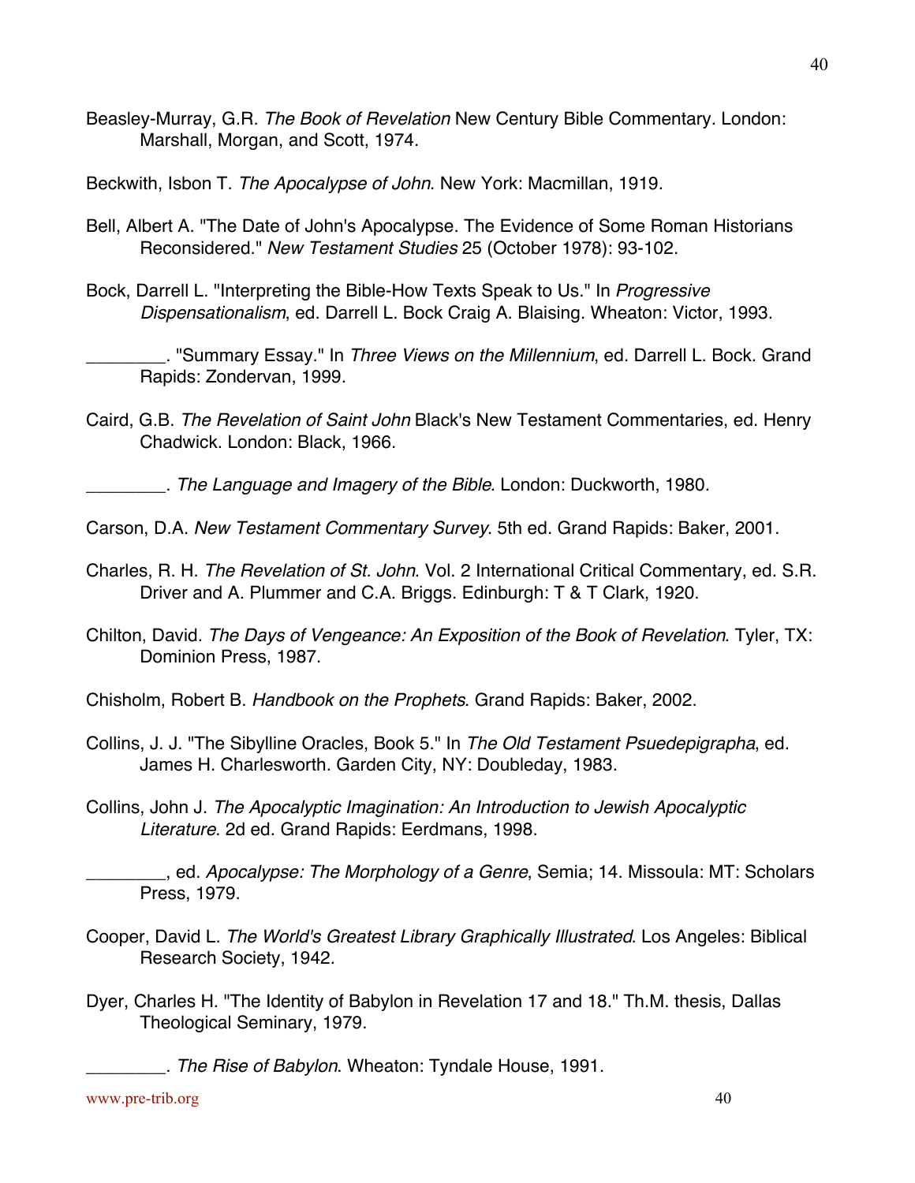Beasley-Murray, G.R. *The Book of Revelation* New Century Bible Commentary. London: Marshall, Morgan, and Scott, 1974.

Beckwith, Isbon T. *The Apocalypse of John*. New York: Macmillan, 1919.

Bell, Albert A. "The Date of John's Apocalypse. The Evidence of Some Roman Historians Reconsidered." *New Testament Studies* 25 (October 1978): 93-102.

Bock, Darrell L. "Interpreting the Bible-How Texts Speak to Us." In *Progressive Dispensationalism*, ed. Darrell L. Bock Craig A. Blaising. Wheaton: Victor, 1993.

________. "Summary Essay." In *Three Views on the Millennium*, ed. Darrell L. Bock. Grand Rapids: Zondervan, 1999.

Caird, G.B. *The Revelation of Saint John* Black's New Testament Commentaries, ed. Henry Chadwick. London: Black, 1966.

________. *The Language and Imagery of the Bible*. London: Duckworth, 1980.

Carson, D.A. *New Testament Commentary Survey*. 5th ed. Grand Rapids: Baker, 2001.

Charles, R. H. *The Revelation of St. John*. Vol. 2 International Critical Commentary, ed. S.R. Driver and A. Plummer and C.A. Briggs. Edinburgh: T & T Clark, 1920.

Chilton, David. *The Days of Vengeance: An Exposition of the Book of Revelation*. Tyler, TX: Dominion Press, 1987.

Chisholm, Robert B. *Handbook on the Prophets*. Grand Rapids: Baker, 2002.

Collins, J. J. "The Sibylline Oracles, Book 5." In *The Old Testament Psuedepigrapha*, ed. James H. Charlesworth. Garden City, NY: Doubleday, 1983.

Collins, John J. *The Apocalyptic Imagination: An Introduction to Jewish Apocalyptic Literature*. 2d ed. Grand Rapids: Eerdmans, 1998.

________, ed. *Apocalypse: The Morphology of a Genre*, Semia; 14. Missoula: MT: Scholars Press, 1979.

Cooper, David L. *The World's Greatest Library Graphically Illustrated*. Los Angeles: Biblical Research Society, 1942.

Dyer, Charles H. "The Identity of Babylon in Revelation 17 and 18." Th.M. thesis, Dallas Theological Seminary, 1979.

________. *The Rise of Babylon*. Wheaton: Tyndale House, 1991.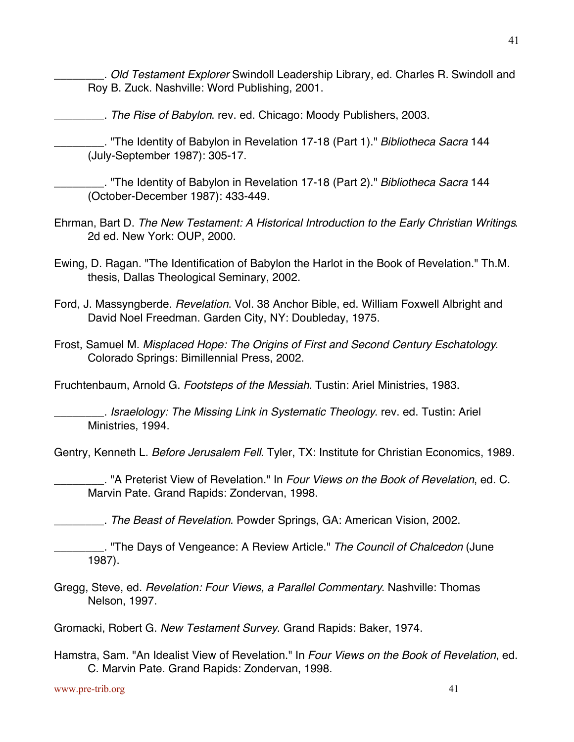________. *Old Testament Explorer* Swindoll Leadership Library, ed. Charles R. Swindoll and Roy B. Zuck. Nashville: Word Publishing, 2001.

________. *The Rise of Babylon*. rev. ed. Chicago: Moody Publishers, 2003.

________. "The Identity of Babylon in Revelation 17-18 (Part 1)." *Bibliotheca Sacra* 144 (July-September 1987): 305-17.

________. "The Identity of Babylon in Revelation 17-18 (Part 2)." *Bibliotheca Sacra* 144 (October-December 1987): 433-449.

Ehrman, Bart D. *The New Testament: A Historical Introduction to the Early Christian Writings*. 2d ed. New York: OUP, 2000.

Ewing, D. Ragan. "The Identification of Babylon the Harlot in the Book of Revelation." Th.M. thesis, Dallas Theological Seminary, 2002.

Ford, J. Massyngberde. *Revelation*. Vol. 38 Anchor Bible, ed. William Foxwell Albright and David Noel Freedman. Garden City, NY: Doubleday, 1975.

Frost, Samuel M. *Misplaced Hope: The Origins of First and Second Century Eschatology*. Colorado Springs: Bimillennial Press, 2002.

Fruchtenbaum, Arnold G. *Footsteps of the Messiah*. Tustin: Ariel Ministries, 1983.

________. *Israelology: The Missing Link in Systematic Theology*. rev. ed. Tustin: Ariel Ministries, 1994.

Gentry, Kenneth L. *Before Jerusalem Fell*. Tyler, TX: Institute for Christian Economics, 1989.

________. "A Preterist View of Revelation." In *Four Views on the Book of Revelation*, ed. C. Marvin Pate. Grand Rapids: Zondervan, 1998.

________. *The Beast of Revelation*. Powder Springs, GA: American Vision, 2002.

________. "The Days of Vengeance: A Review Article." *The Council of Chalcedon* (June 1987).

Gregg, Steve, ed. *Revelation: Four Views, a Parallel Commentary*. Nashville: Thomas Nelson, 1997.

Gromacki, Robert G. *New Testament Survey*. Grand Rapids: Baker, 1974.

Hamstra, Sam. "An Idealist View of Revelation." In *Four Views on the Book of Revelation*, ed. C. Marvin Pate. Grand Rapids: Zondervan, 1998.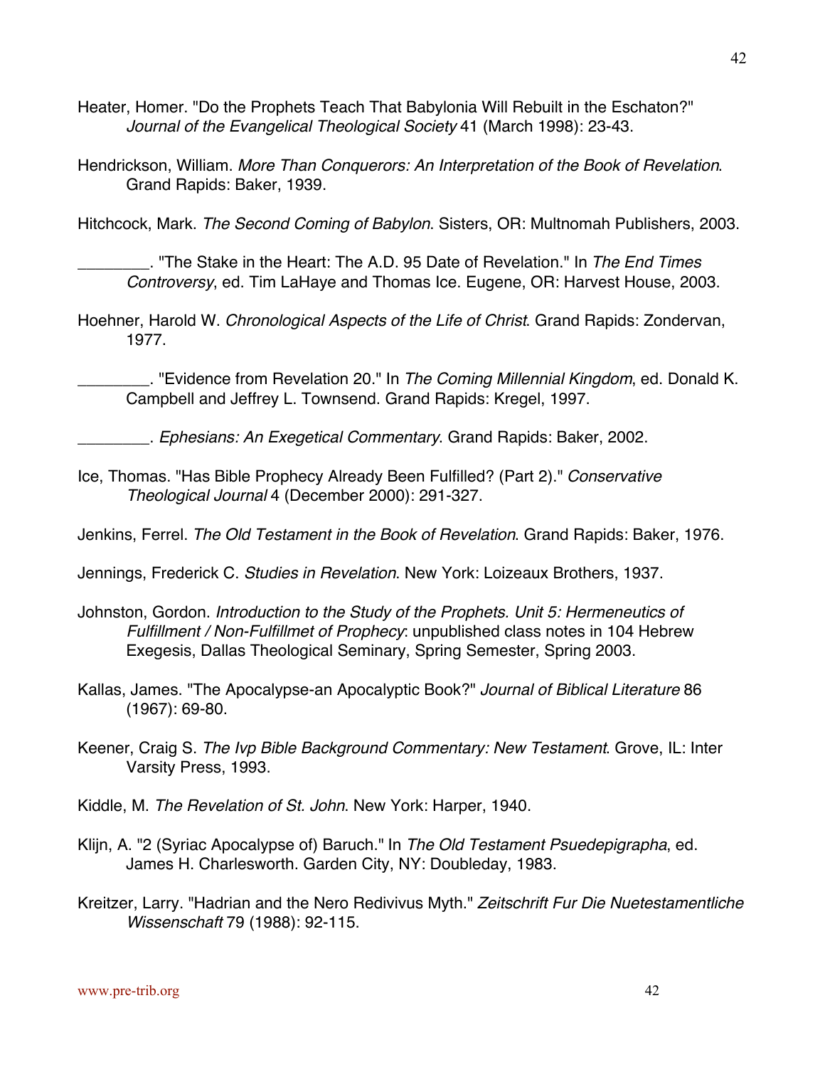Heater, Homer. "Do the Prophets Teach That Babylonia Will Rebuilt in the Eschaton?" *Journal of the Evangelical Theological Society* 41 (March 1998): 23-43.

Hendrickson, William. *More Than Conquerors: An Interpretation of the Book of Revelation*. Grand Rapids: Baker, 1939.

Hitchcock, Mark. *The Second Coming of Babylon*. Sisters, OR: Multnomah Publishers, 2003.

________. "The Stake in the Heart: The A.D. 95 Date of Revelation." In *The End Times Controversy*, ed. Tim LaHaye and Thomas Ice. Eugene, OR: Harvest House, 2003.

Hoehner, Harold W. *Chronological Aspects of the Life of Christ*. Grand Rapids: Zondervan, 1977.

________. "Evidence from Revelation 20." In *The Coming Millennial Kingdom*, ed. Donald K. Campbell and Jeffrey L. Townsend. Grand Rapids: Kregel, 1997.

________. *Ephesians: An Exegetical Commentary*. Grand Rapids: Baker, 2002.

Ice, Thomas. "Has Bible Prophecy Already Been Fulfilled? (Part 2)." *Conservative Theological Journal* 4 (December 2000): 291-327.

Jenkins, Ferrel. *The Old Testament in the Book of Revelation*. Grand Rapids: Baker, 1976.

Jennings, Frederick C. *Studies in Revelation*. New York: Loizeaux Brothers, 1937.

Johnston, Gordon. *Introduction to the Study of the Prophets. Unit 5: Hermeneutics of Fulfillment / Non-Fulfillmet of Prophecy*: unpublished class notes in 104 Hebrew Exegesis, Dallas Theological Seminary, Spring Semester, Spring 2003.

Kallas, James. "The Apocalypse-an Apocalyptic Book?" *Journal of Biblical Literature* 86 (1967): 69-80.

Keener, Craig S. *The Ivp Bible Background Commentary: New Testament*. Grove, IL: Inter Varsity Press, 1993.

Kiddle, M. *The Revelation of St. John*. New York: Harper, 1940.

Klijn, A. "2 (Syriac Apocalypse of) Baruch." In *The Old Testament Psuedepigrapha*, ed. James H. Charlesworth. Garden City, NY: Doubleday, 1983.

Kreitzer, Larry. "Hadrian and the Nero Redivivus Myth." *Zeitschrift Fur Die Nuetestamentliche Wissenschaft* 79 (1988): 92-115.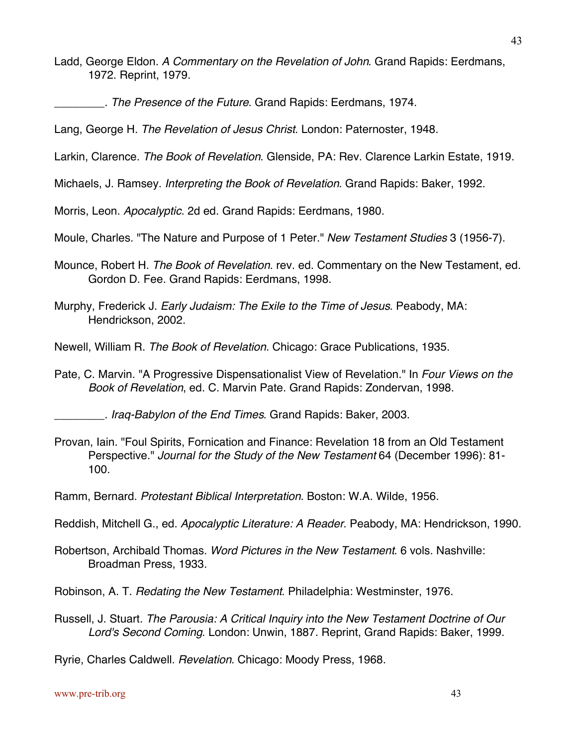Ladd, George Eldon. *A Commentary on the Revelation of John*. Grand Rapids: Eerdmans, 1972. Reprint, 1979.

________. *The Presence of the Future*. Grand Rapids: Eerdmans, 1974.

Lang, George H. *The Revelation of Jesus Christ*. London: Paternoster, 1948.

Larkin, Clarence. *The Book of Revelation*. Glenside, PA: Rev. Clarence Larkin Estate, 1919.

Michaels, J. Ramsey. *Interpreting the Book of Revelation*. Grand Rapids: Baker, 1992.

Morris, Leon. *Apocalyptic*. 2d ed. Grand Rapids: Eerdmans, 1980.

Moule, Charles. "The Nature and Purpose of 1 Peter." *New Testament Studies* 3 (1956-7).

Mounce, Robert H. *The Book of Revelation*. rev. ed. Commentary on the New Testament, ed. Gordon D. Fee. Grand Rapids: Eerdmans, 1998.

Murphy, Frederick J. *Early Judaism: The Exile to the Time of Jesus*. Peabody, MA: Hendrickson, 2002.

Newell, William R. *The Book of Revelation*. Chicago: Grace Publications, 1935.

Pate, C. Marvin. "A Progressive Dispensationalist View of Revelation." In *Four Views on the Book of Revelation*, ed. C. Marvin Pate. Grand Rapids: Zondervan, 1998.

________. *Iraq-Babylon of the End Times*. Grand Rapids: Baker, 2003.

Provan, Iain. "Foul Spirits, Fornication and Finance: Revelation 18 from an Old Testament Perspective." *Journal for the Study of the New Testament* 64 (December 1996): 81-100.

Ramm, Bernard. *Protestant Biblical Interpretation*. Boston: W.A. Wilde, 1956.

Reddish, Mitchell G., ed. *Apocalyptic Literature: A Reader*. Peabody, MA: Hendrickson, 1990.

Robertson, Archibald Thomas. *Word Pictures in the New Testament*. 6 vols. Nashville: Broadman Press, 1933.

Robinson, A. T. *Redating the New Testament*. Philadelphia: Westminster, 1976.

Russell, J. Stuart. *The Parousia: A Critical Inquiry into the New Testament Doctrine of Our Lord's Second Coming*. London: Unwin, 1887. Reprint, Grand Rapids: Baker, 1999.

Ryrie, Charles Caldwell. *Revelation*. Chicago: Moody Press, 1968.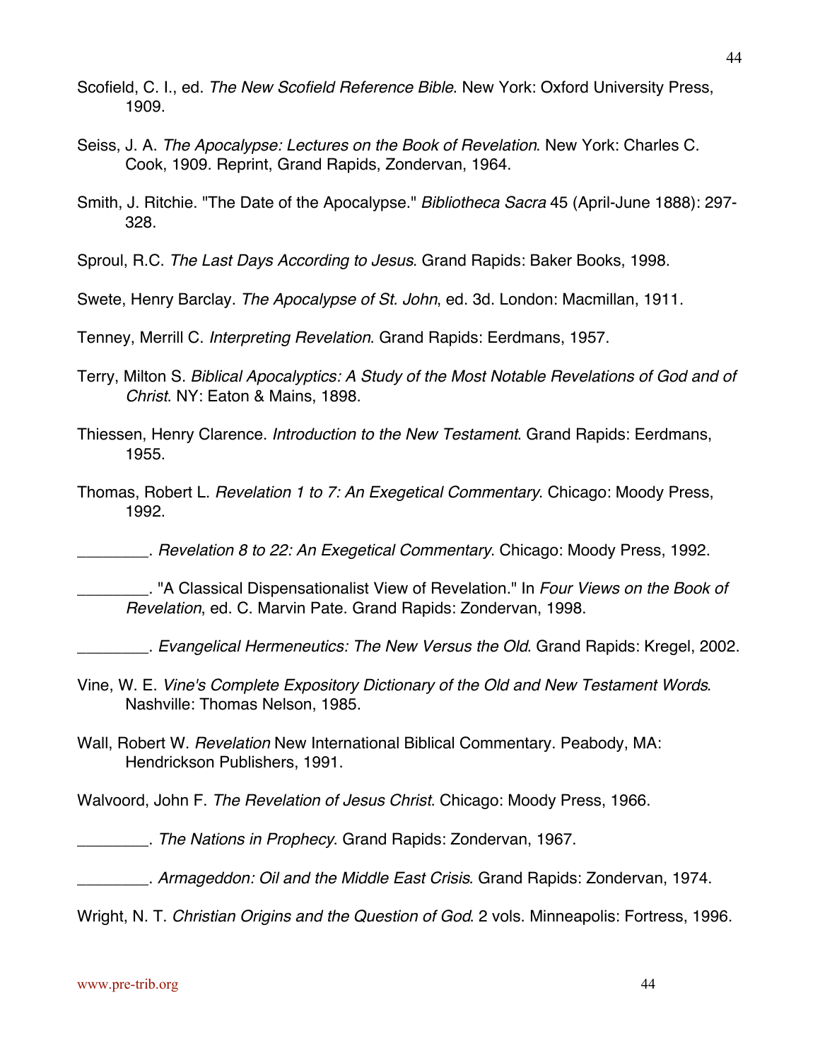Scofield, C. I., ed. *The New Scofield Reference Bible*. New York: Oxford University Press, 1909.

Seiss, J. A. *The Apocalypse: Lectures on the Book of Revelation*. New York: Charles C. Cook, 1909. Reprint, Grand Rapids, Zondervan, 1964.

Smith, J. Ritchie. "The Date of the Apocalypse." *Bibliotheca Sacra* 45 (April-June 1888): 297-328.

Sproul, R.C. *The Last Days According to Jesus*. Grand Rapids: Baker Books, 1998.

Swete, Henry Barclay. *The Apocalypse of St. John*, ed. 3d. London: Macmillan, 1911.

Tenney, Merrill C. *Interpreting Revelation*. Grand Rapids: Eerdmans, 1957.

Terry, Milton S. *Biblical Apocalyptics: A Study of the Most Notable Revelations of God and of Christ*. NY: Eaton & Mains, 1898.

Thiessen, Henry Clarence. *Introduction to the New Testament*. Grand Rapids: Eerdmans, 1955.

Thomas, Robert L. *Revelation 1 to 7: An Exegetical Commentary*. Chicago: Moody Press, 1992.

________. *Revelation 8 to 22: An Exegetical Commentary*. Chicago: Moody Press, 1992.

________. "A Classical Dispensationalist View of Revelation." In *Four Views on the Book of Revelation*, ed. C. Marvin Pate. Grand Rapids: Zondervan, 1998.

________. *Evangelical Hermeneutics: The New Versus the Old*. Grand Rapids: Kregel, 2002.

Vine, W. E. *Vine's Complete Expository Dictionary of the Old and New Testament Words*. Nashville: Thomas Nelson, 1985.

Wall, Robert W. *Revelation* New International Biblical Commentary. Peabody, MA: Hendrickson Publishers, 1991.

Walvoord, John F. *The Revelation of Jesus Christ*. Chicago: Moody Press, 1966.

________. *The Nations in Prophecy*. Grand Rapids: Zondervan, 1967.

________. *Armageddon: Oil and the Middle East Crisis*. Grand Rapids: Zondervan, 1974.

Wright, N. T. *Christian Origins and the Question of God*. 2 vols. Minneapolis: Fortress, 1996.